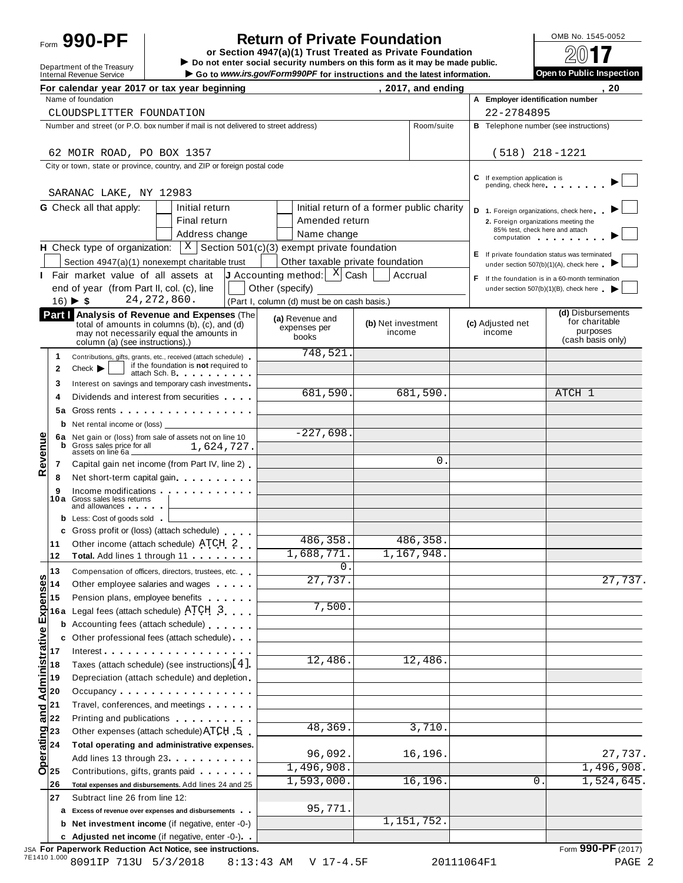Form **990-PF**

Department of the Treasury
Internal Revenue Service

# Return of Private Foundation

**or Section 4947(a)(1) Trust Treated as Private Foundation**

▶ **Do not enter social security numbers on this form as it may be made public.**

▶ **Go to *www.irs.gov/Form990PF* for instructions and the latest information.**

OMB No. 1545-0052

**2017**

**Open to Public Inspection**

**For calendar year 2017 or tax year beginning , 2017, and ending , 20**

Name of foundation: CLOUDSPLITTER FOUNDATION

**A** Employer identification number: 22-2784895

Number and street (or P.O. box number if mail is not delivered to street address): 62 MOIR ROAD, PO BOX 1357

Room/suite:

**B** Telephone number (see instructions): (518) 218-1221

City or town, state or province, country, and ZIP or foreign postal code: SARANAC LAKE, NY 12983

**C** If exemption application is pending, check here ▶ ☐

**G** Check all that apply: ☐ Initial return ☐ Initial return of a former public charity ☐ Final return ☐ Amended return ☐ Address change ☐ Name change

**D** 1. Foreign organizations, check here ▶ ☐
2. Foreign organizations meeting the 85% test, check here and attach computation ▶ ☐

**H** Check type of organization: ☒ Section 501(c)(3) exempt private foundation ☐ Section 4947(a)(1) nonexempt charitable trust ☐ Other taxable private foundation

**E** If private foundation status was terminated under section 507(b)(1)(A), check here ▶ ☐

**I** Fair market value of all assets at end of year (from Part II, col. (c), line 16) ▶ $ 24,272,860.

**J** Accounting method: ☒ Cash ☐ Accrual ☐ Other (specify) (Part I, column (d) must be on cash basis.)

**F** If the foundation is in a 60-month termination under section 507(b)(1)(B), check here ▶ ☐

## Part I Analysis of Revenue and Expenses

(The total of amounts in columns (b), (c), and (d) may not necessarily equal the amounts in column (a) (see instructions).)

| | Line | Description | (a) Revenue and expenses per books | (b) Net investment income | (c) Adjusted net income | (d) Disbursements for charitable purposes (cash basis only) |
|---|---|---|---|---|---|---|
| Revenue | 1 | Contributions, gifts, grants, etc., received (attach schedule) | 748,521. | | | |
| | 2 | Check ▶ ☐ if the foundation is **not** required to attach Sch. B | | | | |
| | 3 | Interest on savings and temporary cash investments | | | | |
| | 4 | Dividends and interest from securities | 681,590. | 681,590. | | ATCH 1 |
| | 5a | Gross rents | | | | |
| | b | Net rental income or (loss) | | | | |
| | 6a | Net gain or (loss) from sale of assets not on line 10 | -227,698. | | | |
| | b | Gross sales price for all assets on line 6a 1,624,727. | | | | |
| | 7 | Capital gain net income (from Part IV, line 2) | | 0. | | |
| | 8 | Net short-term capital gain | | | | |
| | 9 | Income modifications | | | | |
| | 10a | Gross sales less returns and allowances | | | | |
| | b | Less: Cost of goods sold | | | | |
| | c | Gross profit or (loss) (attach schedule) | | | | |
| | 11 | Other income (attach schedule) ATCH 2 | 486,358. | 486,358. | | |
| | 12 | **Total.** Add lines 1 through 11 | 1,688,771. | 1,167,948. | | |
| Operating and Administrative Expenses | 13 | Compensation of officers, directors, trustees, etc. | 0. | | | |
| | 14 | Other employee salaries and wages | 27,737. | | | 27,737. |
| | 15 | Pension plans, employee benefits | | | | |
| | 16a | Legal fees (attach schedule) ATCH 3 | 7,500. | | | |
| | b | Accounting fees (attach schedule) | | | | |
| | c | Other professional fees (attach schedule) | | | | |
| | 17 | Interest | | | | |
| | 18 | Taxes (attach schedule) (see instructions) [4] | 12,486. | 12,486. | | |
| | 19 | Depreciation (attach schedule) and depletion | | | | |
| | 20 | Occupancy | | | | |
| | 21 | Travel, conferences, and meetings | | | | |
| | 22 | Printing and publications | | | | |
| | 23 | Other expenses (attach schedule) ATCH 5 | 48,369. | 3,710. | | |
| | 24 | **Total operating and administrative expenses.** Add lines 13 through 23 | 96,092. | 16,196. | | 27,737. |
| | 25 | Contributions, gifts, grants paid | 1,496,908. | | | 1,496,908. |
| | 26 | **Total expenses and disbursements.** Add lines 24 and 25 | 1,593,000. | 16,196. | 0. | 1,524,645. |
| | 27 | Subtract line 26 from line 12: | | | | |
| | a | **Excess of revenue over expenses and disbursements** | 95,771. | | | |
| | b | **Net investment income** (if negative, enter -0-) | | 1,151,752. | | |
| | c | **Adjusted net income** (if negative, enter -0-) | | | | |

JSA **For Paperwork Reduction Act Notice, see instructions.** Form **990-PF** (2017)

7E1410 1.000 8091IP 713U 5/3/2018 8:13:43 AM V 17-4.5F 20111064F1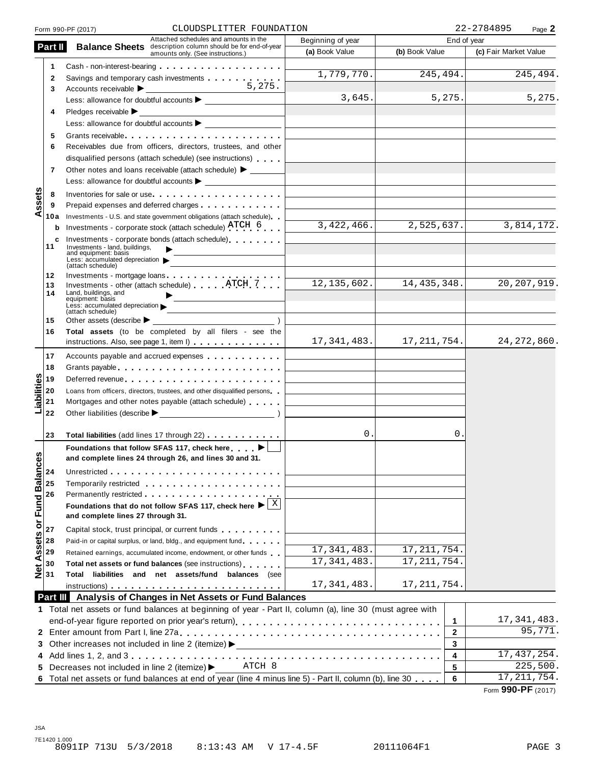Form 990-PF (2017) CLOUDSPLITTER FOUNDATION 22-2784895 Page **2**

## Part II Balance Sheets

Attached schedules and amounts in the description column should be for end-of-year amounts only. (See instructions.)

| | | | Beginning of year (a) Book Value | End of year (b) Book Value | End of year (c) Fair Market Value |
|---|---|---|---|---|---|
| **Assets** | 1 | Cash - non-interest-bearing | | | |
| | 2 | Savings and temporary cash investments | 1,779,770. | 245,494. | 245,494. |
| | 3 | Accounts receivable ▶ 5,275. | | | |
| | | Less: allowance for doubtful accounts ▶ | 3,645. | 5,275. | 5,275. |
| | 4 | Pledges receivable ▶ | | | |
| | | Less: allowance for doubtful accounts ▶ | | | |
| | 5 | Grants receivable | | | |
| | 6 | Receivables due from officers, directors, trustees, and other disqualified persons (attach schedule) (see instructions) | | | |
| | 7 | Other notes and loans receivable (attach schedule) ▶ | | | |
| | | Less: allowance for doubtful accounts ▶ | | | |
| | 8 | Inventories for sale or use | | | |
| | 9 | Prepaid expenses and deferred charges | | | |
| | 10a | Investments - U.S. and state government obligations (attach schedule) | | | |
| | b | Investments - corporate stock (attach schedule) ATCH 6 | 3,422,466. | 2,525,637. | 3,814,172. |
| | c | Investments - corporate bonds (attach schedule) | | | |
| | 11 | Investments - land, buildings, and equipment: basis ▶ | | | |
| | | Less: accumulated depreciation (attach schedule) ▶ | | | |
| | 12 | Investments - mortgage loans | | | |
| | 13 | Investments - other (attach schedule) ATCH 7 | 12,135,602. | 14,435,348. | 20,207,919. |
| | 14 | Land, buildings, and equipment: basis ▶ | | | |
| | | Less: accumulated depreciation (attach schedule) ▶ | | | |
| | 15 | Other assets (describe ▶ ) | | | |
| | 16 | **Total assets** (to be completed by all filers - see the instructions. Also, see page 1, item I) | 17,341,483. | 17,211,754. | 24,272,860. |
| **Liabilities** | 17 | Accounts payable and accrued expenses | | | |
| | 18 | Grants payable | | | |
| | 19 | Deferred revenue | | | |
| | 20 | Loans from officers, directors, trustees, and other disqualified persons | | | |
| | 21 | Mortgages and other notes payable (attach schedule) | | | |
| | 22 | Other liabilities (describe ▶ ) | | | |
| | 23 | **Total liabilities** (add lines 17 through 22) | 0. | 0. | |
| **Net Assets or Fund Balances** | | **Foundations that follow SFAS 117, check here** ▶ ☐ **and complete lines 24 through 26, and lines 30 and 31.** | | | |
| | 24 | Unrestricted | | | |
| | 25 | Temporarily restricted | | | |
| | 26 | Permanently restricted | | | |
| | | **Foundations that do not follow SFAS 117, check here** ▶ ☒ **and complete lines 27 through 31.** | | | |
| | 27 | Capital stock, trust principal, or current funds | | | |
| | 28 | Paid-in or capital surplus, or land, bldg., and equipment fund | | | |
| | 29 | Retained earnings, accumulated income, endowment, or other funds | 17,341,483. | 17,211,754. | |
| | 30 | **Total net assets or fund balances** (see instructions) | 17,341,483. | 17,211,754. | |
| | 31 | **Total liabilities and net assets/fund balances** (see instructions) | 17,341,483. | 17,211,754. | |

## Part III Analysis of Changes in Net Assets or Fund Balances

| | | | |
|---|---|---|---|
| 1 | Total net assets or fund balances at beginning of year - Part II, column (a), line 30 (must agree with end-of-year figure reported on prior year's return) | 1 | 17,341,483. |
| 2 | Enter amount from Part I, line 27a | 2 | 95,771. |
| 3 | Other increases not included in line 2 (itemize) ▶ | 3 | |
| 4 | Add lines 1, 2, and 3 | 4 | 17,437,254. |
| 5 | Decreases not included in line 2 (itemize) ▶ ATCH 8 | 5 | 225,500. |
| 6 | Total net assets or fund balances at end of year (line 4 minus line 5) - Part II, column (b), line 30 | 6 | 17,211,754. |

Form **990-PF** (2017)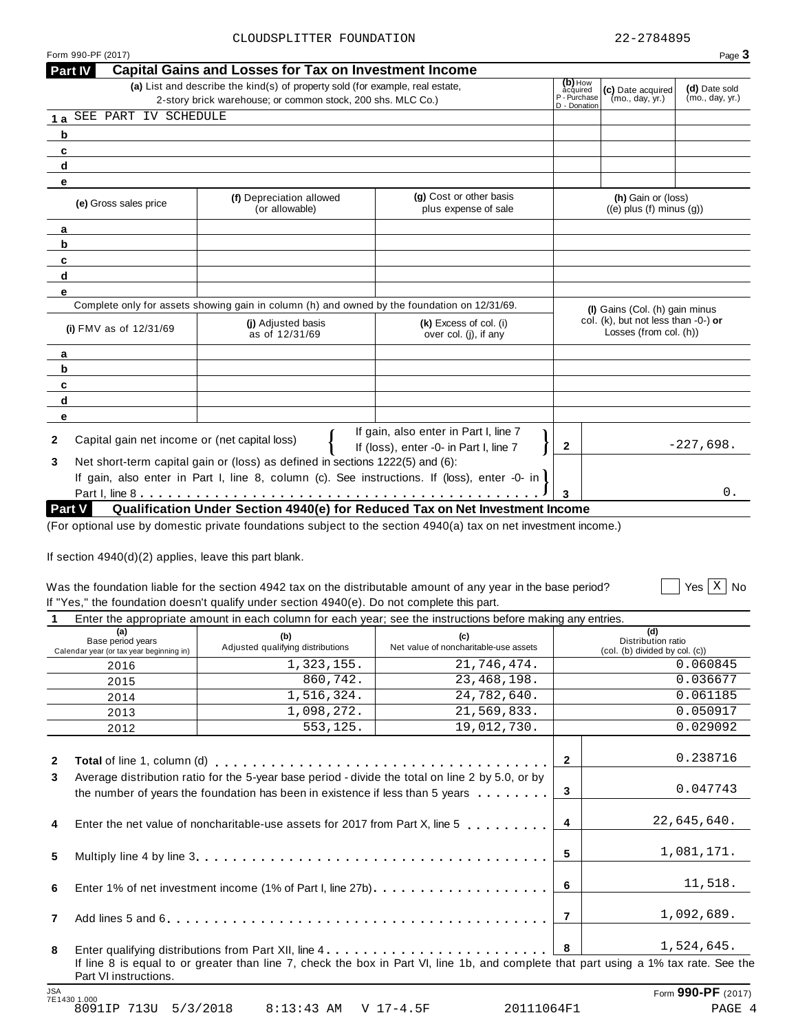CLOUDSPLITTER FOUNDATION 22-2784895

Form 990-PF (2017)

## Part IV Capital Gains and Losses for Tax on Investment Income

| | (a) List and describe the kind(s) of property sold (for example, real estate, 2-story brick warehouse; or common stock, 200 shs. MLC Co.) | (b) How acquired P - Purchase D - Donation | (c) Date acquired (mo., day, yr.) | (d) Date sold (mo., day, yr.) |
|---|---|---|---|---|
| 1 a | SEE PART IV SCHEDULE | | | |
| b | | | | |
| c | | | | |
| d | | | | |
| e | | | | |

| | (e) Gross sales price | (f) Depreciation allowed (or allowable) | (g) Cost or other basis plus expense of sale | (h) Gain or (loss) ((e) plus (f) minus (g)) |
|---|---|---|---|---|
| a | | | | |
| b | | | | |
| c | | | | |
| d | | | | |
| e | | | | |

Complete only for assets showing gain in column (h) and owned by the foundation on 12/31/69.

| | (i) FMV as of 12/31/69 | (j) Adjusted basis as of 12/31/69 | (k) Excess of col. (i) over col. (j), if any | (l) Gains (Col. (h) gain minus col. (k), but not less than -0-) or Losses (from col. (h)) |
|---|---|---|---|---|
| a | | | | |
| b | | | | |
| c | | | | |
| d | | | | |
| e | | | | |

**2** Capital gain net income or (net capital loss) — If gain, also enter in Part I, line 7; If (loss), enter -0- in Part I, line 7 — **2** -227,698.

**3** Net short-term capital gain or (loss) as defined in sections 1222(5) and (6): If gain, also enter in Part I, line 8, column (c). See instructions. If (loss), enter -0- in Part I, line 8 — **3** 0.

## Part V Qualification Under Section 4940(e) for Reduced Tax on Net Investment Income

(For optional use by domestic private foundations subject to the section 4940(a) tax on net investment income.)

If section 4940(d)(2) applies, leave this part blank.

Was the foundation liable for the section 4942 tax on the distributable amount of any year in the base period? ☐ Yes ☒ No

If "Yes," the foundation doesn't qualify under section 4940(e). Do not complete this part.

**1** Enter the appropriate amount in each column for each year; see the instructions before making any entries.

| (a) Base period years Calendar year (or tax year beginning in) | (b) Adjusted qualifying distributions | (c) Net value of noncharitable-use assets | (d) Distribution ratio (col. (b) divided by col. (c)) |
|---|---|---|---|
| 2016 | 1,323,155. | 21,746,474. | 0.060845 |
| 2015 | 860,742. | 23,468,198. | 0.036677 |
| 2014 | 1,516,324. | 24,782,640. | 0.061185 |
| 2013 | 1,098,272. | 21,569,833. | 0.050917 |
| 2012 | 553,125. | 19,012,730. | 0.029092 |

| | | | |
|---|---|---|---|
| 2 | **Total** of line 1, column (d) | 2 | 0.238716 |
| 3 | Average distribution ratio for the 5-year base period - divide the total on line 2 by 5.0, or by the number of years the foundation has been in existence if less than 5 years | 3 | 0.047743 |
| 4 | Enter the net value of noncharitable-use assets for 2017 from Part X, line 5 | 4 | 22,645,640. |
| 5 | Multiply line 4 by line 3 | 5 | 1,081,171. |
| 6 | Enter 1% of net investment income (1% of Part I, line 27b) | 6 | 11,518. |
| 7 | Add lines 5 and 6 | 7 | 1,092,689. |
| 8 | Enter qualifying distributions from Part XII, line 4 | 8 | 1,524,645. |

If line 8 is equal to or greater than line 7, check the box in Part VI, line 1b, and complete that part using a 1% tax rate. See the Part VI instructions.

Form **990-PF** (2017)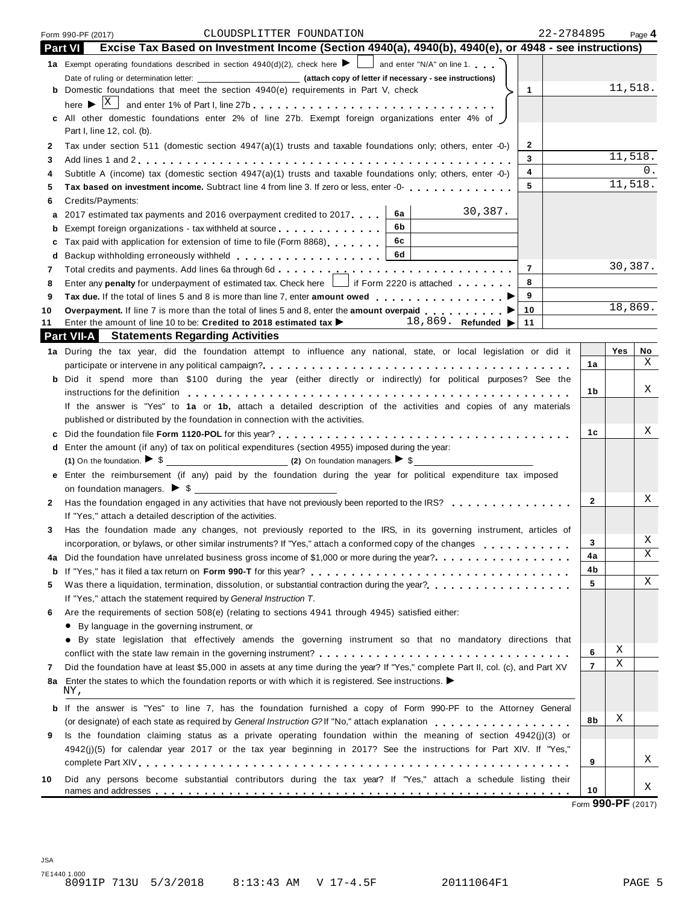Form 990-PF (2017) CLOUDSPLITTER FOUNDATION 22-2784895 Page **4**

## Part VI Excise Tax Based on Investment Income (Section 4940(a), 4940(b), 4940(e), or 4948 - see instructions)

| Line | Description | | | Line | Amount |
|---|---|---|---|---|---|
| 1a | Exempt operating foundations described in section 4940(d)(2), check here ▶ ☐ and enter "N/A" on line 1. | | | | |
| | Date of ruling or determination letter: ________ **(attach copy of letter if necessary - see instructions)** | | | | |
| b | Domestic foundations that meet the section 4940(e) requirements in Part V, check here ▶ ☒ and enter 1% of Part I, line 27b | | | 1 | 11,518. |
| c | All other domestic foundations enter 2% of line 27b. Exempt foreign organizations enter 4% of Part I, line 12, col. (b). | | | | |
| 2 | Tax under section 511 (domestic section 4947(a)(1) trusts and taxable foundations only; others, enter -0-) | | | 2 | |
| 3 | Add lines 1 and 2 | | | 3 | 11,518. |
| 4 | Subtitle A (income) tax (domestic section 4947(a)(1) trusts and taxable foundations only; others, enter -0-) | | | 4 | 0. |
| 5 | **Tax based on investment income.** Subtract line 4 from line 3. If zero or less, enter -0- | | | 5 | 11,518. |
| 6 | Credits/Payments: | | | | |
| a | 2017 estimated tax payments and 2016 overpayment credited to 2017 | 6a | 30,387. | | |
| b | Exempt foreign organizations - tax withheld at source | 6b | | | |
| c | Tax paid with application for extension of time to file (Form 8868) | 6c | | | |
| d | Backup withholding erroneously withheld | 6d | | | |
| 7 | Total credits and payments. Add lines 6a through 6d | | | 7 | 30,387. |
| 8 | Enter any **penalty** for underpayment of estimated tax. Check here ☐ if Form 2220 is attached | | | 8 | |
| 9 | **Tax due.** If the total of lines 5 and 8 is more than line 7, enter **amount owed** ▶ | | | 9 | |
| 10 | **Overpayment.** If line 7 is more than the total of lines 5 and 8, enter the **amount overpaid** ▶ | | | 10 | 18,869. |
| 11 | Enter the amount of line 10 to be: **Credited to 2018 estimated tax** ▶ 18,869. **Refunded** ▶ | | | 11 | |

## Part VII-A Statements Regarding Activities

| Line | Description | Line | Yes | No |
|---|---|---|---|---|
| 1a | During the tax year, did the foundation attempt to influence any national, state, or local legislation or did it participate or intervene in any political campaign? | 1a | | X |
| b | Did it spend more than $100 during the year (either directly or indirectly) for political purposes? See the instructions for the definition | 1b | | X |
| | If the answer is "Yes" to **1a** or **1b,** attach a detailed description of the activities and copies of any materials published or distributed by the foundation in connection with the activities. | | | |
| c | Did the foundation file **Form 1120-POL** for this year? | 1c | | X |
| d | Enter the amount (if any) of tax on political expenditures (section 4955) imposed during the year: **(1)** On the foundation. ▶ $ ________ **(2)** On foundation managers. ▶ $ ________ | | | |
| e | Enter the reimbursement (if any) paid by the foundation during the year for political expenditure tax imposed on foundation managers. ▶ $ ________ | | | |
| 2 | Has the foundation engaged in any activities that have not previously been reported to the IRS? | 2 | | X |
| | If "Yes," attach a detailed description of the activities. | | | |
| 3 | Has the foundation made any changes, not previously reported to the IRS, in its governing instrument, articles of incorporation, or bylaws, or other similar instruments? If "Yes," attach a conformed copy of the changes | 3 | | X |
| 4a | Did the foundation have unrelated business gross income of $1,000 or more during the year? | 4a | | X |
| b | If "Yes," has it filed a tax return on **Form 990-T** for this year? | 4b | | |
| 5 | Was there a liquidation, termination, dissolution, or substantial contraction during the year? | 5 | | X |
| | If "Yes," attach the statement required by *General Instruction T*. | | | |
| 6 | Are the requirements of section 508(e) (relating to sections 4941 through 4945) satisfied either: • By language in the governing instrument, or • By state legislation that effectively amends the governing instrument so that no mandatory directions that conflict with the state law remain in the governing instrument? | 6 | X | |
| 7 | Did the foundation have at least $5,000 in assets at any time during the year? If "Yes," complete Part II, col. (c), and Part XV | 7 | X | |
| 8a | Enter the states to which the foundation reports or with which it is registered. See instructions. ▶ NY, | | | |
| b | If the answer is "Yes" to line 7, has the foundation furnished a copy of Form 990-PF to the Attorney General (or designate) of each state as required by *General Instruction G*? If "No," attach explanation | 8b | X | |
| 9 | Is the foundation claiming status as a private operating foundation within the meaning of section 4942(j)(3) or 4942(j)(5) for calendar year 2017 or the tax year beginning in 2017? See the instructions for Part XIV. If "Yes," complete Part XIV | 9 | | X |
| 10 | Did any persons become substantial contributors during the tax year? If "Yes," attach a schedule listing their names and addresses | 10 | | X |

Form **990-PF** (2017)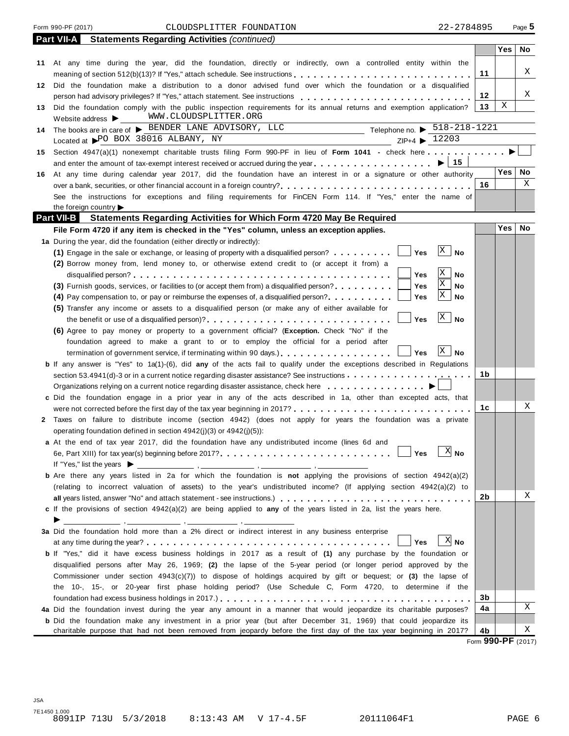Form 990-PF (2017) CLOUDSPLITTER FOUNDATION 22-2784895 Page 5

## Part VII-A Statements Regarding Activities *(continued)*

| | | | Yes | No |
|---|---|---|---|---|
| 11 | At any time during the year, did the foundation, directly or indirectly, own a controlled entity within the meaning of section 512(b)(13)? If "Yes," attach schedule. See instructions | 11 | | X |
| 12 | Did the foundation make a distribution to a donor advised fund over which the foundation or a disqualified person had advisory privileges? If "Yes," attach statement. See instructions | 12 | | X |
| 13 | Did the foundation comply with the public inspection requirements for its annual returns and exemption application? | 13 | X | |

Website address ▶ WWW.CLOUDSPLITTER.ORG

14 The books are in care of ▶ BENDER LANE ADVISORY, LLC Telephone no. ▶ 518-218-1221

Located at ▶ PO BOX 38016 ALBANY, NY ZIP+4 ▶ 12203

15 Section 4947(a)(1) nonexempt charitable trusts filing Form 990-PF in lieu of **Form 1041** - check here ▶ ☐ and enter the amount of tax-exempt interest received or accrued during the year ▶ 15

| | | | Yes | No |
|---|---|---|---|---|
| 16 | At any time during calendar year 2017, did the foundation have an interest in or a signature or other authority over a bank, securities, or other financial account in a foreign country? | 16 | | X |

See the instructions for exceptions and filing requirements for FinCEN Form 114. If "Yes," enter the name of the foreign country ▶

## Part VII-B Statements Regarding Activities for Which Form 4720 May Be Required

**File Form 4720 if any item is checked in the "Yes" column, unless an exception applies.**

| | | | Yes | No |
|---|---|---|---|---|
| **1a** | During the year, did the foundation (either directly or indirectly): | | | |
| | **(1)** Engage in the sale or exchange, or leasing of property with a disqualified person? ☐ Yes ☒ No | | | |
| | **(2)** Borrow money from, lend money to, or otherwise extend credit to (or accept it from) a disqualified person? ☐ Yes ☒ No | | | |
| | **(3)** Furnish goods, services, or facilities to (or accept them from) a disqualified person? ☐ Yes ☒ No | | | |
| | **(4)** Pay compensation to, or pay or reimburse the expenses of, a disqualified person? ☐ Yes ☒ No | | | |
| | **(5)** Transfer any income or assets to a disqualified person (or make any of either available for the benefit or use of a disqualified person)? ☐ Yes ☒ No | | | |
| | **(6)** Agree to pay money or property to a government official? (**Exception.** Check "No" if the foundation agreed to make a grant to or to employ the official for a period after termination of government service, if terminating within 90 days.) ☐ Yes ☒ No | | | |
| **b** | If any answer is "Yes" to 1a(1)-(6), did **any** of the acts fail to qualify under the exceptions described in Regulations section 53.4941(d)-3 or in a current notice regarding disaster assistance? See instructions | 1b | | |
| | Organizations relying on a current notice regarding disaster assistance, check here ▶ ☐ | | | |
| **c** | Did the foundation engage in a prior year in any of the acts described in 1a, other than excepted acts, that were not corrected before the first day of the tax year beginning in 2017? | 1c | | X |
| **2** | Taxes on failure to distribute income (section 4942) (does not apply for years the foundation was a private operating foundation defined in section 4942(j)(3) or 4942(j)(5)): | | | |
| **a** | At the end of tax year 2017, did the foundation have any undistributed income (lines 6d and 6e, Part XIII) for tax year(s) beginning before 2017? ☐ Yes ☒ No | | | |
| | If "Yes," list the years ▶ ____, ____, ____, ____ | | | |
| **b** | Are there any years listed in 2a for which the foundation is **not** applying the provisions of section 4942(a)(2) (relating to incorrect valuation of assets) to the year's undistributed income? (If applying section 4942(a)(2) to **all** years listed, answer "No" and attach statement - see instructions.) | 2b | | X |
| **c** | If the provisions of section 4942(a)(2) are being applied to **any** of the years listed in 2a, list the years here. ▶ ____, ____, ____, ____ | | | |
| **3a** | Did the foundation hold more than a 2% direct or indirect interest in any business enterprise at any time during the year? ☐ Yes ☒ No | | | |
| **b** | If "Yes," did it have excess business holdings in 2017 as a result of **(1)** any purchase by the foundation or disqualified persons after May 26, 1969; **(2)** the lapse of the 5-year period (or longer period approved by the Commissioner under section 4943(c)(7)) to dispose of holdings acquired by gift or bequest; or **(3)** the lapse of the 10-, 15-, or 20-year first phase holding period? (Use Schedule C, Form 4720, to determine if the foundation had excess business holdings in 2017.) | 3b | | |
| **4a** | Did the foundation invest during the year any amount in a manner that would jeopardize its charitable purposes? | 4a | | X |
| **b** | Did the foundation make any investment in a prior year (but after December 31, 1969) that could jeopardize its charitable purpose that had not been removed from jeopardy before the first day of the tax year beginning in 2017? | 4b | | X |

Form **990-PF** (2017)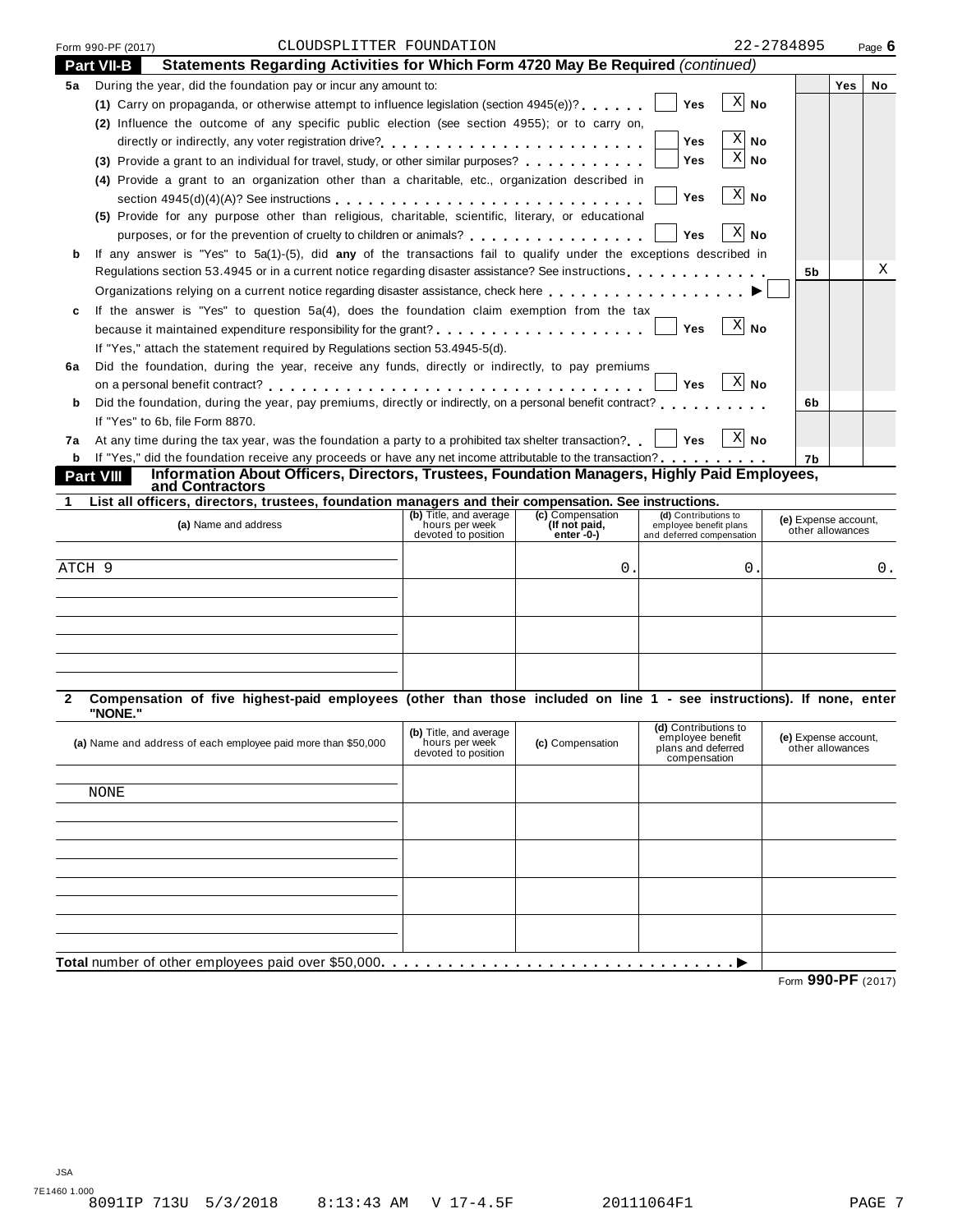Form 990-PF (2017) CLOUDSPLITTER FOUNDATION 22-2784895

## Part VII-B Statements Regarding Activities for Which Form 4720 May Be Required *(continued)*

| | | | Yes | No |
|---|---|---|---|---|
| **5a** | During the year, did the foundation pay or incur any amount to: | | | |
| | **(1)** Carry on propaganda, or otherwise attempt to influence legislation (section 4945(e))? Yes [ ] No [X] | | | |
| | **(2)** Influence the outcome of any specific public election (see section 4955); or to carry on, directly or indirectly, any voter registration drive? Yes [ ] No [X] | | | |
| | **(3)** Provide a grant to an individual for travel, study, or other similar purposes? Yes [ ] No [X] | | | |
| | **(4)** Provide a grant to an organization other than a charitable, etc., organization described in section 4945(d)(4)(A)? See instructions Yes [ ] No [X] | | | |
| | **(5)** Provide for any purpose other than religious, charitable, scientific, literary, or educational purposes, or for the prevention of cruelty to children or animals? Yes [ ] No [X] | | | |
| **b** | If any answer is "Yes" to 5a(1)-(5), did **any** of the transactions fail to qualify under the exceptions described in Regulations section 53.4945 or in a current notice regarding disaster assistance? See instructions | 5b | | X |
| | Organizations relying on a current notice regarding disaster assistance, check here ▶ [ ] | | | |
| **c** | If the answer is "Yes" to question 5a(4), does the foundation claim exemption from the tax because it maintained expenditure responsibility for the grant? Yes [ ] No [X] | | | |
| | If "Yes," attach the statement required by Regulations section 53.4945-5(d). | | | |
| **6a** | Did the foundation, during the year, receive any funds, directly or indirectly, to pay premiums on a personal benefit contract? Yes [ ] No [X] | | | |
| **b** | Did the foundation, during the year, pay premiums, directly or indirectly, on a personal benefit contract? | 6b | | |
| | If "Yes" to 6b, file Form 8870. | | | |
| **7a** | At any time during the tax year, was the foundation a party to a prohibited tax shelter transaction? Yes [ ] No [X] | | | |
| **b** | If "Yes," did the foundation receive any proceeds or have any net income attributable to the transaction? | 7b | | |

## Part VIII Information About Officers, Directors, Trustees, Foundation Managers, Highly Paid Employees, and Contractors

**1 List all officers, directors, trustees, foundation managers and their compensation. See instructions.**

| (a) Name and address | (b) Title, and average hours per week devoted to position | (c) Compensation (If not paid, enter -0-) | (d) Contributions to employee benefit plans and deferred compensation | (e) Expense account, other allowances |
|---|---|---|---|---|
| ATCH 9 | | 0. | 0. | 0. |
| | | | | |
| | | | | |
| | | | | |

**2 Compensation of five highest-paid employees (other than those included on line 1 - see instructions). If none, enter "NONE."**

| (a) Name and address of each employee paid more than $50,000 | (b) Title, and average hours per week devoted to position | (c) Compensation | (d) Contributions to employee benefit plans and deferred compensation | (e) Expense account, other allowances |
|---|---|---|---|---|
| NONE | | | | |
| | | | | |
| | | | | |
| | | | | |
| | | | | |

**Total** number of other employees paid over $50,000 ▶

Form **990-PF** (2017)

JSA
7E1460 1.000
8091IP 713U 5/3/2018 8:13:43 AM V 17-4.5F 20111064F1 PAGE 7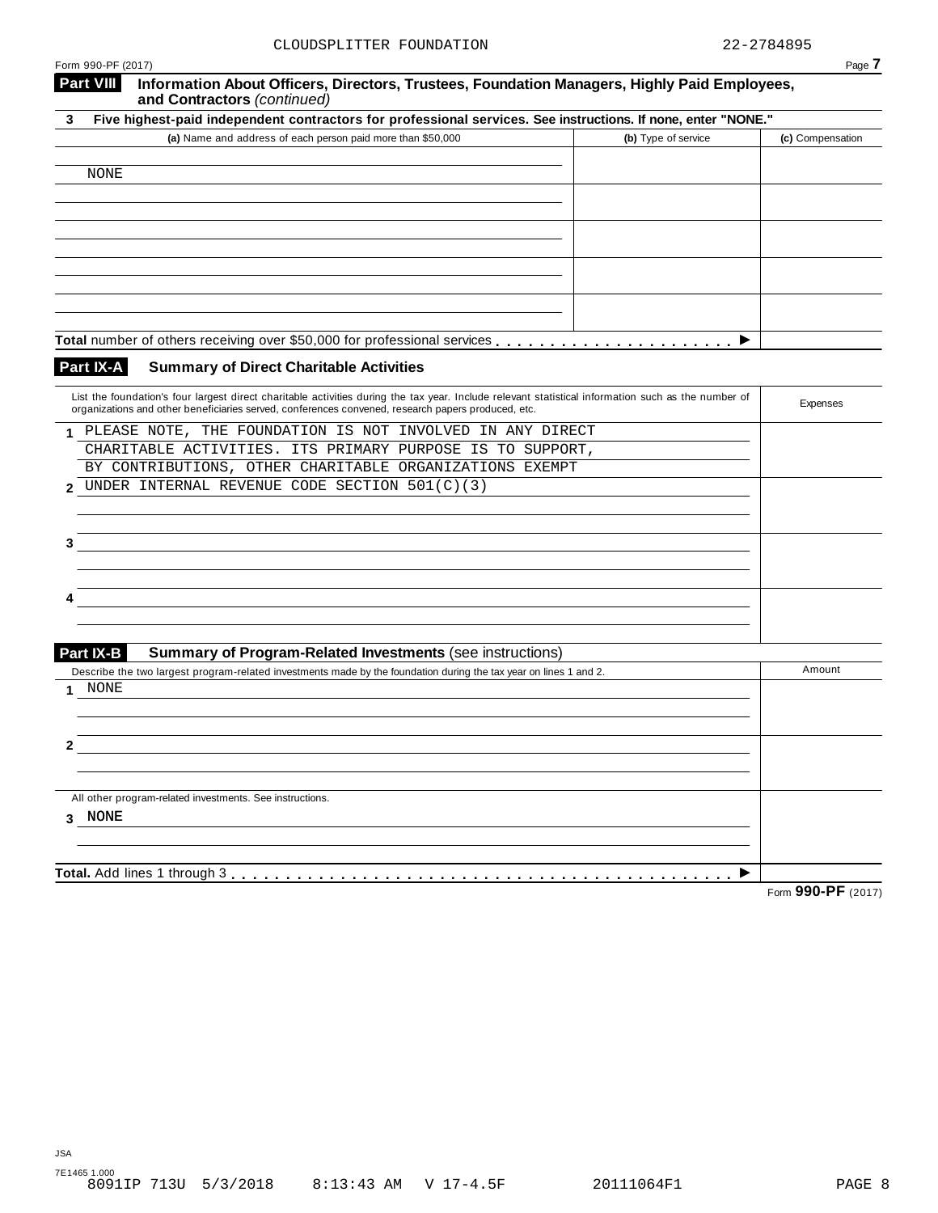CLOUDSPLITTER FOUNDATION 22-2784895

Form 990-PF (2017)

**Part VIII** **Information About Officers, Directors, Trustees, Foundation Managers, Highly Paid Employees, and Contractors** *(continued)*

**3 Five highest-paid independent contractors for professional services. See instructions. If none, enter "NONE."**

| **(a)** Name and address of each person paid more than $50,000 | **(b)** Type of service | **(c)** Compensation |
|---|---|---|
| NONE | | |
| | | |
| | | |
| | | |
| | | |
| **Total** number of others receiving over $50,000 for professional services ▶ | | |

**Part IX-A** **Summary of Direct Charitable Activities**

| List the foundation's four largest direct charitable activities during the tax year. Include relevant statistical information such as the number of organizations and other beneficiaries served, conferences convened, research papers produced, etc. | Expenses |
|---|---|
| **1** PLEASE NOTE, THE FOUNDATION IS NOT INVOLVED IN ANY DIRECT CHARITABLE ACTIVITIES. ITS PRIMARY PURPOSE IS TO SUPPORT, BY CONTRIBUTIONS, OTHER CHARITABLE ORGANIZATIONS EXEMPT | |
| **2** UNDER INTERNAL REVENUE CODE SECTION 501(C)(3) | |
| **3** | |
| **4** | |

**Part IX-B** **Summary of Program-Related Investments** (see instructions)

| Describe the two largest program-related investments made by the foundation during the tax year on lines 1 and 2. | Amount |
|---|---|
| **1** NONE | |
| **2** | |
| All other program-related investments. See instructions. | |
| **3** NONE | |
| **Total.** Add lines 1 through 3 ▶ | |

Form **990-PF** (2017)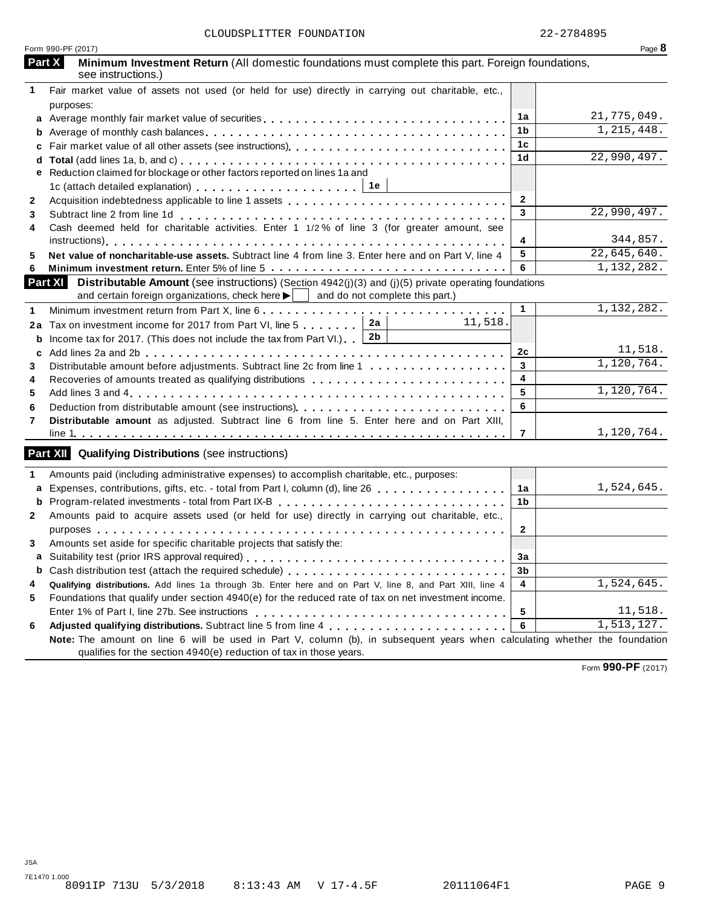CLOUDSPLITTER FOUNDATION 22-2784895

Form 990-PF (2017)

## Part X Minimum Investment Return (All domestic foundations must complete this part. Foreign foundations, see instructions.)

| | | | |
|---|---|---|---|
| 1 | Fair market value of assets not used (or held for use) directly in carrying out charitable, etc., purposes: | | |
| a | Average monthly fair market value of securities | 1a | 21,775,049. |
| b | Average of monthly cash balances | 1b | 1,215,448. |
| c | Fair market value of all other assets (see instructions) | 1c | |
| d | **Total** (add lines 1a, b, and c) | 1d | 22,990,497. |
| e | Reduction claimed for blockage or other factors reported on lines 1a and 1c (attach detailed explanation) . . . . . 1e | | |
| 2 | Acquisition indebtedness applicable to line 1 assets | 2 | |
| 3 | Subtract line 2 from line 1d | 3 | 22,990,497. |
| 4 | Cash deemed held for charitable activities. Enter 1 1/2 % of line 3 (for greater amount, see instructions) | 4 | 344,857. |
| 5 | **Net value of noncharitable-use assets.** Subtract line 4 from line 3. Enter here and on Part V, line 4 | 5 | 22,645,640. |
| 6 | **Minimum investment return.** Enter 5% of line 5 | 6 | 1,132,282. |

## Part XI Distributable Amount (see instructions) (Section 4942(j)(3) and (j)(5) private operating foundations and certain foreign organizations, check here ▶ ☐ and do not complete this part.)

| | | | | | |
|---|---|---|---|---|---|
| 1 | Minimum investment return from Part X, line 6 | | | 1 | 1,132,282. |
| 2a | Tax on investment income for 2017 from Part VI, line 5 | 2a | 11,518. | | |
| b | Income tax for 2017. (This does not include the tax from Part VI.) | 2b | | | |
| c | Add lines 2a and 2b | | | 2c | 11,518. |
| 3 | Distributable amount before adjustments. Subtract line 2c from line 1 | | | 3 | 1,120,764. |
| 4 | Recoveries of amounts treated as qualifying distributions | | | 4 | |
| 5 | Add lines 3 and 4 | | | 5 | 1,120,764. |
| 6 | Deduction from distributable amount (see instructions) | | | 6 | |
| 7 | **Distributable amount** as adjusted. Subtract line 6 from line 5. Enter here and on Part XIII, line 1 | | | 7 | 1,120,764. |

## Part XII Qualifying Distributions (see instructions)

| | | | |
|---|---|---|---|
| 1 | Amounts paid (including administrative expenses) to accomplish charitable, etc., purposes: | | |
| a | Expenses, contributions, gifts, etc. - total from Part I, column (d), line 26 | 1a | 1,524,645. |
| b | Program-related investments - total from Part IX-B | 1b | |
| 2 | Amounts paid to acquire assets used (or held for use) directly in carrying out charitable, etc., purposes | 2 | |
| 3 | Amounts set aside for specific charitable projects that satisfy the: | | |
| a | Suitability test (prior IRS approval required) | 3a | |
| b | Cash distribution test (attach the required schedule) | 3b | |
| 4 | **Qualifying distributions.** Add lines 1a through 3b. Enter here and on Part V, line 8, and Part XIII, line 4 | 4 | 1,524,645. |
| 5 | Foundations that qualify under section 4940(e) for the reduced rate of tax on net investment income. Enter 1% of Part I, line 27b. See instructions | 5 | 11,518. |
| 6 | **Adjusted qualifying distributions.** Subtract line 5 from line 4 | 6 | 1,513,127. |

**Note:** The amount on line 6 will be used in Part V, column (b), in subsequent years when calculating whether the foundation qualifies for the section 4940(e) reduction of tax in those years.

Form **990-PF** (2017)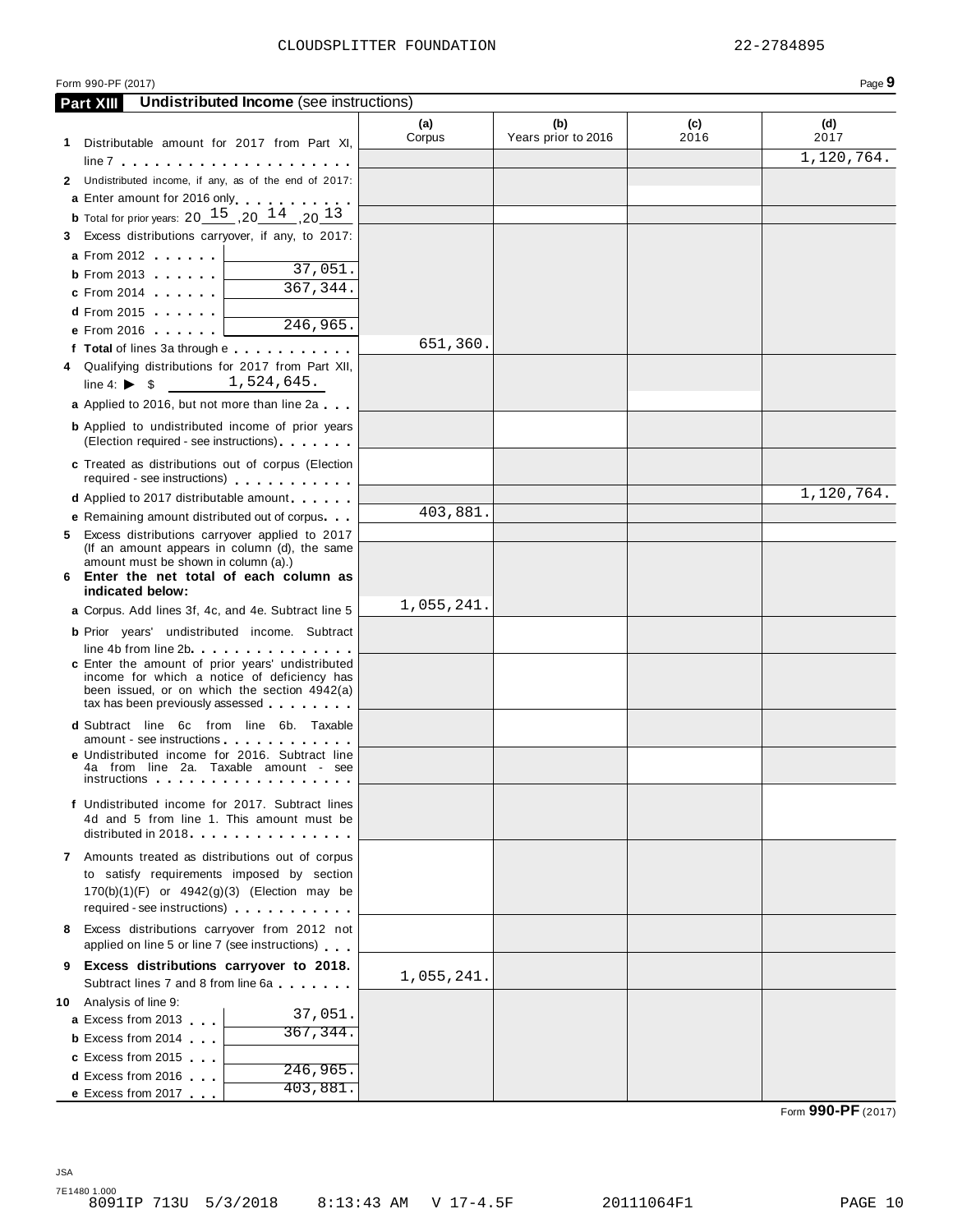CLOUDSPLITTER FOUNDATION 22-2784895

Form 990-PF (2017) Page **9**

**Part XIII** **Undistributed Income** (see instructions)

| | (a) Corpus | (b) Years prior to 2016 | (c) 2016 | (d) 2017 |
|---|---|---|---|---|
| **1** Distributable amount for 2017 from Part XI, line 7 | | | | 1,120,764. |
| **2** Undistributed income, if any, as of the end of 2017: | | | | |
| **a** Enter amount for 2016 only | | | | |
| **b** Total for prior years: 20 15 ,20 14 ,20 13 | | | | |
| **3** Excess distributions carryover, if any, to 2017: | | | | |
| **a** From 2012 | | | | |
| **b** From 2013 . . . 37,051. | | | | |
| **c** From 2014 . . . 367,344. | | | | |
| **d** From 2015 | | | | |
| **e** From 2016 . . . 246,965. | | | | |
| **f Total** of lines 3a through e | 651,360. | | | |
| **4** Qualifying distributions for 2017 from Part XII, line 4: ▶ $ 1,524,645. | | | | |
| **a** Applied to 2016, but not more than line 2a | | | | |
| **b** Applied to undistributed income of prior years (Election required - see instructions) | | | | |
| **c** Treated as distributions out of corpus (Election required - see instructions) | | | | |
| **d** Applied to 2017 distributable amount | | | | 1,120,764. |
| **e** Remaining amount distributed out of corpus | 403,881. | | | |
| **5** Excess distributions carryover applied to 2017 (If an amount appears in column (d), the same amount must be shown in column (a).) | | | | |
| **6 Enter the net total of each column as indicated below:** | | | | |
| **a** Corpus. Add lines 3f, 4c, and 4e. Subtract line 5 | 1,055,241. | | | |
| **b** Prior years' undistributed income. Subtract line 4b from line 2b | | | | |
| **c** Enter the amount of prior years' undistributed income for which a notice of deficiency has been issued, or on which the section 4942(a) tax has been previously assessed | | | | |
| **d** Subtract line 6c from line 6b. Taxable amount - see instructions | | | | |
| **e** Undistributed income for 2016. Subtract line 4a from line 2a. Taxable amount - see instructions | | | | |
| **f** Undistributed income for 2017. Subtract lines 4d and 5 from line 1. This amount must be distributed in 2018 | | | | |
| **7** Amounts treated as distributions out of corpus to satisfy requirements imposed by section 170(b)(1)(F) or 4942(g)(3) (Election may be required - see instructions) | | | | |
| **8** Excess distributions carryover from 2012 not applied on line 5 or line 7 (see instructions) | | | | |
| **9 Excess distributions carryover to 2018.** Subtract lines 7 and 8 from line 6a | 1,055,241. | | | |
| **10** Analysis of line 9: | | | | |
| **a** Excess from 2013 . . . 37,051. | | | | |
| **b** Excess from 2014 . . . 367,344. | | | | |
| **c** Excess from 2015 | | | | |
| **d** Excess from 2016 . . . 246,965. | | | | |
| **e** Excess from 2017 . . . 403,881. | | | | |

Form **990-PF** (2017)

JSA
7E1480 1.000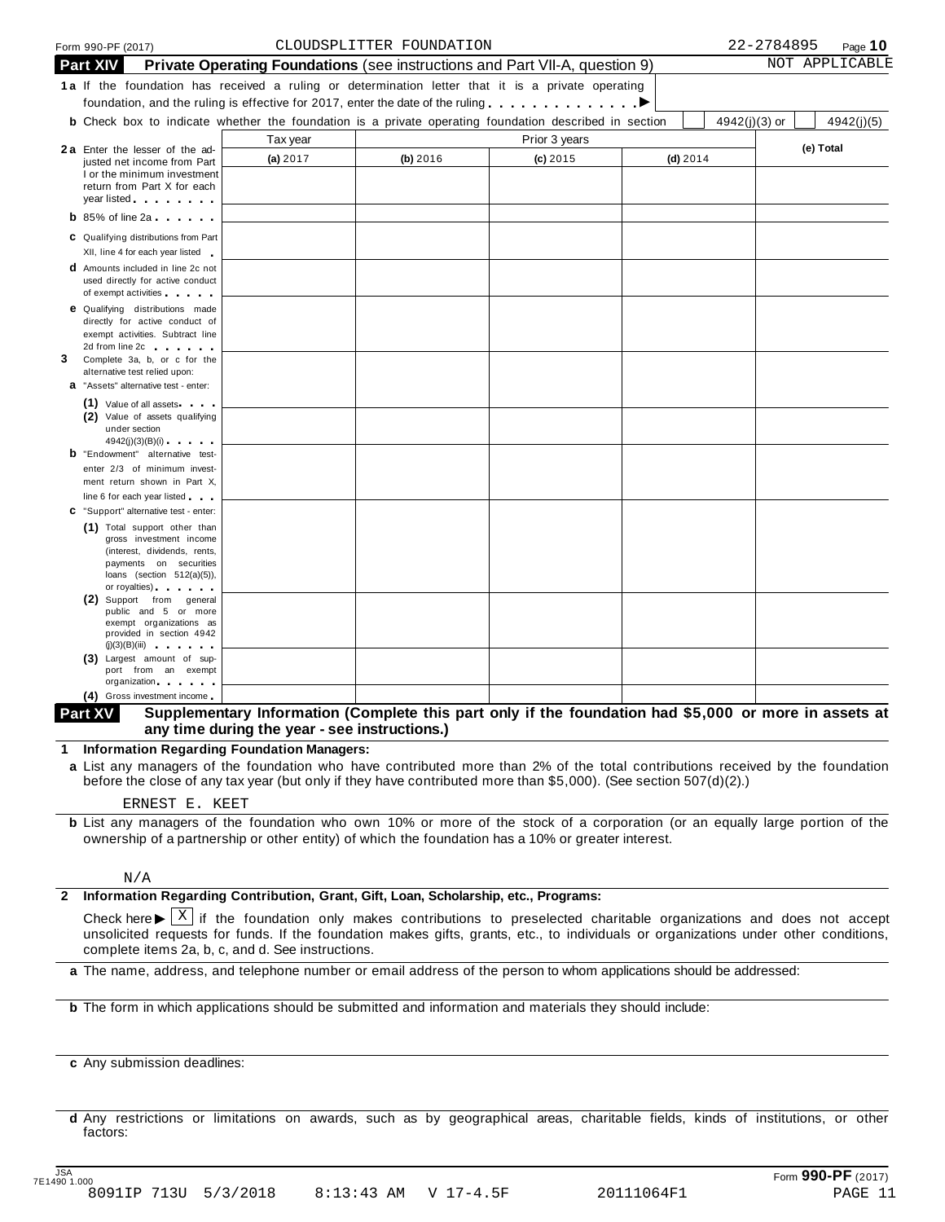Form 990-PF (2017) CLOUDSPLITTER FOUNDATION 22-2784895

## Part XIV Private Operating Foundations (see instructions and Part VII-A, question 9) NOT APPLICABLE

**1a** If the foundation has received a ruling or determination letter that it is a private operating foundation, and the ruling is effective for 2017, enter the date of the ruling . . . . . . . . . . . . . ▶

**b** Check box to indicate whether the foundation is a private operating foundation described in section ☐ 4942(j)(3) or ☐ 4942(j)(5)

| | Tax year | Prior 3 years | | | (e) Total |
|---|---|---|---|---|---|
| | (a) 2017 | (b) 2016 | (c) 2015 | (d) 2014 | |
| **2a** Enter the lesser of the adjusted net income from Part I or the minimum investment return from Part X for each year listed | | | | | |
| **b** 85% of line 2a | | | | | |
| **c** Qualifying distributions from Part XII, line 4 for each year listed | | | | | |
| **d** Amounts included in line 2c not used directly for active conduct of exempt activities | | | | | |
| **e** Qualifying distributions made directly for active conduct of exempt activities. Subtract line 2d from line 2c | | | | | |
| **3** Complete 3a, b, or c for the alternative test relied upon: | | | | | |
| **a** "Assets" alternative test - enter: | | | | | |
| (1) Value of all assets | | | | | |
| (2) Value of assets qualifying under section 4942(j)(3)(B)(i) | | | | | |
| **b** "Endowment" alternative test- enter 2/3 of minimum investment return shown in Part X, line 6 for each year listed | | | | | |
| **c** "Support" alternative test - enter: | | | | | |
| (1) Total support other than gross investment income (interest, dividends, rents, payments on securities loans (section 512(a)(5)), or royalties) | | | | | |
| (2) Support from general public and 5 or more exempt organizations as provided in section 4942 (j)(3)(B)(iii) | | | | | |
| (3) Largest amount of support from an exempt organization | | | | | |
| (4) Gross investment income | | | | | |

## Part XV Supplementary Information (Complete this part only if the foundation had $5,000 or more in assets at any time during the year - see instructions.)

**1 Information Regarding Foundation Managers:**

**a** List any managers of the foundation who have contributed more than 2% of the total contributions received by the foundation before the close of any tax year (but only if they have contributed more than $5,000). (See section 507(d)(2).)

ERNEST E. KEET

**b** List any managers of the foundation who own 10% or more of the stock of a corporation (or an equally large portion of the ownership of a partnership or other entity) of which the foundation has a 10% or greater interest.

N/A

**2 Information Regarding Contribution, Grant, Gift, Loan, Scholarship, etc., Programs:**

Check here ▶ ☒ if the foundation only makes contributions to preselected charitable organizations and does not accept unsolicited requests for funds. If the foundation makes gifts, grants, etc., to individuals or organizations under other conditions, complete items 2a, b, c, and d. See instructions.

**a** The name, address, and telephone number or email address of the person to whom applications should be addressed:

**b** The form in which applications should be submitted and information and materials they should include:

**c** Any submission deadlines:

**d** Any restrictions or limitations on awards, such as by geographical areas, charitable fields, kinds of institutions, or other factors:

Form 990-PF (2017)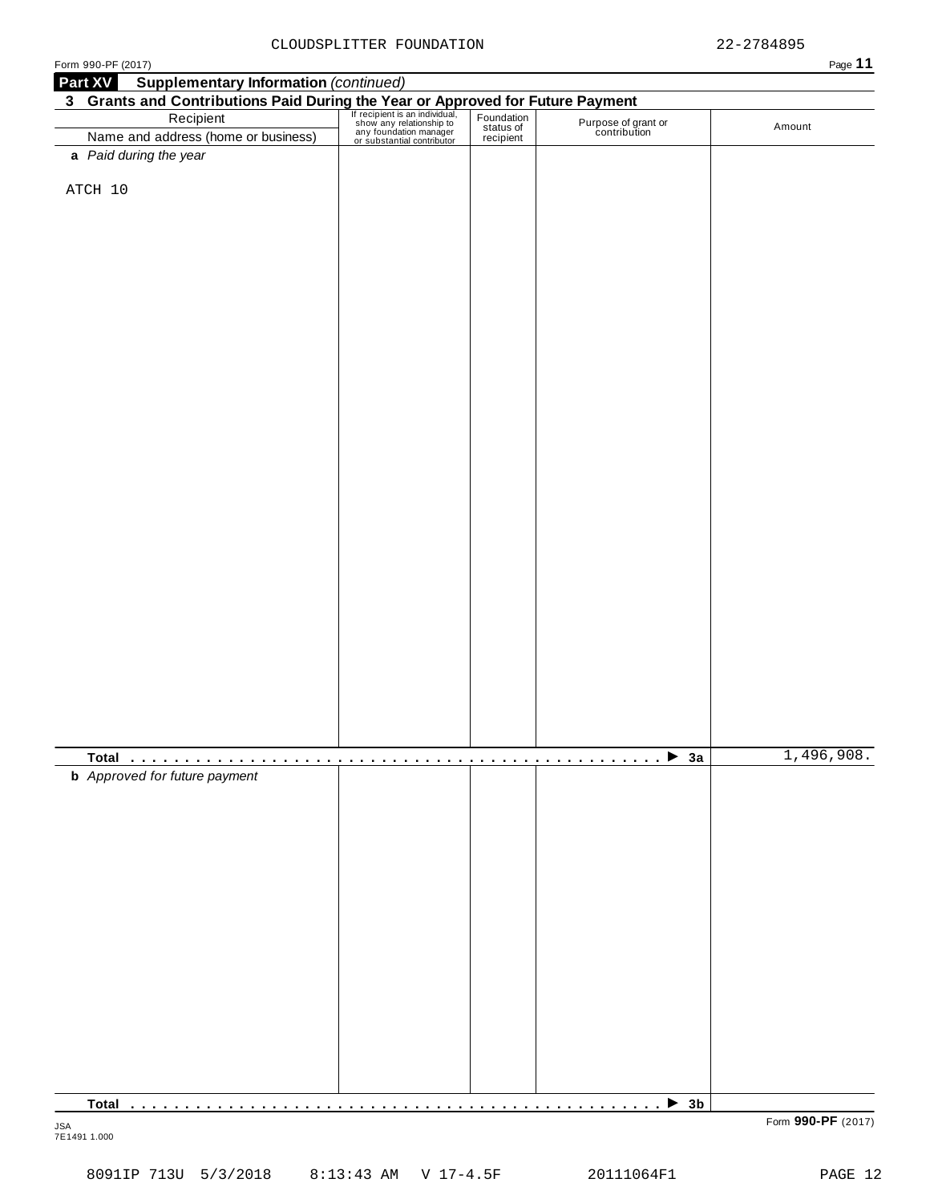CLOUDSPLITTER FOUNDATION 22-2784895

Form 990-PF (2017)

**Part XV Supplementary Information** *(continued)*

**3 Grants and Contributions Paid During the Year or Approved for Future Payment**

| Recipient<br>Name and address (home or business) | If recipient is an individual, show any relationship to any foundation manager or substantial contributor | Foundation status of recipient | Purpose of grant or contribution | Amount |
|---|---|---|---|---|
| **a** *Paid during the year* | | | | |
| ATCH 10 | | | | |
| **Total** . . . . . . . . . . . . . . . . . . . . . . . . . . . . . . . . . . . . . . . . . . . . . . . . ▶ **3a** | | | | 1,496,908. |
| **b** *Approved for future payment* | | | | |
| **Total** . . . . . . . . . . . . . . . . . . . . . . . . . . . . . . . . . . . . . . . . . . . . . . . . ▶ **3b** | | | | |

JSA
7E1491 1.000

Form **990-PF** (2017)

8091IP 713U 5/3/2018 8:13:43 AM V 17-4.5F 20111064F1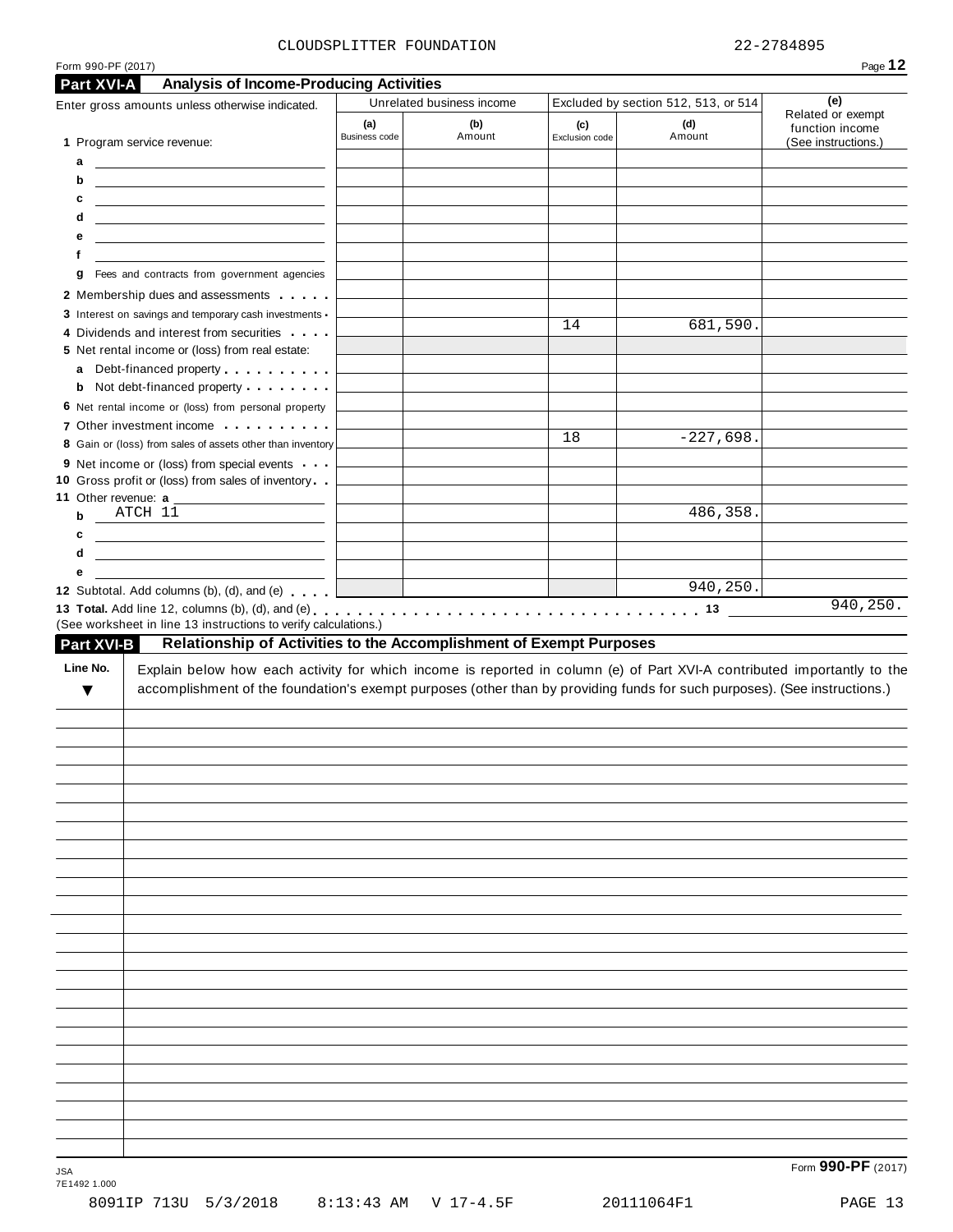CLOUDSPLITTER FOUNDATION 22-2784895

Form 990-PF (2017)

## Part XVI-A Analysis of Income-Producing Activities

| Enter gross amounts unless otherwise indicated. | Unrelated business income | | Excluded by section 512, 513, or 514 | | (e) Related or exempt function income (See instructions.) |
|---|---|---|---|---|---|
| | (a) Business code | (b) Amount | (c) Exclusion code | (d) Amount | |
| 1 Program service revenue: | | | | | |
| a | | | | | |
| b | | | | | |
| c | | | | | |
| d | | | | | |
| e | | | | | |
| f | | | | | |
| g Fees and contracts from government agencies | | | | | |
| 2 Membership dues and assessments | | | | | |
| 3 Interest on savings and temporary cash investments | | | | | |
| 4 Dividends and interest from securities | | | 14 | 681,590. | |
| 5 Net rental income or (loss) from real estate: | | | | | |
| a Debt-financed property | | | | | |
| b Not debt-financed property | | | | | |
| 6 Net rental income or (loss) from personal property | | | | | |
| 7 Other investment income | | | | | |
| 8 Gain or (loss) from sales of assets other than inventory | | | 18 | -227,698. | |
| 9 Net income or (loss) from special events | | | | | |
| 10 Gross profit or (loss) from sales of inventory | | | | | |
| 11 Other revenue: a | | | | | |
| b ATCH 11 | | | | 486,358. | |
| c | | | | | |
| d | | | | | |
| e | | | | | |
| 12 Subtotal. Add columns (b), (d), and (e) | | | | 940,250. | |

**13 Total.** Add line 12, columns (b), (d), and (e) . . . 13 940,250.

(See worksheet in line 13 instructions to verify calculations.)

## Part XVI-B Relationship of Activities to the Accomplishment of Exempt Purposes

| Line No. ▼ | Explain below how each activity for which income is reported in column (e) of Part XVI-A contributed importantly to the accomplishment of the foundation's exempt purposes (other than by providing funds for such purposes). (See instructions.) |
|---|---|
| | |

Form **990-PF** (2017)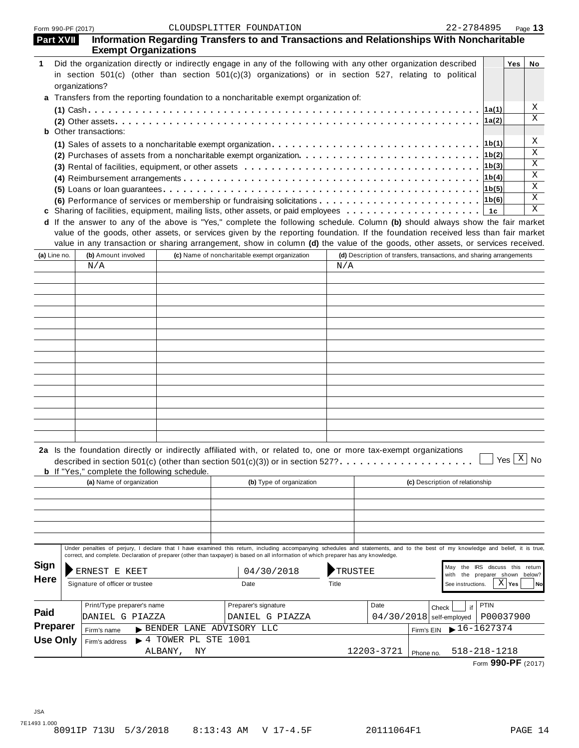Form 990-PF (2017) CLOUDSPLITTER FOUNDATION 22-2784895

## Part XVII Information Regarding Transfers to and Transactions and Relationships With Noncharitable Exempt Organizations

| | | Yes | No |
|---|---|---|---|
| **1** Did the organization directly or indirectly engage in any of the following with any other organization described in section 501(c) (other than section 501(c)(3) organizations) or in section 527, relating to political organizations? | | | |
| **a** Transfers from the reporting foundation to a noncharitable exempt organization of: | | | |
| **(1)** Cash | 1a(1) | | X |
| **(2)** Other assets | 1a(2) | | X |
| **b** Other transactions: | | | |
| **(1)** Sales of assets to a noncharitable exempt organization | 1b(1) | | X |
| **(2)** Purchases of assets from a noncharitable exempt organization | 1b(2) | | X |
| **(3)** Rental of facilities, equipment, or other assets | 1b(3) | | X |
| **(4)** Reimbursement arrangements | 1b(4) | | X |
| **(5)** Loans or loan guarantees | 1b(5) | | X |
| **(6)** Performance of services or membership or fundraising solicitations | 1b(6) | | X |
| **c** Sharing of facilities, equipment, mailing lists, other assets, or paid employees | 1c | | X |

**d** If the answer to any of the above is "Yes," complete the following schedule. Column **(b)** should always show the fair market value of the goods, other assets, or services given by the reporting foundation. If the foundation received less than fair market value in any transaction or sharing arrangement, show in column **(d)** the value of the goods, other assets, or services received.

| (a) Line no. | (b) Amount involved | (c) Name of noncharitable exempt organization | (d) Description of transfers, transactions, and sharing arrangements |
|---|---|---|---|
| | N/A | | N/A |

**2a** Is the foundation directly or indirectly affiliated with, or related to, one or more tax-exempt organizations described in section 501(c) (other than section 501(c)(3)) or in section 527? ☐ Yes ☒ No

**b** If "Yes," complete the following schedule.

| (a) Name of organization | (b) Type of organization | (c) Description of relationship |
|---|---|---|
| | | |

**Sign Here**

Under penalties of perjury, I declare that I have examined this return, including accompanying schedules and statements, and to the best of my knowledge and belief, it is true, correct, and complete. Declaration of preparer (other than taxpayer) is based on all information of which preparer has any knowledge.

| Signature of officer or trustee | Date | Title | May the IRS discuss this return with the preparer shown below? See instructions. |
|---|---|---|---|
| ERNEST E KEET | 04/30/2018 | TRUSTEE | ☒ Yes ☐ No |

**Paid Preparer Use Only**

| Print/Type preparer's name | Preparer's signature | Date | Check ☐ if self-employed | PTIN |
|---|---|---|---|---|
| DANIEL G PIAZZA | DANIEL G PIAZZA | 04/30/2018 | | P00037900 |

Firm's name ▶ BENDER LANE ADVISORY LLC — Firm's EIN ▶ 16-1627374

Firm's address ▶ 4 TOWER PL STE 1001, ALBANY, NY 12203-3721 — Phone no. 518-218-1218

Form **990-PF** (2017)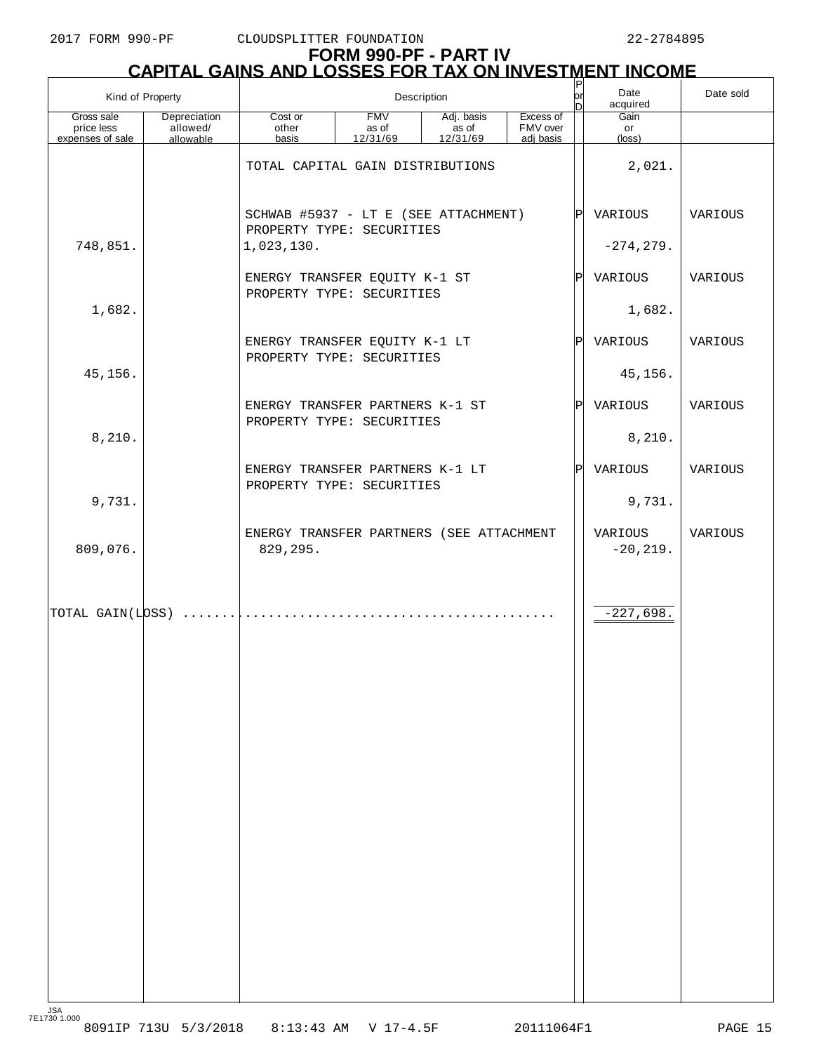2017 FORM 990-PF CLOUDSPLITTER FOUNDATION 22-2784895

# FORM 990-PF - PART IV
## CAPITAL GAINS AND LOSSES FOR TAX ON INVESTMENT INCOME

| Kind of Property | | Description | | | | P or D | Date acquired | Date sold |
|---|---|---|---|---|---|---|---|---|
| Gross sale price less expenses of sale | Depreciation allowed/ allowable | Cost or other basis | FMV as of 12/31/69 | Adj. basis as of 12/31/69 | Excess of FMV over adj basis | | Gain or (loss) | |
| | | TOTAL CAPITAL GAIN DISTRIBUTIONS | | | | | 2,021. | |
| | | SCHWAB #5937 - LT E (SEE ATTACHMENT) PROPERTY TYPE: SECURITIES | | | | P | VARIOUS | VARIOUS |
| 748,851. | | 1,023,130. | | | | | -274,279. | |
| | | ENERGY TRANSFER EQUITY K-1 ST PROPERTY TYPE: SECURITIES | | | | P | VARIOUS | VARIOUS |
| 1,682. | | | | | | | 1,682. | |
| | | ENERGY TRANSFER EQUITY K-1 LT PROPERTY TYPE: SECURITIES | | | | P | VARIOUS | VARIOUS |
| 45,156. | | | | | | | 45,156. | |
| | | ENERGY TRANSFER PARTNERS K-1 ST PROPERTY TYPE: SECURITIES | | | | P | VARIOUS | VARIOUS |
| 8,210. | | | | | | | 8,210. | |
| | | ENERGY TRANSFER PARTNERS K-1 LT PROPERTY TYPE: SECURITIES | | | | P | VARIOUS | VARIOUS |
| 9,731. | | | | | | | 9,731. | |
| | | ENERGY TRANSFER PARTNERS (SEE ATTACHMENT | | | | | VARIOUS | VARIOUS |
| 809,076. | | 829,295. | | | | | -20,219. | |
| TOTAL GAIN(LOSS) | | | | | | | -227,698. | |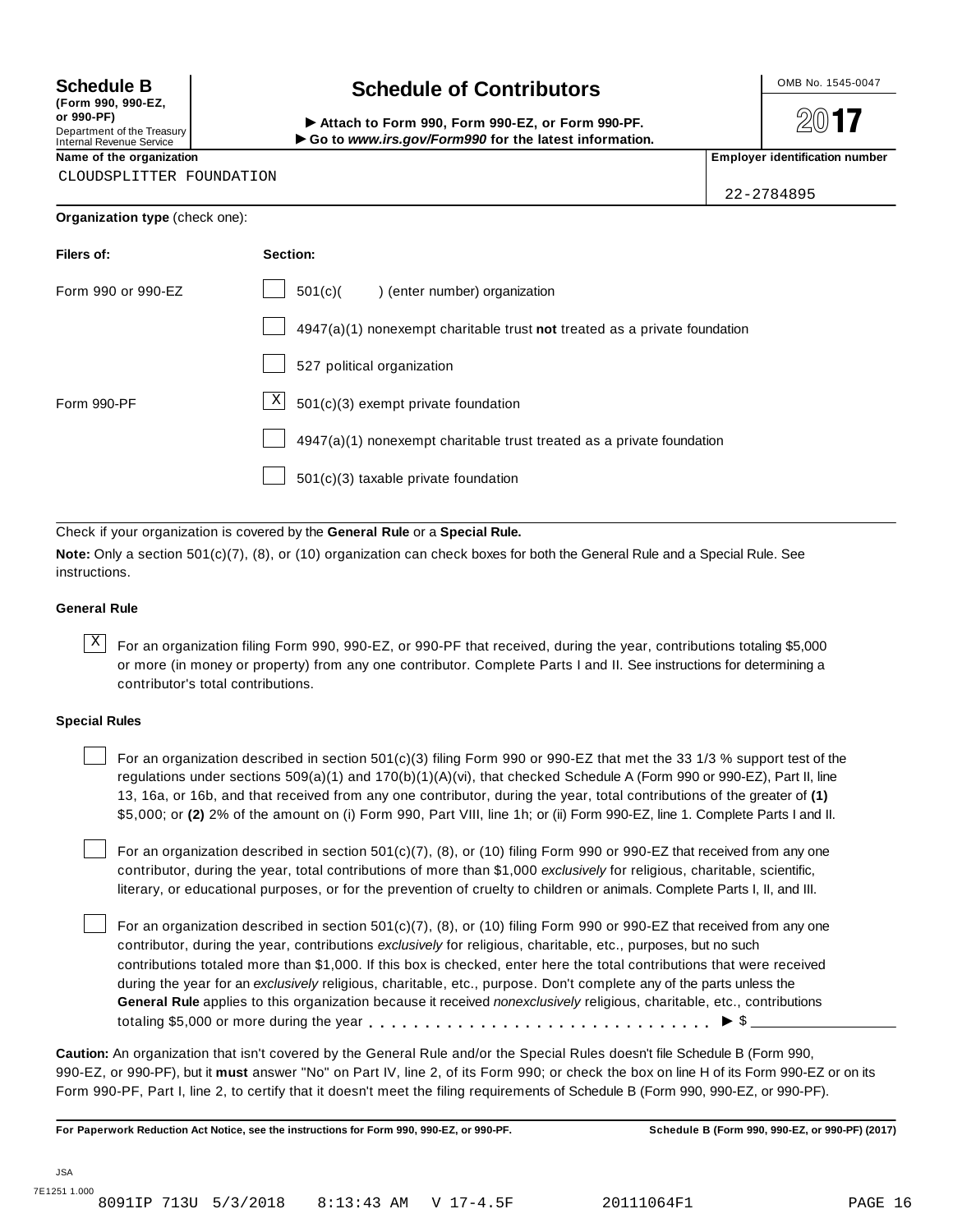**Schedule B**
**(Form 990, 990-EZ, or 990-PF)**
Department of the Treasury
Internal Revenue Service

# Schedule of Contributors

▶ **Attach to Form 990, Form 990-EZ, or Form 990-PF.**
▶ **Go to *www.irs.gov/Form990* for the latest information.**

OMB No. 1545-0047

**2017**

**Name of the organization**
CLOUDSPLITTER FOUNDATION

**Employer identification number**
22-2784895

**Organization type** (check one):

| **Filers of:** | **Section:** |
|---|---|
| Form 990 or 990-EZ | ☐ 501(c)( ) (enter number) organization |
| | ☐ 4947(a)(1) nonexempt charitable trust **not** treated as a private foundation |
| | ☐ 527 political organization |
| Form 990-PF | ☒ 501(c)(3) exempt private foundation |
| | ☐ 4947(a)(1) nonexempt charitable trust treated as a private foundation |
| | ☐ 501(c)(3) taxable private foundation |

Check if your organization is covered by the **General Rule** or a **Special Rule.**

**Note:** Only a section 501(c)(7), (8), or (10) organization can check boxes for both the General Rule and a Special Rule. See instructions.

### General Rule

☒ For an organization filing Form 990, 990-EZ, or 990-PF that received, during the year, contributions totaling $5,000 or more (in money or property) from any one contributor. Complete Parts I and II. See instructions for determining a contributor's total contributions.

### Special Rules

☐ For an organization described in section 501(c)(3) filing Form 990 or 990-EZ that met the 33 1/3 % support test of the regulations under sections 509(a)(1) and 170(b)(1)(A)(vi), that checked Schedule A (Form 990 or 990-EZ), Part II, line 13, 16a, or 16b, and that received from any one contributor, during the year, total contributions of the greater of **(1)** $5,000; or **(2)** 2% of the amount on (i) Form 990, Part VIII, line 1h; or (ii) Form 990-EZ, line 1. Complete Parts I and II.

☐ For an organization described in section 501(c)(7), (8), or (10) filing Form 990 or 990-EZ that received from any one contributor, during the year, total contributions of more than $1,000 *exclusively* for religious, charitable, scientific, literary, or educational purposes, or for the prevention of cruelty to children or animals. Complete Parts I, II, and III.

☐ For an organization described in section 501(c)(7), (8), or (10) filing Form 990 or 990-EZ that received from any one contributor, during the year, contributions *exclusively* for religious, charitable, etc., purposes, but no such contributions totaled more than $1,000. If this box is checked, enter here the total contributions that were received during the year for an *exclusively* religious, charitable, etc., purpose. Don't complete any of the parts unless the **General Rule** applies to this organization because it received *nonexclusively* religious, charitable, etc., contributions totaling $5,000 or more during the year . . . . . . . . . . . . . . . . . . . . . . . . . . . . . ▶ $ ______________

**Caution:** An organization that isn't covered by the General Rule and/or the Special Rules doesn't file Schedule B (Form 990, 990-EZ, or 990-PF), but it **must** answer "No" on Part IV, line 2, of its Form 990; or check the box on line H of its Form 990-EZ or on its Form 990-PF, Part I, line 2, to certify that it doesn't meet the filing requirements of Schedule B (Form 990, 990-EZ, or 990-PF).

**For Paperwork Reduction Act Notice, see the instructions for Form 990, 990-EZ, or 990-PF.** **Schedule B (Form 990, 990-EZ, or 990-PF) (2017)**

JSA
7E1251 1.000
8091IP 713U 5/3/2018 8:13:43 AM V 17-4.5F 20111064F1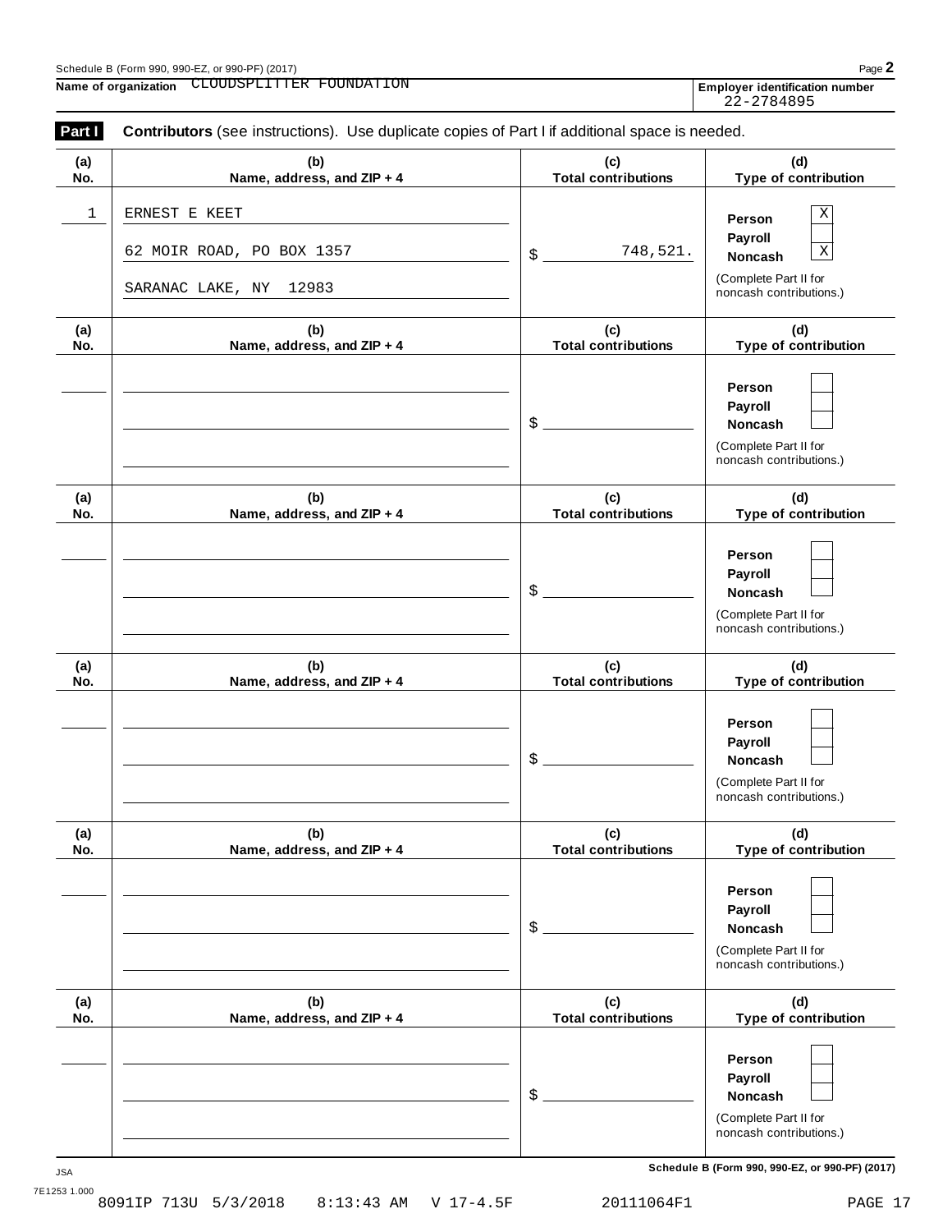Name of organization CLOUDSPLITTER FOUNDATION

Employer identification number 22-2784895

**Part I** **Contributors** (see instructions). Use duplicate copies of Part I if additional space is needed.

| (a) No. | (b) Name, address, and ZIP + 4 | (c) Total contributions | (d) Type of contribution |
|---|---|---|---|
| 1 | ERNEST E KEET<br>62 MOIR ROAD, PO BOX 1357<br>SARANAC LAKE, NY 12983 | $ 748,521. | Person X<br>Payroll<br>Noncash X<br>(Complete Part II for noncash contributions.) |
| | | $ | Person<br>Payroll<br>Noncash<br>(Complete Part II for noncash contributions.) |
| | | $ | Person<br>Payroll<br>Noncash<br>(Complete Part II for noncash contributions.) |
| | | $ | Person<br>Payroll<br>Noncash<br>(Complete Part II for noncash contributions.) |
| | | $ | Person<br>Payroll<br>Noncash<br>(Complete Part II for noncash contributions.) |
| | | $ | Person<br>Payroll<br>Noncash<br>(Complete Part II for noncash contributions.) |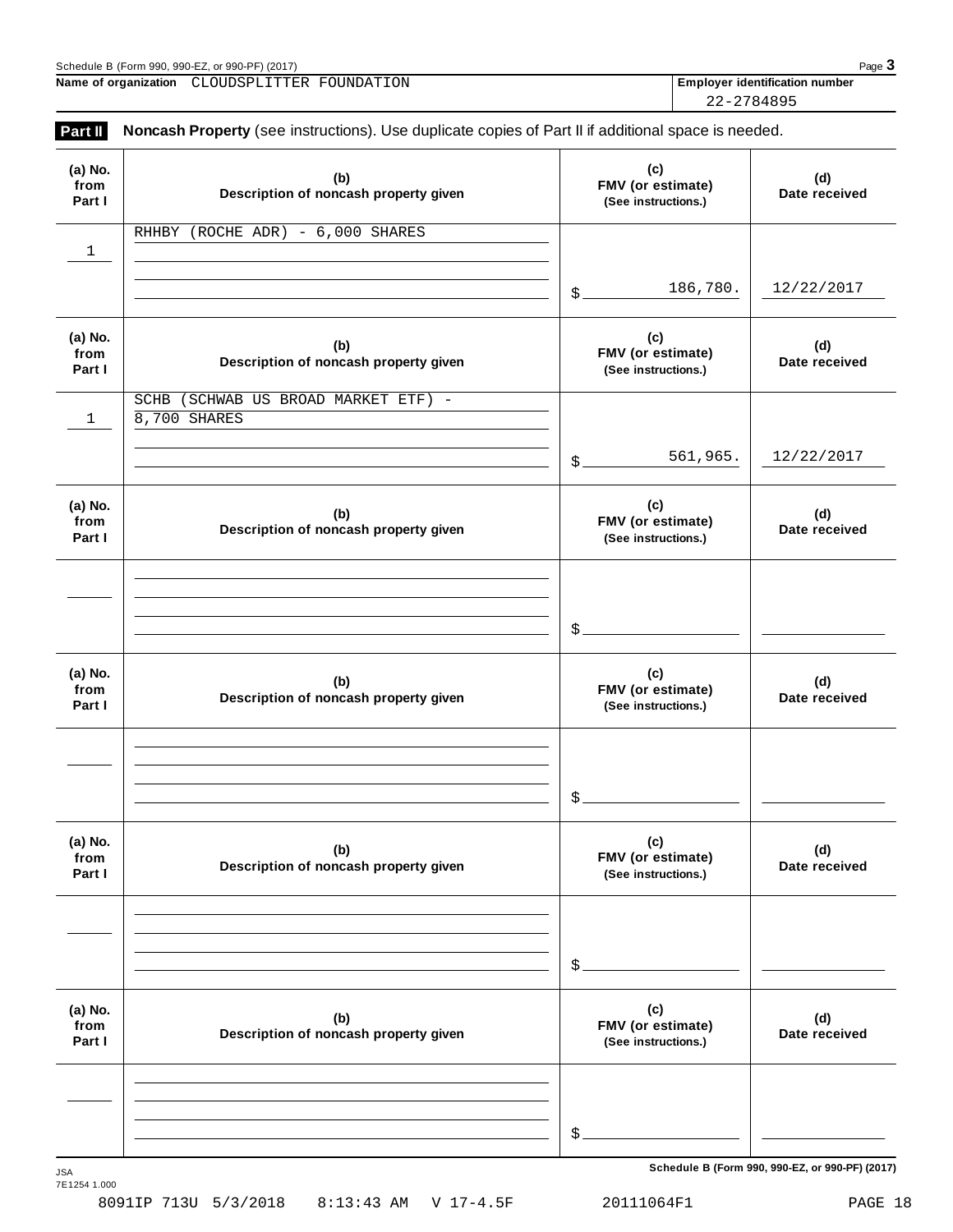Schedule B (Form 990, 990-EZ, or 990-PF) (2017)

**Name of organization** CLOUDSPLITTER FOUNDATION

**Employer identification number** 22-2784895

## Part II Noncash Property (see instructions). Use duplicate copies of Part II if additional space is needed.

| (a) No. from Part I | (b) Description of noncash property given | (c) FMV (or estimate) (See instructions.) | (d) Date received |
|---|---|---|---|
| 1 | RHHBY (ROCHE ADR) - 6,000 SHARES | $ 186,780. | 12/22/2017 |
| 1 | SCHB (SCHWAB US BROAD MARKET ETF) - 8,700 SHARES | $ 561,965. | 12/22/2017 |
| | | $ | |
| | | $ | |
| | | $ | |
| | | $ | |

Schedule B (Form 990, 990-EZ, or 990-PF) (2017)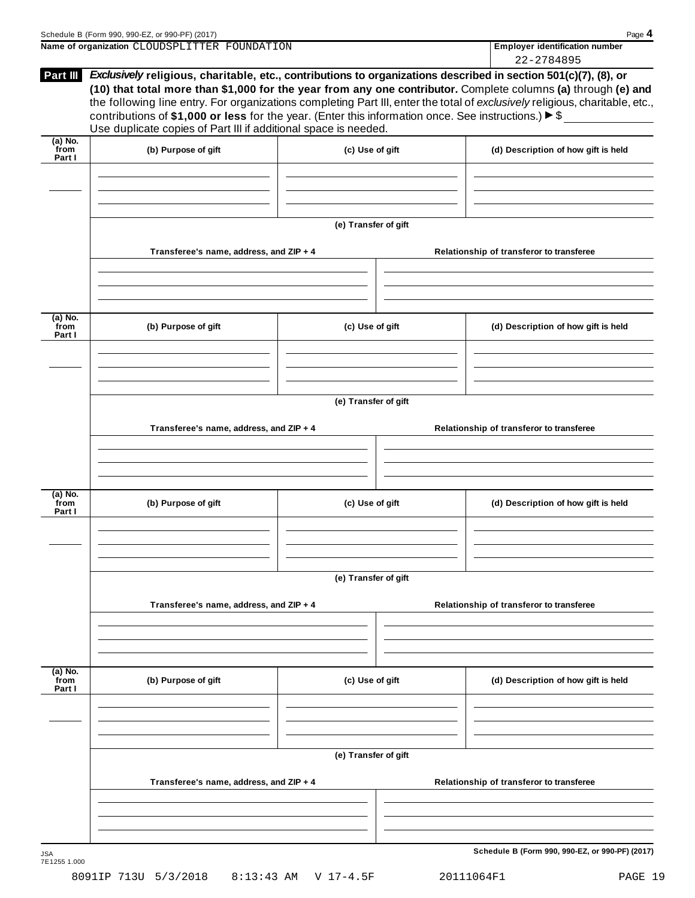**Name of organization** CLOUDSPLITTER FOUNDATION

**Employer identification number** 22-2784895

**Part III** ***Exclusively*** **religious, charitable, etc., contributions to organizations described in section 501(c)(7), (8), or (10) that total more than $1,000 for the year from any one contributor.** Complete columns **(a)** through **(e) and** the following line entry. For organizations completing Part III, enter the total of *exclusively* religious, charitable, etc., contributions of **$1,000 or less** for the year. (Enter this information once. See instructions.) ▶ $ ________

Use duplicate copies of Part III if additional space is needed.

| (a) No. from Part I | (b) Purpose of gift | (c) Use of gift | (d) Description of how gift is held |
|---|---|---|---|
| | | | |

**(e) Transfer of gift**

| Transferee's name, address, and ZIP + 4 | Relationship of transferor to transferee |
|---|---|
| | |

| (a) No. from Part I | (b) Purpose of gift | (c) Use of gift | (d) Description of how gift is held |
|---|---|---|---|
| | | | |

**(e) Transfer of gift**

| Transferee's name, address, and ZIP + 4 | Relationship of transferor to transferee |
|---|---|
| | |

| (a) No. from Part I | (b) Purpose of gift | (c) Use of gift | (d) Description of how gift is held |
|---|---|---|---|
| | | | |

**(e) Transfer of gift**

| Transferee's name, address, and ZIP + 4 | Relationship of transferor to transferee |
|---|---|
| | |

| (a) No. from Part I | (b) Purpose of gift | (c) Use of gift | (d) Description of how gift is held |
|---|---|---|---|
| | | | |

**(e) Transfer of gift**

| Transferee's name, address, and ZIP + 4 | Relationship of transferor to transferee |
|---|---|
| | |

JSA
7E1255 1.000

8091IP 713U 5/3/2018 8:13:43 AM V 17-4.5F 20111064F1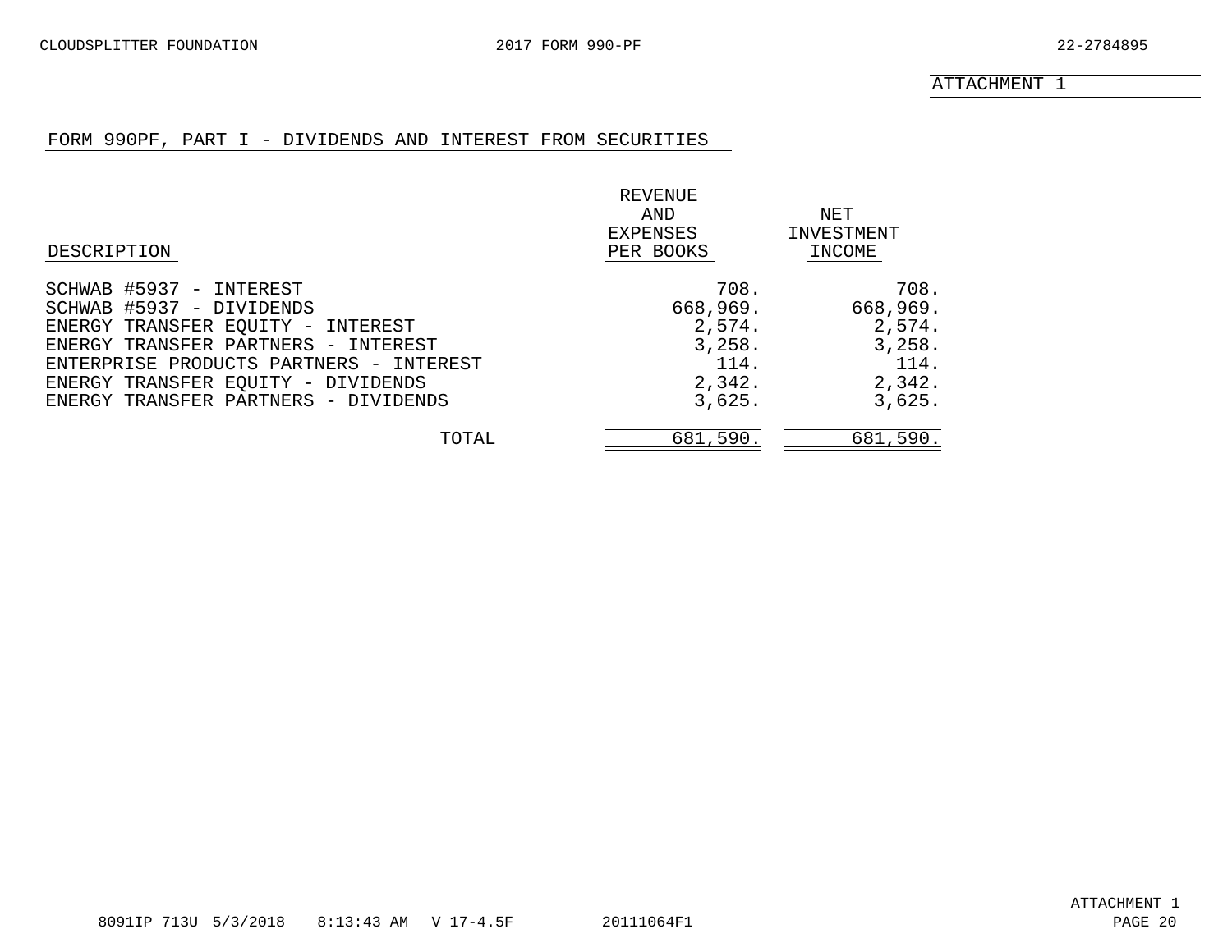ATTACHMENT 1

## FORM 990PF, PART I - DIVIDENDS AND INTEREST FROM SECURITIES

| DESCRIPTION | REVENUE AND EXPENSES PER BOOKS | NET INVESTMENT INCOME |
|---|---|---|
| SCHWAB #5937 - INTEREST | 708. | 708. |
| SCHWAB #5937 - DIVIDENDS | 668,969. | 668,969. |
| ENERGY TRANSFER EQUITY - INTEREST | 2,574. | 2,574. |
| ENERGY TRANSFER PARTNERS - INTEREST | 3,258. | 3,258. |
| ENTERPRISE PRODUCTS PARTNERS - INTEREST | 114. | 114. |
| ENERGY TRANSFER EQUITY - DIVIDENDS | 2,342. | 2,342. |
| ENERGY TRANSFER PARTNERS - DIVIDENDS | 3,625. | 3,625. |
| TOTAL | 681,590. | 681,590. |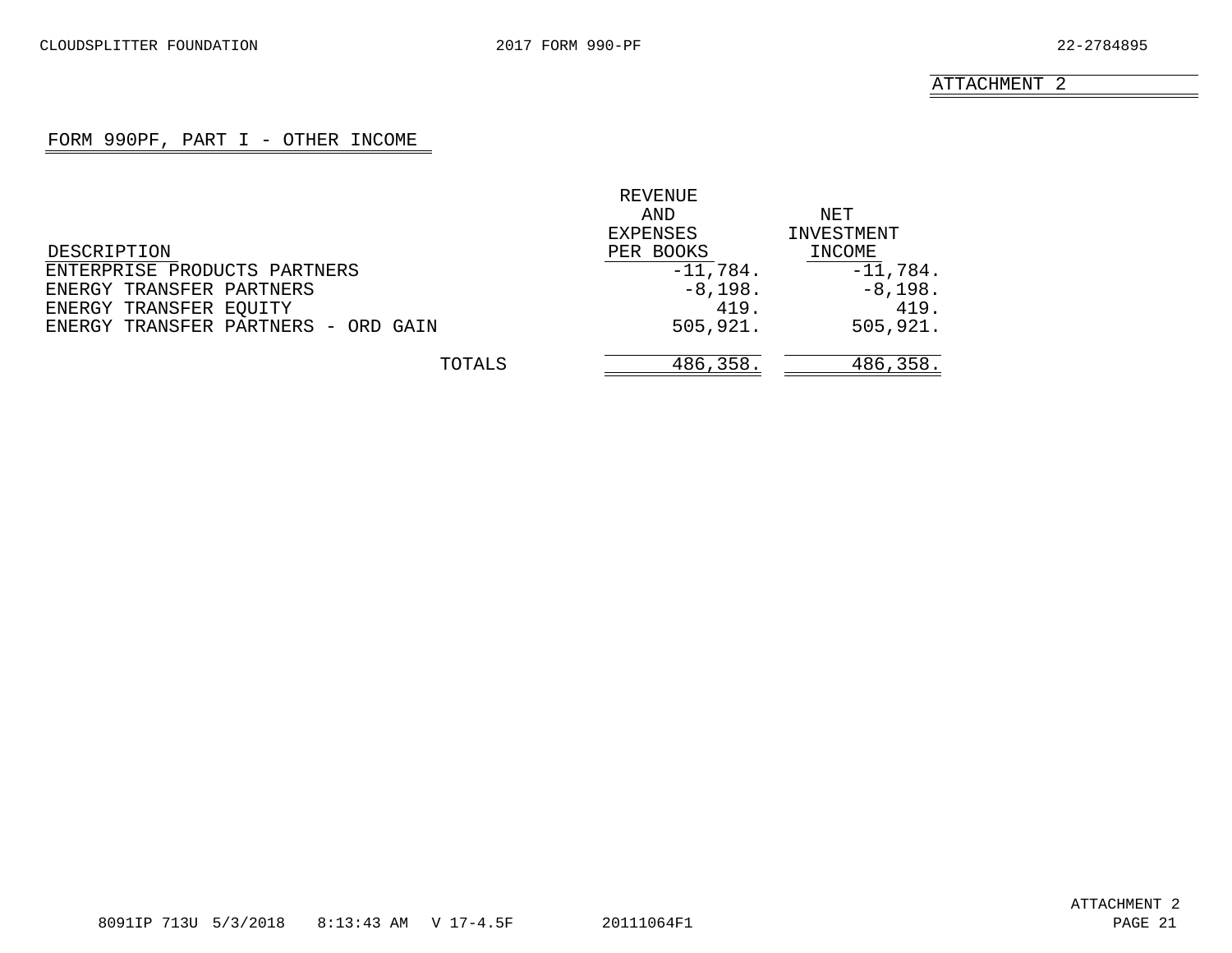ATTACHMENT 2

## FORM 990PF, PART I - OTHER INCOME

| DESCRIPTION | REVENUE AND EXPENSES PER BOOKS | NET INVESTMENT INCOME |
|---|---|---|
| ENTERPRISE PRODUCTS PARTNERS | -11,784. | -11,784. |
| ENERGY TRANSFER PARTNERS | -8,198. | -8,198. |
| ENERGY TRANSFER EQUITY | 419. | 419. |
| ENERGY TRANSFER PARTNERS - ORD GAIN | 505,921. | 505,921. |
| TOTALS | 486,358. | 486,358. |

ATTACHMENT 2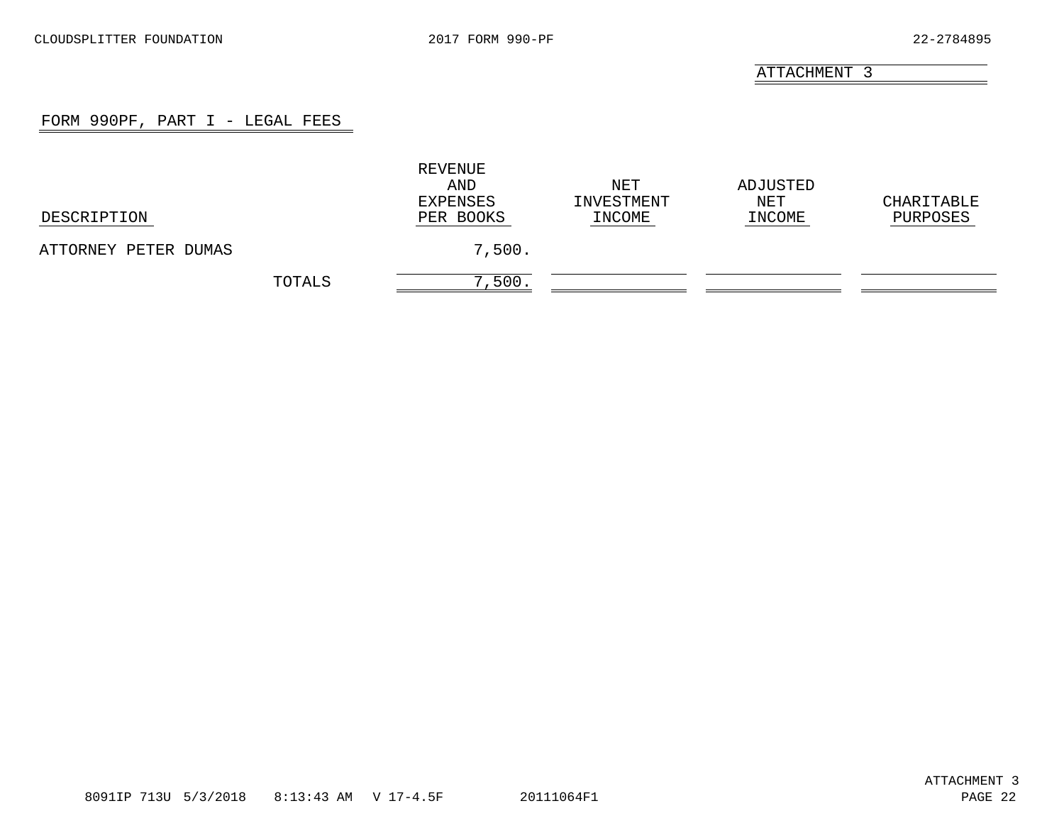ATTACHMENT 3

## FORM 990PF, PART I - LEGAL FEES

| DESCRIPTION | REVENUE AND EXPENSES PER BOOKS | NET INVESTMENT INCOME | ADJUSTED NET INCOME | CHARITABLE PURPOSES |
|---|---|---|---|---|
| ATTORNEY PETER DUMAS | 7,500. | | | |
| TOTALS | 7,500. | | | |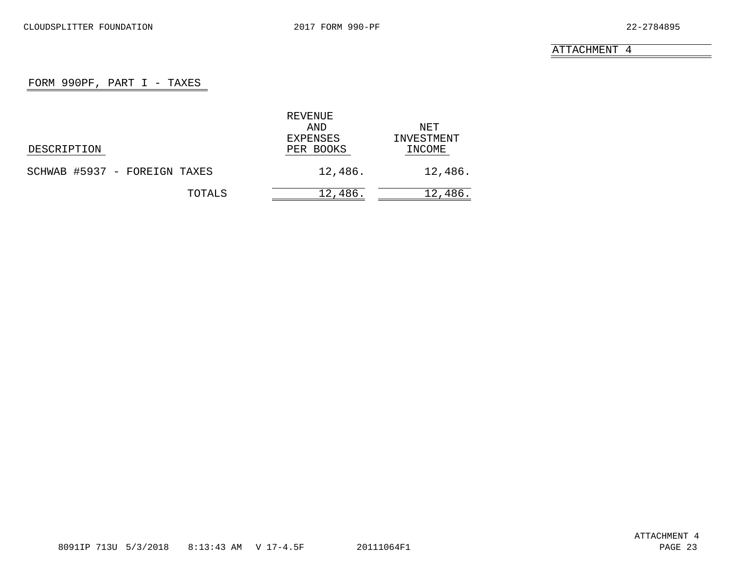ATTACHMENT 4

## FORM 990PF, PART I - TAXES

| DESCRIPTION | REVENUE AND EXPENSES PER BOOKS | NET INVESTMENT INCOME |
|---|---|---|
| SCHWAB #5937 - FOREIGN TAXES | 12,486. | 12,486. |
| TOTALS | 12,486. | 12,486. |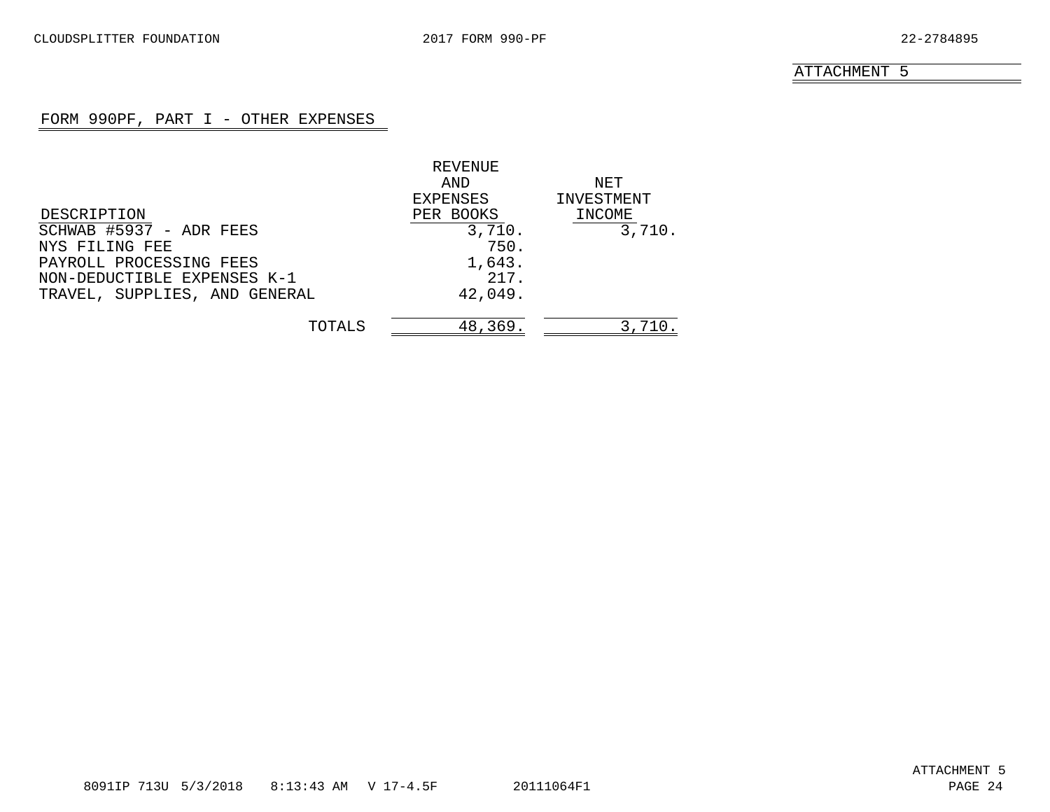ATTACHMENT 5

## FORM 990PF, PART I - OTHER EXPENSES

| DESCRIPTION | REVENUE AND EXPENSES PER BOOKS | NET INVESTMENT INCOME |
|---|---|---|
| SCHWAB #5937 - ADR FEES | 3,710. | 3,710. |
| NYS FILING FEE | 750. | |
| PAYROLL PROCESSING FEES | 1,643. | |
| NON-DEDUCTIBLE EXPENSES K-1 | 217. | |
| TRAVEL, SUPPLIES, AND GENERAL | 42,049. | |
| TOTALS | 48,369. | 3,710. |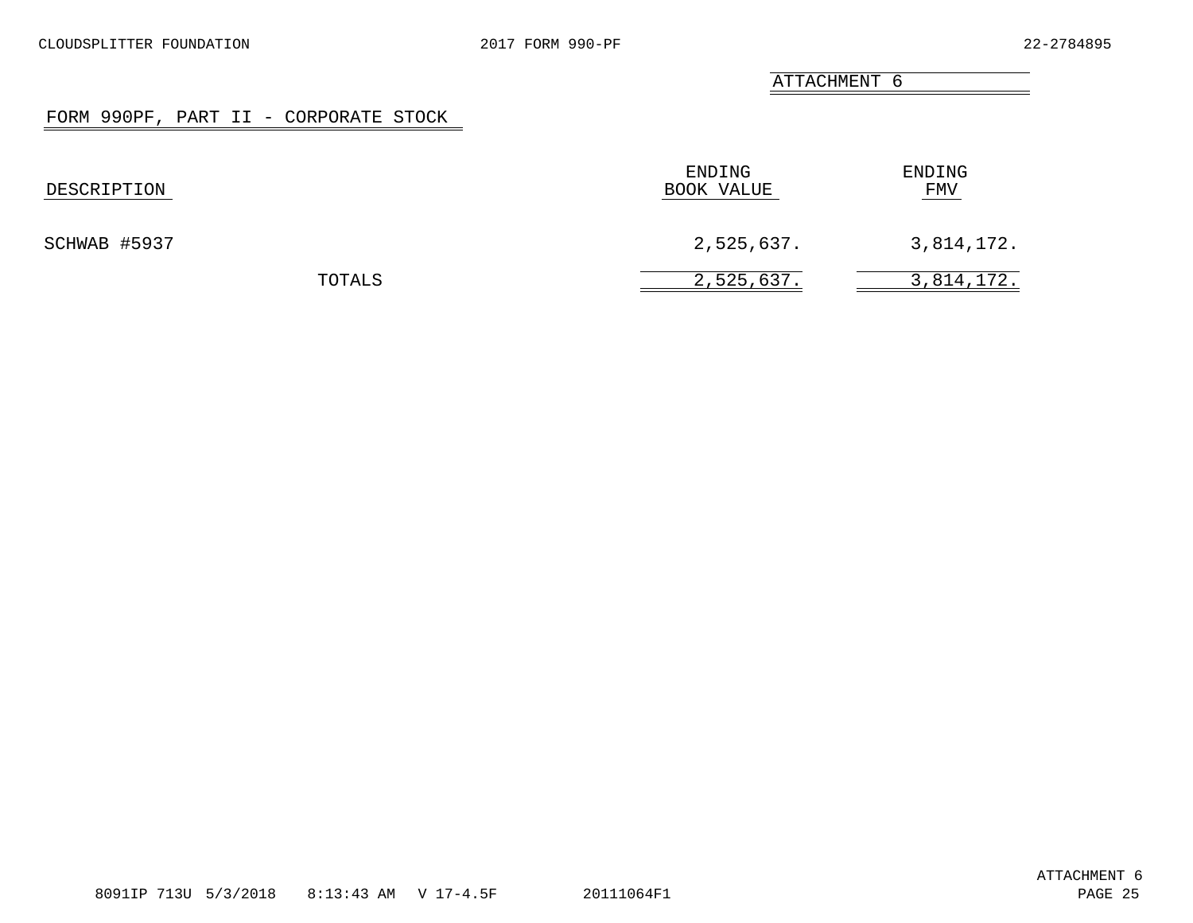ATTACHMENT 6

## FORM 990PF, PART II - CORPORATE STOCK

| DESCRIPTION | ENDING BOOK VALUE | ENDING FMV |
|---|---|---|
| SCHWAB #5937 | 2,525,637. | 3,814,172. |
| TOTALS | 2,525,637. | 3,814,172. |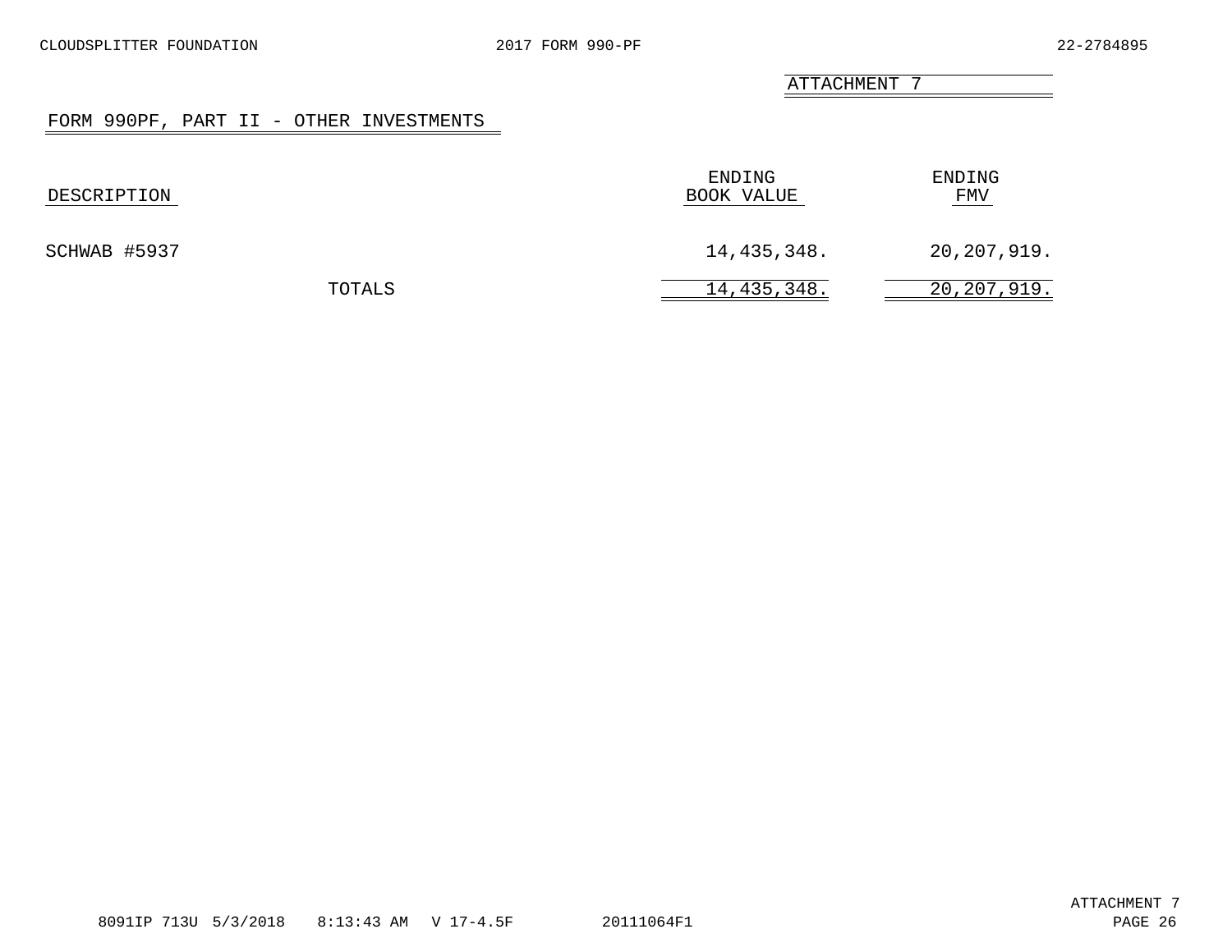ATTACHMENT 7

## FORM 990PF, PART II - OTHER INVESTMENTS

| DESCRIPTION | ENDING BOOK VALUE | ENDING FMV |
|---|---|---|
| SCHWAB #5937 | 14,435,348. | 20,207,919. |
| TOTALS | 14,435,348. | 20,207,919. |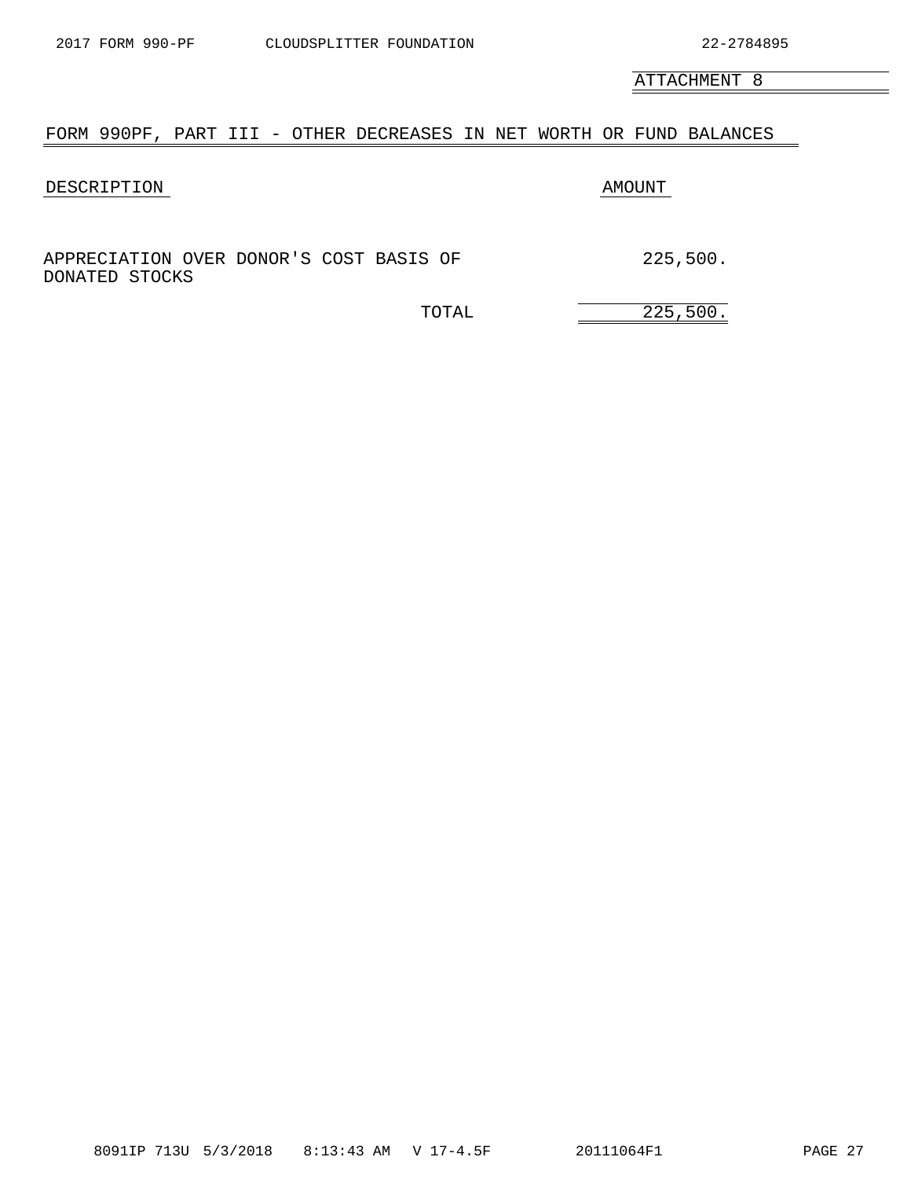ATTACHMENT 8

## FORM 990PF, PART III - OTHER DECREASES IN NET WORTH OR FUND BALANCES

| DESCRIPTION | AMOUNT |
|---|---|
| APPRECIATION OVER DONOR'S COST BASIS OF DONATED STOCKS | 225,500. |
| TOTAL | 225,500. |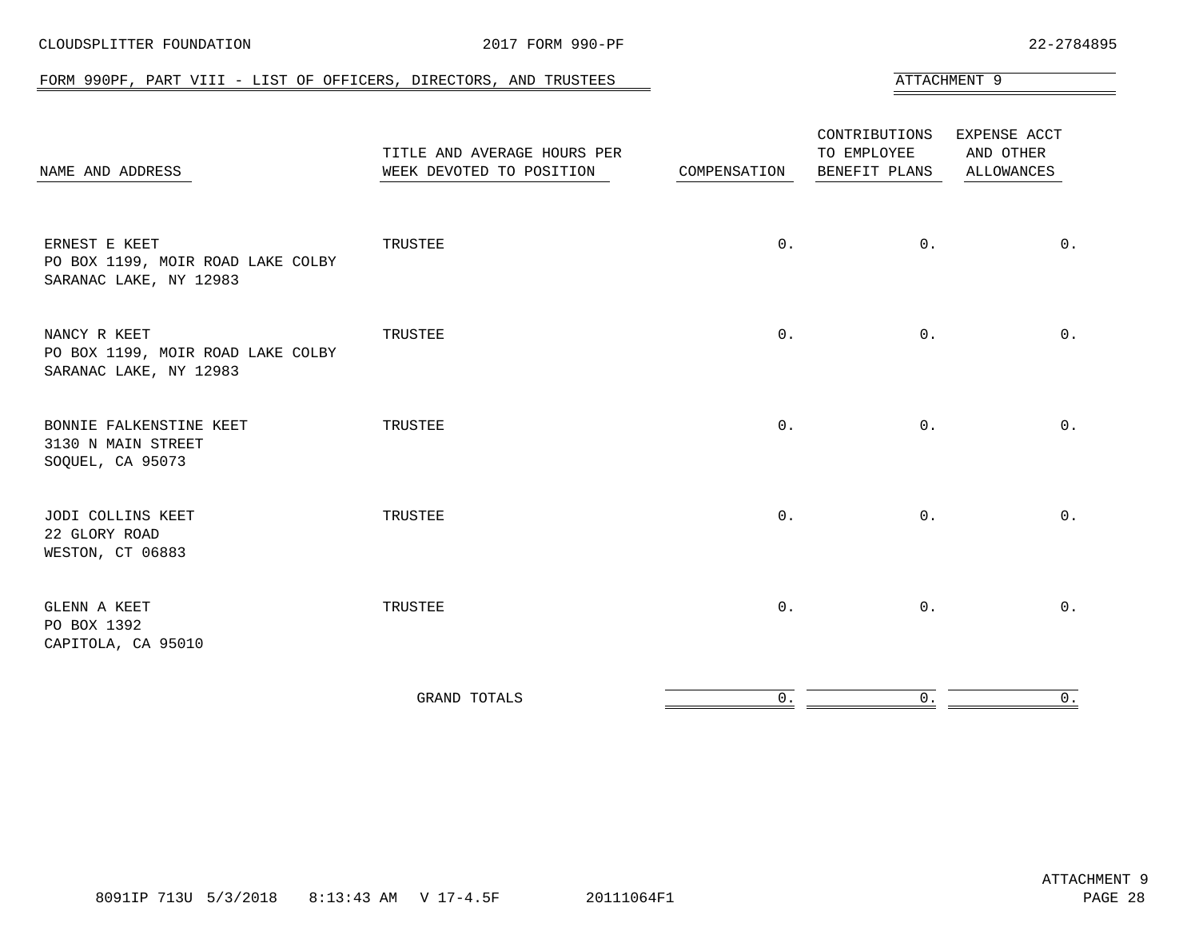## FORM 990PF, PART VIII - LIST OF OFFICERS, DIRECTORS, AND TRUSTEES

ATTACHMENT 9

| NAME AND ADDRESS | TITLE AND AVERAGE HOURS PER WEEK DEVOTED TO POSITION | COMPENSATION | CONTRIBUTIONS TO EMPLOYEE BENEFIT PLANS | EXPENSE ACCT AND OTHER ALLOWANCES |
|---|---|---|---|---|
| ERNEST E KEET<br>PO BOX 1199, MOIR ROAD LAKE COLBY<br>SARANAC LAKE, NY 12983 | TRUSTEE | 0. | 0. | 0. |
| NANCY R KEET<br>PO BOX 1199, MOIR ROAD LAKE COLBY<br>SARANAC LAKE, NY 12983 | TRUSTEE | 0. | 0. | 0. |
| BONNIE FALKENSTINE KEET<br>3130 N MAIN STREET<br>SOQUEL, CA 95073 | TRUSTEE | 0. | 0. | 0. |
| JODI COLLINS KEET<br>22 GLORY ROAD<br>WESTON, CT 06883 | TRUSTEE | 0. | 0. | 0. |
| GLENN A KEET<br>PO BOX 1392<br>CAPITOLA, CA 95010 | TRUSTEE | 0. | 0. | 0. |
| | GRAND TOTALS | 0. | 0. | 0. |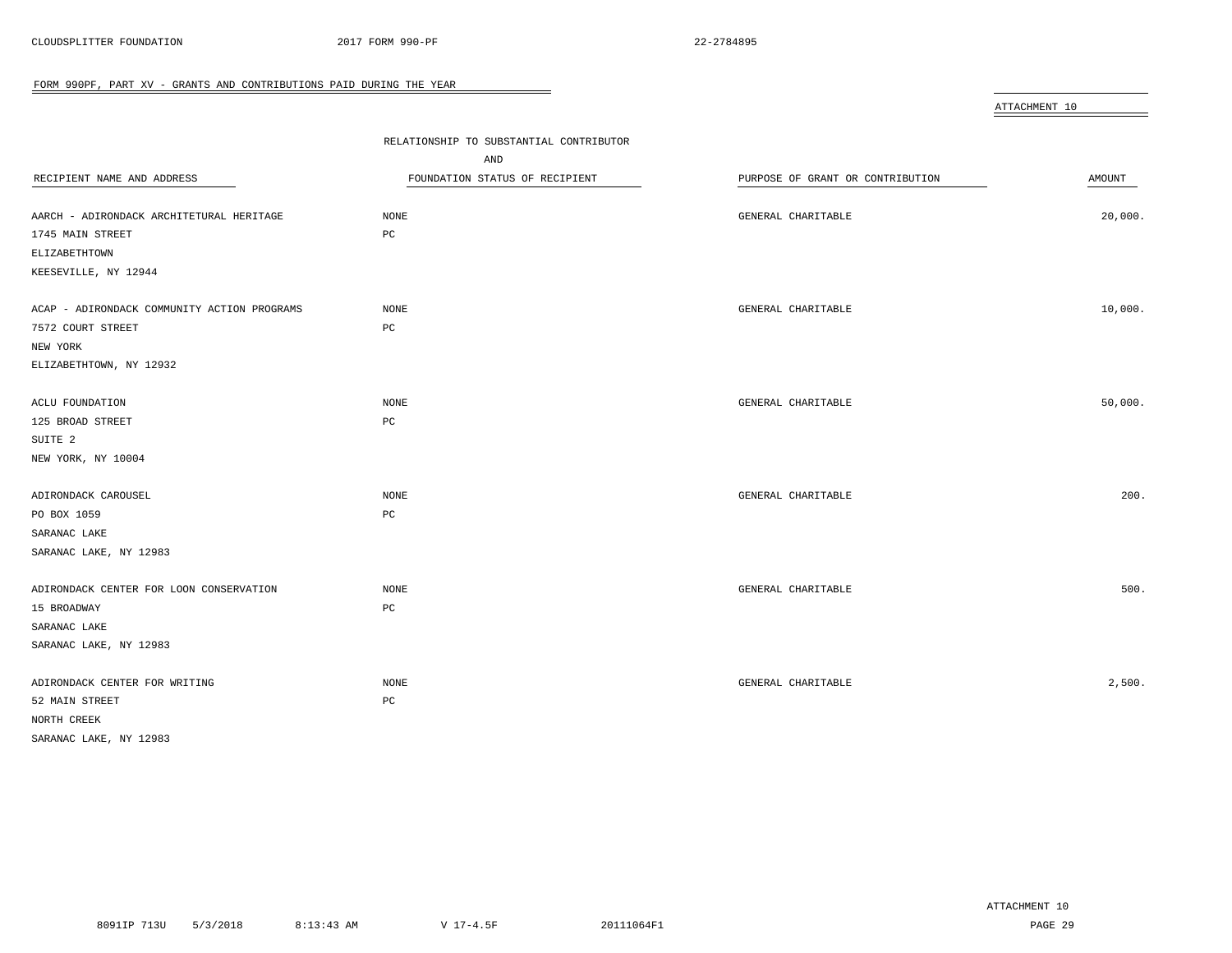## FORM 990PF, PART XV - GRANTS AND CONTRIBUTIONS PAID DURING THE YEAR

ATTACHMENT 10

| RECIPIENT NAME AND ADDRESS | RELATIONSHIP TO SUBSTANTIAL CONTRIBUTOR AND FOUNDATION STATUS OF RECIPIENT | PURPOSE OF GRANT OR CONTRIBUTION | AMOUNT |
|---|---|---|---|
| AARCH - ADIRONDACK ARCHITETURAL HERITAGE<br>1745 MAIN STREET<br>ELIZABETHTOWN<br>KEESEVILLE, NY 12944 | NONE<br>PC | GENERAL CHARITABLE | 20,000. |
| ACAP - ADIRONDACK COMMUNITY ACTION PROGRAMS<br>7572 COURT STREET<br>NEW YORK<br>ELIZABETHTOWN, NY 12932 | NONE<br>PC | GENERAL CHARITABLE | 10,000. |
| ACLU FOUNDATION<br>125 BROAD STREET<br>SUITE 2<br>NEW YORK, NY 10004 | NONE<br>PC | GENERAL CHARITABLE | 50,000. |
| ADIRONDACK CAROUSEL<br>PO BOX 1059<br>SARANAC LAKE<br>SARANAC LAKE, NY 12983 | NONE<br>PC | GENERAL CHARITABLE | 200. |
| ADIRONDACK CENTER FOR LOON CONSERVATION<br>15 BROADWAY<br>SARANAC LAKE<br>SARANAC LAKE, NY 12983 | NONE<br>PC | GENERAL CHARITABLE | 500. |
| ADIRONDACK CENTER FOR WRITING<br>52 MAIN STREET<br>NORTH CREEK<br>SARANAC LAKE, NY 12983 | NONE<br>PC | GENERAL CHARITABLE | 2,500. |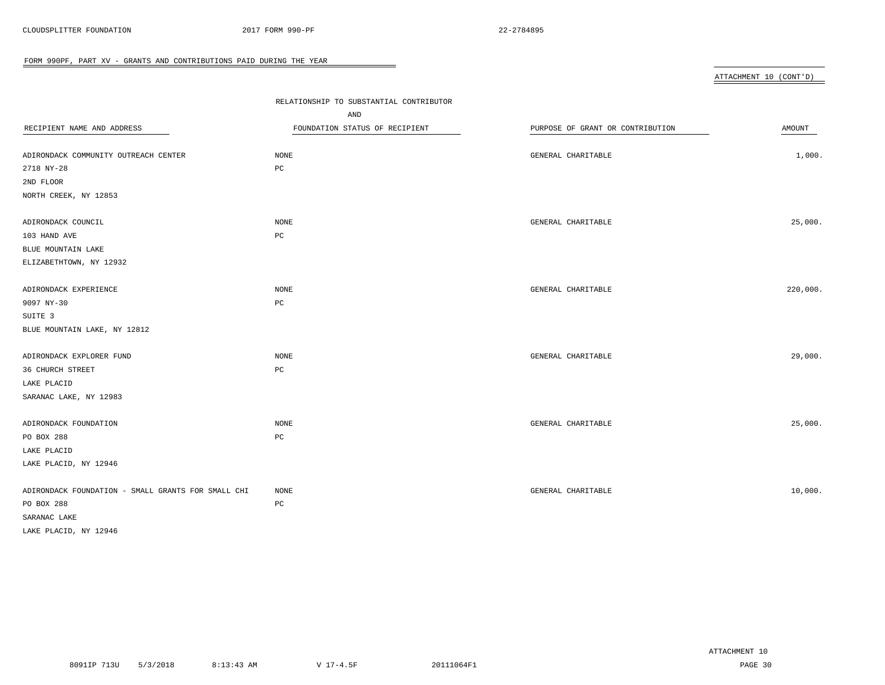FORM 990PF, PART XV - GRANTS AND CONTRIBUTIONS PAID DURING THE YEAR

ATTACHMENT 10 (CONT'D)

| RECIPIENT NAME AND ADDRESS | RELATIONSHIP TO SUBSTANTIAL CONTRIBUTOR AND FOUNDATION STATUS OF RECIPIENT | PURPOSE OF GRANT OR CONTRIBUTION | AMOUNT |
|---|---|---|---|
| ADIRONDACK COMMUNITY OUTREACH CENTER<br>2718 NY-28<br>2ND FLOOR<br>NORTH CREEK, NY 12853 | NONE<br>PC | GENERAL CHARITABLE | 1,000. |
| ADIRONDACK COUNCIL<br>103 HAND AVE<br>BLUE MOUNTAIN LAKE<br>ELIZABETHTOWN, NY 12932 | NONE<br>PC | GENERAL CHARITABLE | 25,000. |
| ADIRONDACK EXPERIENCE<br>9097 NY-30<br>SUITE 3<br>BLUE MOUNTAIN LAKE, NY 12812 | NONE<br>PC | GENERAL CHARITABLE | 220,000. |
| ADIRONDACK EXPLORER FUND<br>36 CHURCH STREET<br>LAKE PLACID<br>SARANAC LAKE, NY 12983 | NONE<br>PC | GENERAL CHARITABLE | 29,000. |
| ADIRONDACK FOUNDATION<br>PO BOX 288<br>LAKE PLACID<br>LAKE PLACID, NY 12946 | NONE<br>PC | GENERAL CHARITABLE | 25,000. |
| ADIRONDACK FOUNDATION - SMALL GRANTS FOR SMALL CHI<br>PO BOX 288<br>SARANAC LAKE<br>LAKE PLACID, NY 12946 | NONE<br>PC | GENERAL CHARITABLE | 10,000. |

ATTACHMENT 10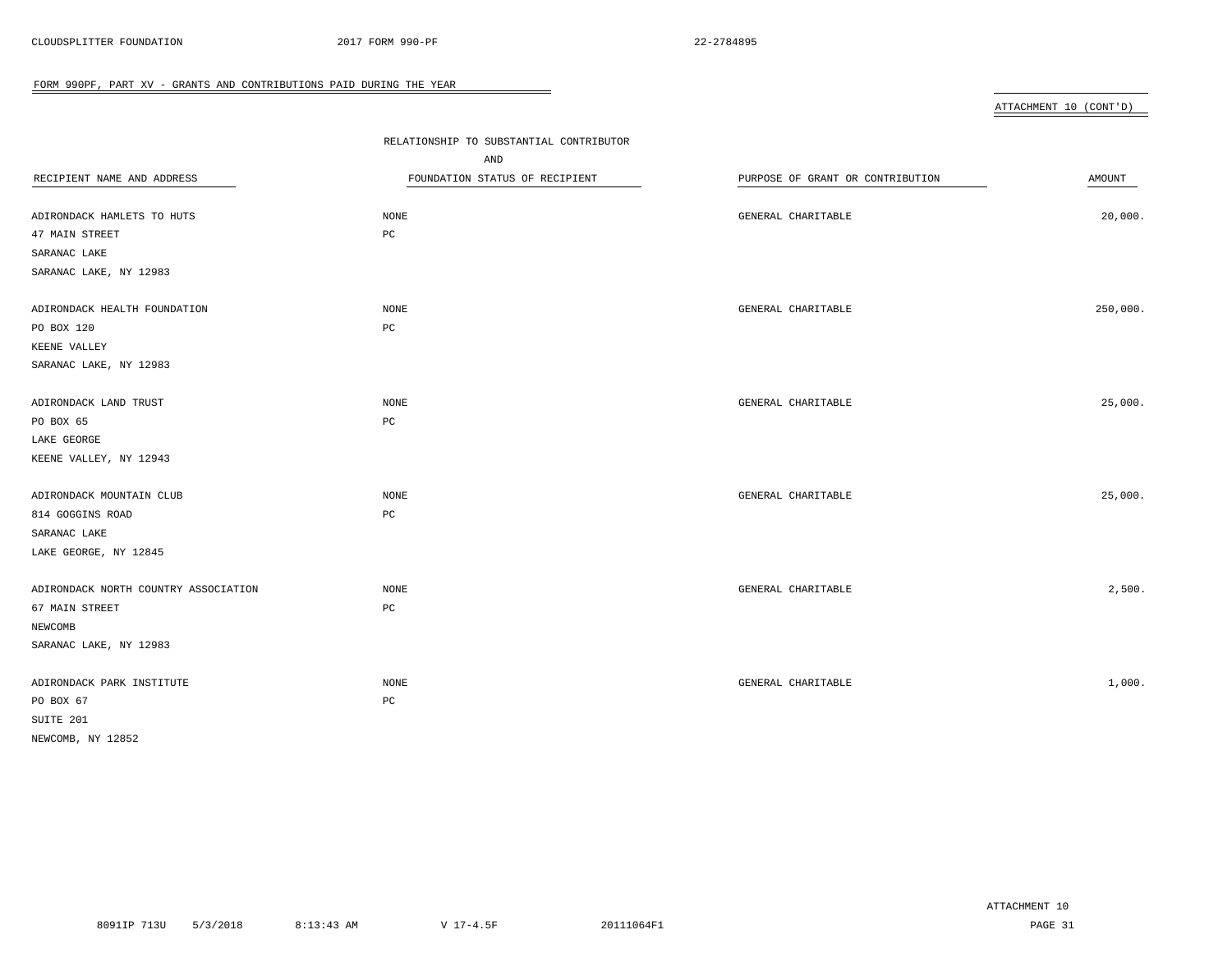## FORM 990PF, PART XV - GRANTS AND CONTRIBUTIONS PAID DURING THE YEAR

ATTACHMENT 10 (CONT'D)

| RECIPIENT NAME AND ADDRESS | RELATIONSHIP TO SUBSTANTIAL CONTRIBUTOR AND FOUNDATION STATUS OF RECIPIENT | PURPOSE OF GRANT OR CONTRIBUTION | AMOUNT |
|---|---|---|---|
| ADIRONDACK HAMLETS TO HUTS<br>47 MAIN STREET<br>SARANAC LAKE<br>SARANAC LAKE, NY 12983 | NONE<br>PC | GENERAL CHARITABLE | 20,000. |
| ADIRONDACK HEALTH FOUNDATION<br>PO BOX 120<br>KEENE VALLEY<br>SARANAC LAKE, NY 12983 | NONE<br>PC | GENERAL CHARITABLE | 250,000. |
| ADIRONDACK LAND TRUST<br>PO BOX 65<br>LAKE GEORGE<br>KEENE VALLEY, NY 12943 | NONE<br>PC | GENERAL CHARITABLE | 25,000. |
| ADIRONDACK MOUNTAIN CLUB<br>814 GOGGINS ROAD<br>SARANAC LAKE<br>LAKE GEORGE, NY 12845 | NONE<br>PC | GENERAL CHARITABLE | 25,000. |
| ADIRONDACK NORTH COUNTRY ASSOCIATION<br>67 MAIN STREET<br>NEWCOMB<br>SARANAC LAKE, NY 12983 | NONE<br>PC | GENERAL CHARITABLE | 2,500. |
| ADIRONDACK PARK INSTITUTE<br>PO BOX 67<br>SUITE 201<br>NEWCOMB, NY 12852 | NONE<br>PC | GENERAL CHARITABLE | 1,000. |

ATTACHMENT 10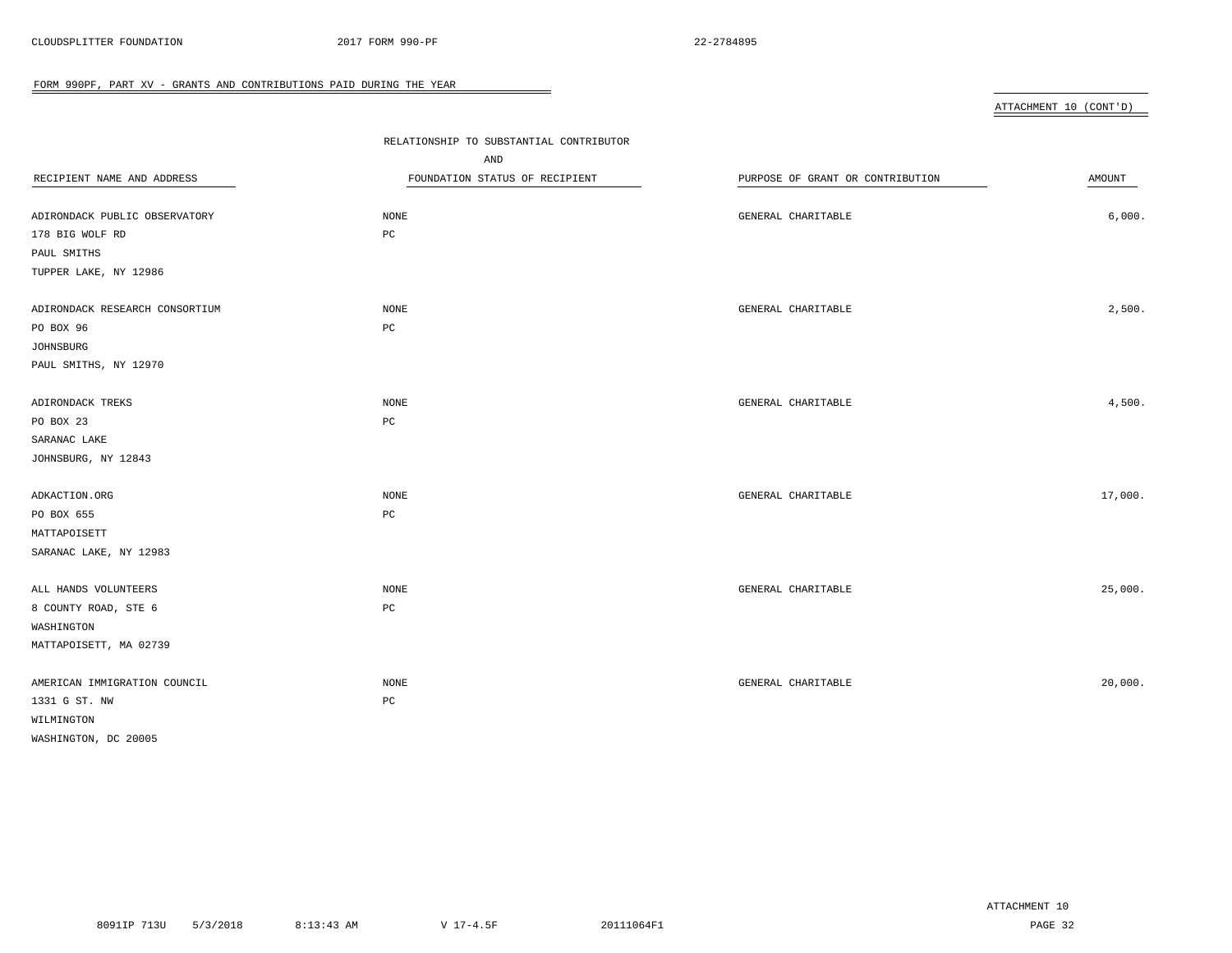## FORM 990PF, PART XV - GRANTS AND CONTRIBUTIONS PAID DURING THE YEAR

ATTACHMENT 10 (CONT'D)

| RECIPIENT NAME AND ADDRESS | RELATIONSHIP TO SUBSTANTIAL CONTRIBUTOR AND FOUNDATION STATUS OF RECIPIENT | PURPOSE OF GRANT OR CONTRIBUTION | AMOUNT |
|---|---|---|---|
| ADIRONDACK PUBLIC OBSERVATORY<br>178 BIG WOLF RD<br>PAUL SMITHS<br>TUPPER LAKE, NY 12986 | NONE<br>PC | GENERAL CHARITABLE | 6,000. |
| ADIRONDACK RESEARCH CONSORTIUM<br>PO BOX 96<br>JOHNSBURG<br>PAUL SMITHS, NY 12970 | NONE<br>PC | GENERAL CHARITABLE | 2,500. |
| ADIRONDACK TREKS<br>PO BOX 23<br>SARANAC LAKE<br>JOHNSBURG, NY 12843 | NONE<br>PC | GENERAL CHARITABLE | 4,500. |
| ADKACTION.ORG<br>PO BOX 655<br>MATTAPOISETT<br>SARANAC LAKE, NY 12983 | NONE<br>PC | GENERAL CHARITABLE | 17,000. |
| ALL HANDS VOLUNTEERS<br>8 COUNTY ROAD, STE 6<br>WASHINGTON<br>MATTAPOISETT, MA 02739 | NONE<br>PC | GENERAL CHARITABLE | 25,000. |
| AMERICAN IMMIGRATION COUNCIL<br>1331 G ST. NW<br>WILMINGTON<br>WASHINGTON, DC 20005 | NONE<br>PC | GENERAL CHARITABLE | 20,000. |

ATTACHMENT 10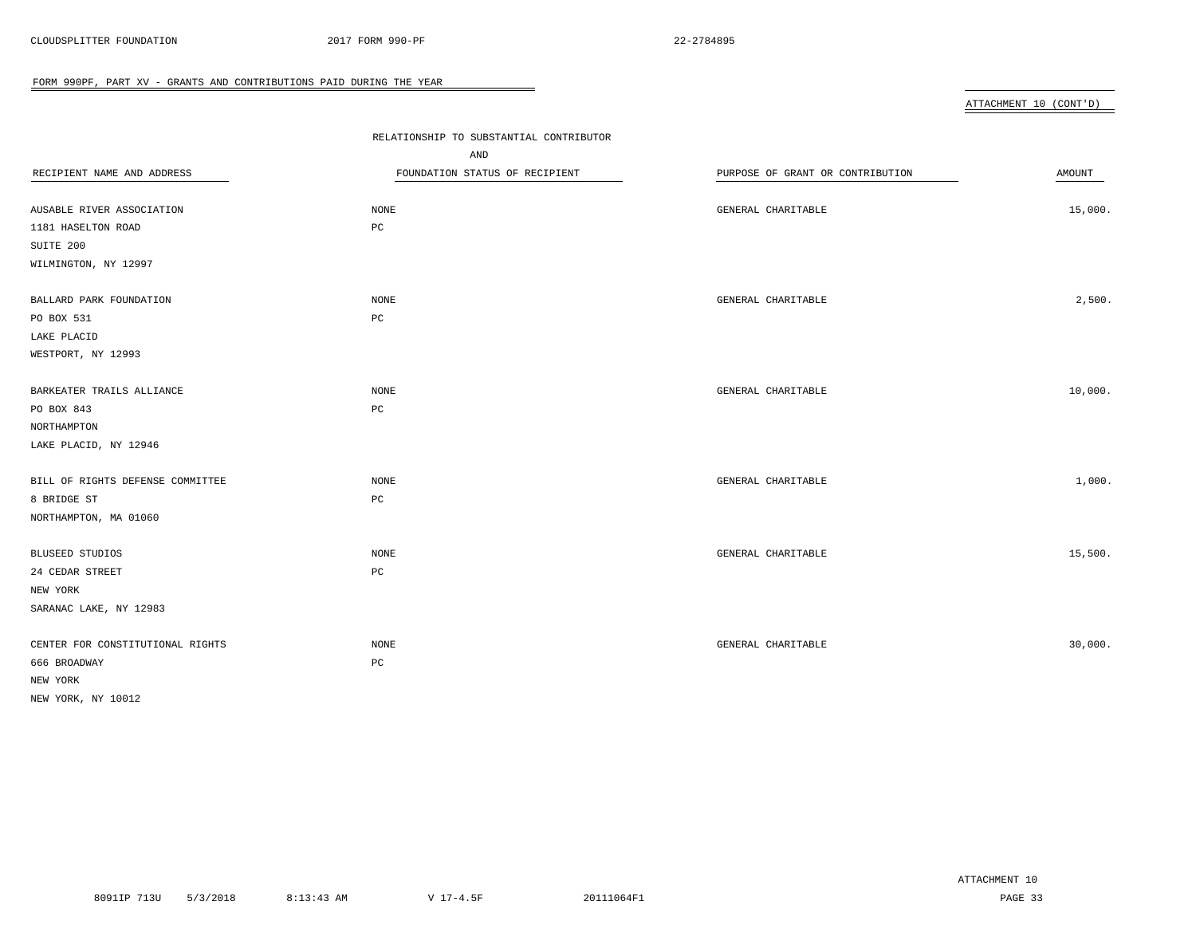FORM 990PF, PART XV - GRANTS AND CONTRIBUTIONS PAID DURING THE YEAR

ATTACHMENT 10 (CONT'D)

| RECIPIENT NAME AND ADDRESS | RELATIONSHIP TO SUBSTANTIAL CONTRIBUTOR AND FOUNDATION STATUS OF RECIPIENT | PURPOSE OF GRANT OR CONTRIBUTION | AMOUNT |
|---|---|---|---|
| AUSABLE RIVER ASSOCIATION<br>1181 HASELTON ROAD<br>SUITE 200<br>WILMINGTON, NY 12997 | NONE<br>PC | GENERAL CHARITABLE | 15,000. |
| BALLARD PARK FOUNDATION<br>PO BOX 531<br>LAKE PLACID<br>WESTPORT, NY 12993 | NONE<br>PC | GENERAL CHARITABLE | 2,500. |
| BARKEATER TRAILS ALLIANCE<br>PO BOX 843<br>NORTHAMPTON<br>LAKE PLACID, NY 12946 | NONE<br>PC | GENERAL CHARITABLE | 10,000. |
| BILL OF RIGHTS DEFENSE COMMITTEE<br>8 BRIDGE ST<br>NORTHAMPTON, MA 01060 | NONE<br>PC | GENERAL CHARITABLE | 1,000. |
| BLUSEED STUDIOS<br>24 CEDAR STREET<br>NEW YORK<br>SARANAC LAKE, NY 12983 | NONE<br>PC | GENERAL CHARITABLE | 15,500. |
| CENTER FOR CONSTITUTIONAL RIGHTS<br>666 BROADWAY<br>NEW YORK<br>NEW YORK, NY 10012 | NONE<br>PC | GENERAL CHARITABLE | 30,000. |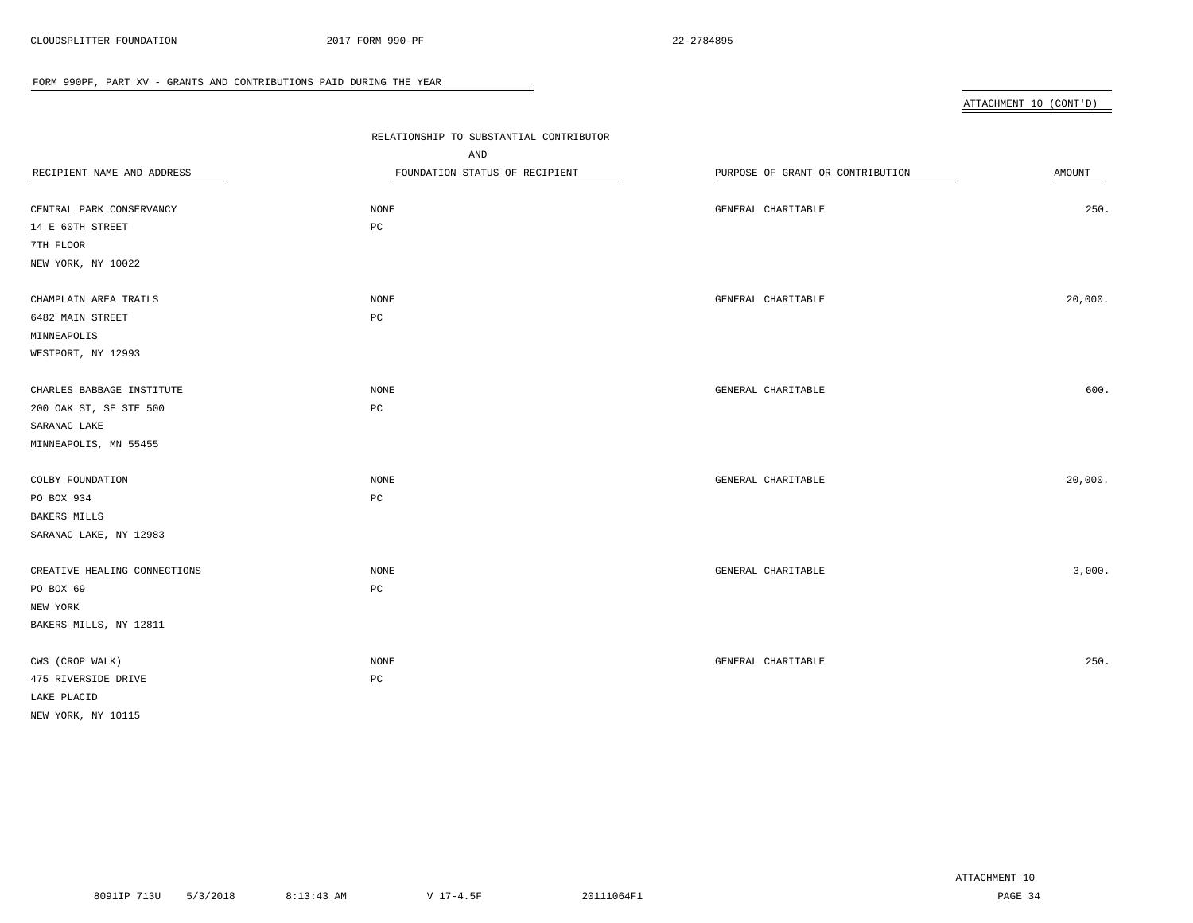## FORM 990PF, PART XV - GRANTS AND CONTRIBUTIONS PAID DURING THE YEAR

ATTACHMENT 10 (CONT'D)

| RECIPIENT NAME AND ADDRESS | RELATIONSHIP TO SUBSTANTIAL CONTRIBUTOR AND FOUNDATION STATUS OF RECIPIENT | PURPOSE OF GRANT OR CONTRIBUTION | AMOUNT |
|---|---|---|---|
| CENTRAL PARK CONSERVANCY<br>14 E 60TH STREET<br>7TH FLOOR<br>NEW YORK, NY 10022 | NONE<br>PC | GENERAL CHARITABLE | 250. |
| CHAMPLAIN AREA TRAILS<br>6482 MAIN STREET<br>MINNEAPOLIS<br>WESTPORT, NY 12993 | NONE<br>PC | GENERAL CHARITABLE | 20,000. |
| CHARLES BABBAGE INSTITUTE<br>200 OAK ST, SE STE 500<br>SARANAC LAKE<br>MINNEAPOLIS, MN 55455 | NONE<br>PC | GENERAL CHARITABLE | 600. |
| COLBY FOUNDATION<br>PO BOX 934<br>BAKERS MILLS<br>SARANAC LAKE, NY 12983 | NONE<br>PC | GENERAL CHARITABLE | 20,000. |
| CREATIVE HEALING CONNECTIONS<br>PO BOX 69<br>NEW YORK<br>BAKERS MILLS, NY 12811 | NONE<br>PC | GENERAL CHARITABLE | 3,000. |
| CWS (CROP WALK)<br>475 RIVERSIDE DRIVE<br>LAKE PLACID<br>NEW YORK, NY 10115 | NONE<br>PC | GENERAL CHARITABLE | 250. |

ATTACHMENT 10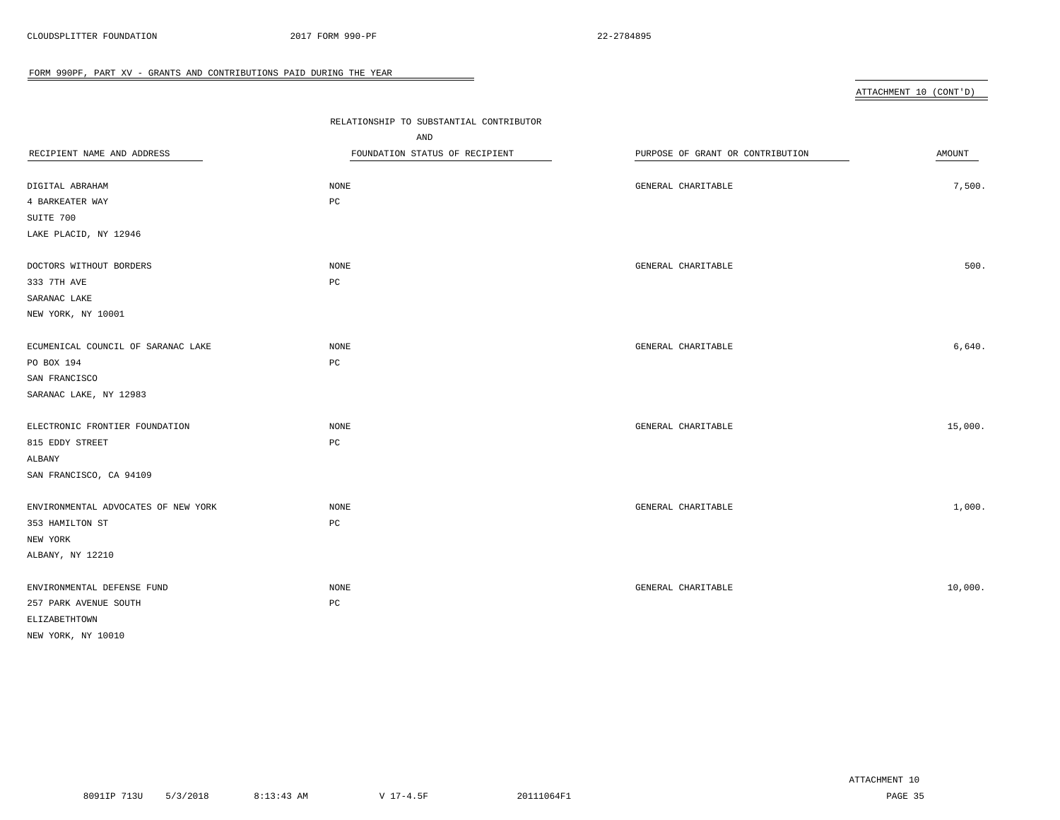FORM 990PF, PART XV - GRANTS AND CONTRIBUTIONS PAID DURING THE YEAR

ATTACHMENT 10 (CONT'D)

| RECIPIENT NAME AND ADDRESS | RELATIONSHIP TO SUBSTANTIAL CONTRIBUTOR AND FOUNDATION STATUS OF RECIPIENT | PURPOSE OF GRANT OR CONTRIBUTION | AMOUNT |
|---|---|---|---|
| DIGITAL ABRAHAM<br>4 BARKEATER WAY<br>SUITE 700<br>LAKE PLACID, NY 12946 | NONE<br>PC | GENERAL CHARITABLE | 7,500. |
| DOCTORS WITHOUT BORDERS<br>333 7TH AVE<br>SARANAC LAKE<br>NEW YORK, NY 10001 | NONE<br>PC | GENERAL CHARITABLE | 500. |
| ECUMENICAL COUNCIL OF SARANAC LAKE<br>PO BOX 194<br>SAN FRANCISCO<br>SARANAC LAKE, NY 12983 | NONE<br>PC | GENERAL CHARITABLE | 6,640. |
| ELECTRONIC FRONTIER FOUNDATION<br>815 EDDY STREET<br>ALBANY<br>SAN FRANCISCO, CA 94109 | NONE<br>PC | GENERAL CHARITABLE | 15,000. |
| ENVIRONMENTAL ADVOCATES OF NEW YORK<br>353 HAMILTON ST<br>NEW YORK<br>ALBANY, NY 12210 | NONE<br>PC | GENERAL CHARITABLE | 1,000. |
| ENVIRONMENTAL DEFENSE FUND<br>257 PARK AVENUE SOUTH<br>ELIZABETHTOWN<br>NEW YORK, NY 10010 | NONE<br>PC | GENERAL CHARITABLE | 10,000. |

ATTACHMENT 10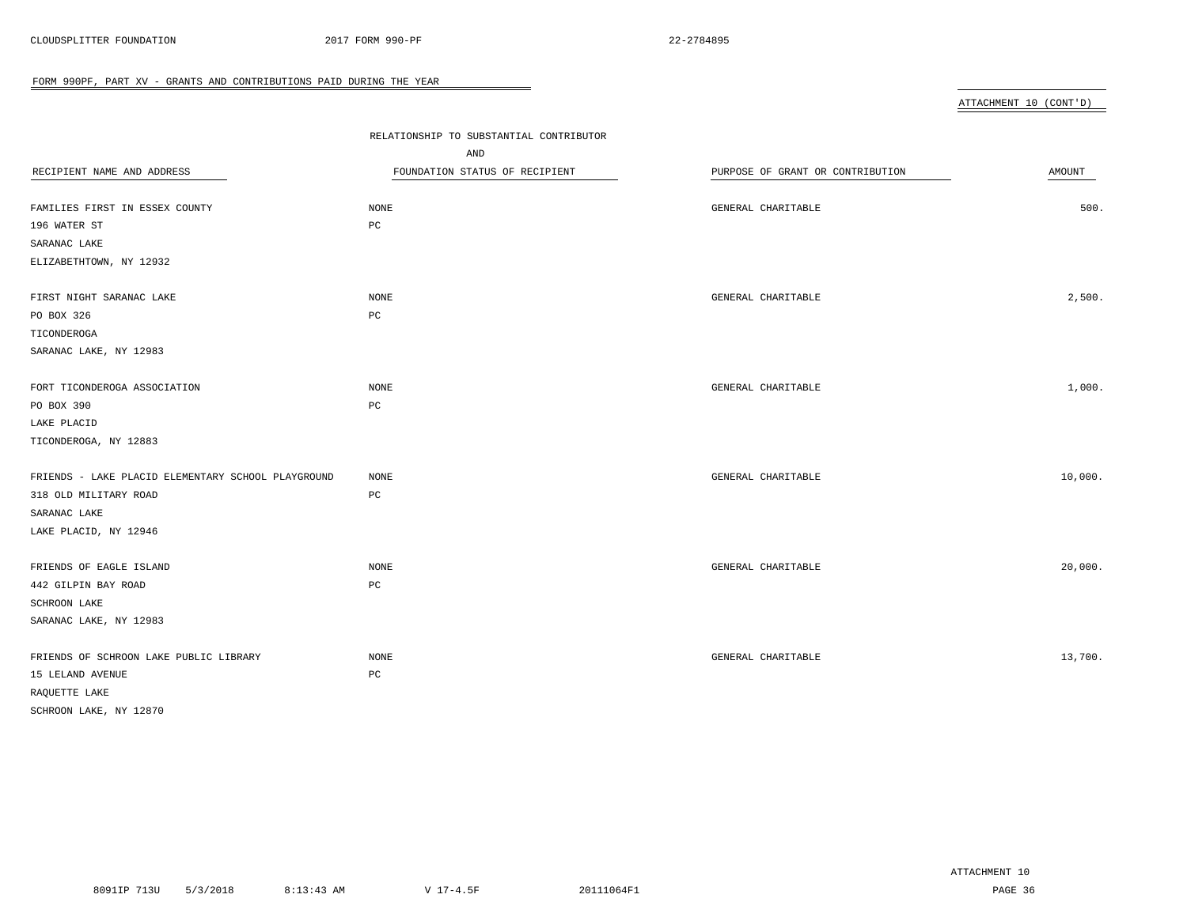## FORM 990PF, PART XV - GRANTS AND CONTRIBUTIONS PAID DURING THE YEAR

ATTACHMENT 10 (CONT'D)

| RECIPIENT NAME AND ADDRESS | RELATIONSHIP TO SUBSTANTIAL CONTRIBUTOR AND FOUNDATION STATUS OF RECIPIENT | PURPOSE OF GRANT OR CONTRIBUTION | AMOUNT |
|---|---|---|---|
| FAMILIES FIRST IN ESSEX COUNTY<br>196 WATER ST<br>SARANAC LAKE<br>ELIZABETHTOWN, NY 12932 | NONE<br>PC | GENERAL CHARITABLE | 500. |
| FIRST NIGHT SARANAC LAKE<br>PO BOX 326<br>TICONDEROGA<br>SARANAC LAKE, NY 12983 | NONE<br>PC | GENERAL CHARITABLE | 2,500. |
| FORT TICONDEROGA ASSOCIATION<br>PO BOX 390<br>LAKE PLACID<br>TICONDEROGA, NY 12883 | NONE<br>PC | GENERAL CHARITABLE | 1,000. |
| FRIENDS - LAKE PLACID ELEMENTARY SCHOOL PLAYGROUND<br>318 OLD MILITARY ROAD<br>SARANAC LAKE<br>LAKE PLACID, NY 12946 | NONE<br>PC | GENERAL CHARITABLE | 10,000. |
| FRIENDS OF EAGLE ISLAND<br>442 GILPIN BAY ROAD<br>SCHROON LAKE<br>SARANAC LAKE, NY 12983 | NONE<br>PC | GENERAL CHARITABLE | 20,000. |
| FRIENDS OF SCHROON LAKE PUBLIC LIBRARY<br>15 LELAND AVENUE<br>RAQUETTE LAKE<br>SCHROON LAKE, NY 12870 | NONE<br>PC | GENERAL CHARITABLE | 13,700. |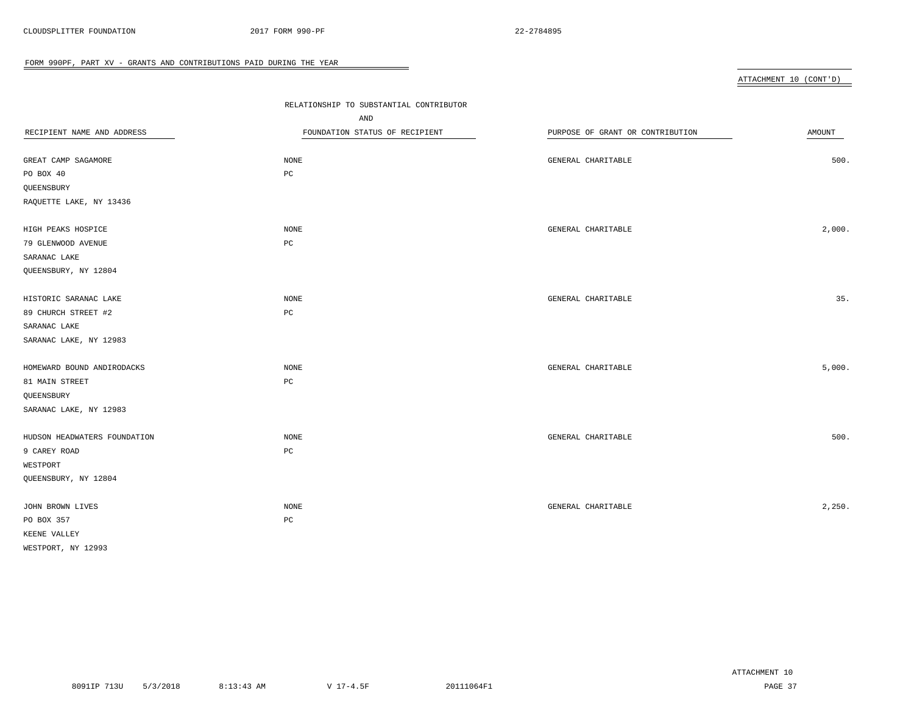FORM 990PF, PART XV - GRANTS AND CONTRIBUTIONS PAID DURING THE YEAR

ATTACHMENT 10 (CONT'D)

| RECIPIENT NAME AND ADDRESS | RELATIONSHIP TO SUBSTANTIAL CONTRIBUTOR AND FOUNDATION STATUS OF RECIPIENT | PURPOSE OF GRANT OR CONTRIBUTION | AMOUNT |
|---|---|---|---|
| GREAT CAMP SAGAMORE<br>PO BOX 40<br>QUEENSBURY<br>RAQUETTE LAKE, NY 13436 | NONE<br>PC | GENERAL CHARITABLE | 500. |
| HIGH PEAKS HOSPICE<br>79 GLENWOOD AVENUE<br>SARANAC LAKE<br>QUEENSBURY, NY 12804 | NONE<br>PC | GENERAL CHARITABLE | 2,000. |
| HISTORIC SARANAC LAKE<br>89 CHURCH STREET #2<br>SARANAC LAKE<br>SARANAC LAKE, NY 12983 | NONE<br>PC | GENERAL CHARITABLE | 35. |
| HOMEWARD BOUND ANDIRODACKS<br>81 MAIN STREET<br>QUEENSBURY<br>SARANAC LAKE, NY 12983 | NONE<br>PC | GENERAL CHARITABLE | 5,000. |
| HUDSON HEADWATERS FOUNDATION<br>9 CAREY ROAD<br>WESTPORT<br>QUEENSBURY, NY 12804 | NONE<br>PC | GENERAL CHARITABLE | 500. |
| JOHN BROWN LIVES<br>PO BOX 357<br>KEENE VALLEY<br>WESTPORT, NY 12993 | NONE<br>PC | GENERAL CHARITABLE | 2,250. |

ATTACHMENT 10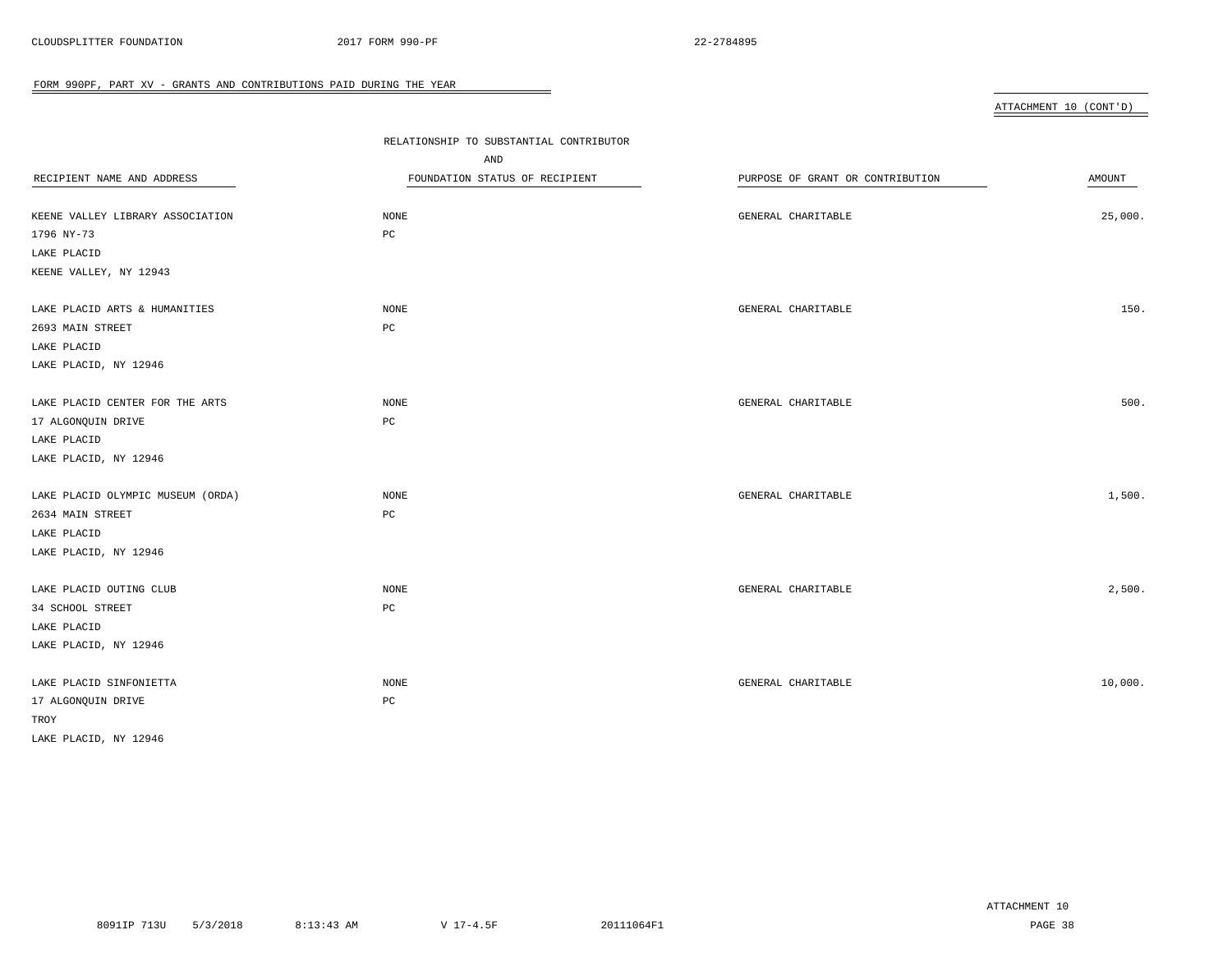FORM 990PF, PART XV - GRANTS AND CONTRIBUTIONS PAID DURING THE YEAR

ATTACHMENT 10 (CONT'D)

| RECIPIENT NAME AND ADDRESS | RELATIONSHIP TO SUBSTANTIAL CONTRIBUTOR AND FOUNDATION STATUS OF RECIPIENT | PURPOSE OF GRANT OR CONTRIBUTION | AMOUNT |
|---|---|---|---|
| KEENE VALLEY LIBRARY ASSOCIATION<br>1796 NY-73<br>LAKE PLACID<br>KEENE VALLEY, NY 12943 | NONE<br>PC | GENERAL CHARITABLE | 25,000. |
| LAKE PLACID ARTS & HUMANITIES<br>2693 MAIN STREET<br>LAKE PLACID<br>LAKE PLACID, NY 12946 | NONE<br>PC | GENERAL CHARITABLE | 150. |
| LAKE PLACID CENTER FOR THE ARTS<br>17 ALGONQUIN DRIVE<br>LAKE PLACID<br>LAKE PLACID, NY 12946 | NONE<br>PC | GENERAL CHARITABLE | 500. |
| LAKE PLACID OLYMPIC MUSEUM (ORDA)<br>2634 MAIN STREET<br>LAKE PLACID<br>LAKE PLACID, NY 12946 | NONE<br>PC | GENERAL CHARITABLE | 1,500. |
| LAKE PLACID OUTING CLUB<br>34 SCHOOL STREET<br>LAKE PLACID<br>LAKE PLACID, NY 12946 | NONE<br>PC | GENERAL CHARITABLE | 2,500. |
| LAKE PLACID SINFONIETTA<br>17 ALGONQUIN DRIVE<br>TROY<br>LAKE PLACID, NY 12946 | NONE<br>PC | GENERAL CHARITABLE | 10,000. |

ATTACHMENT 10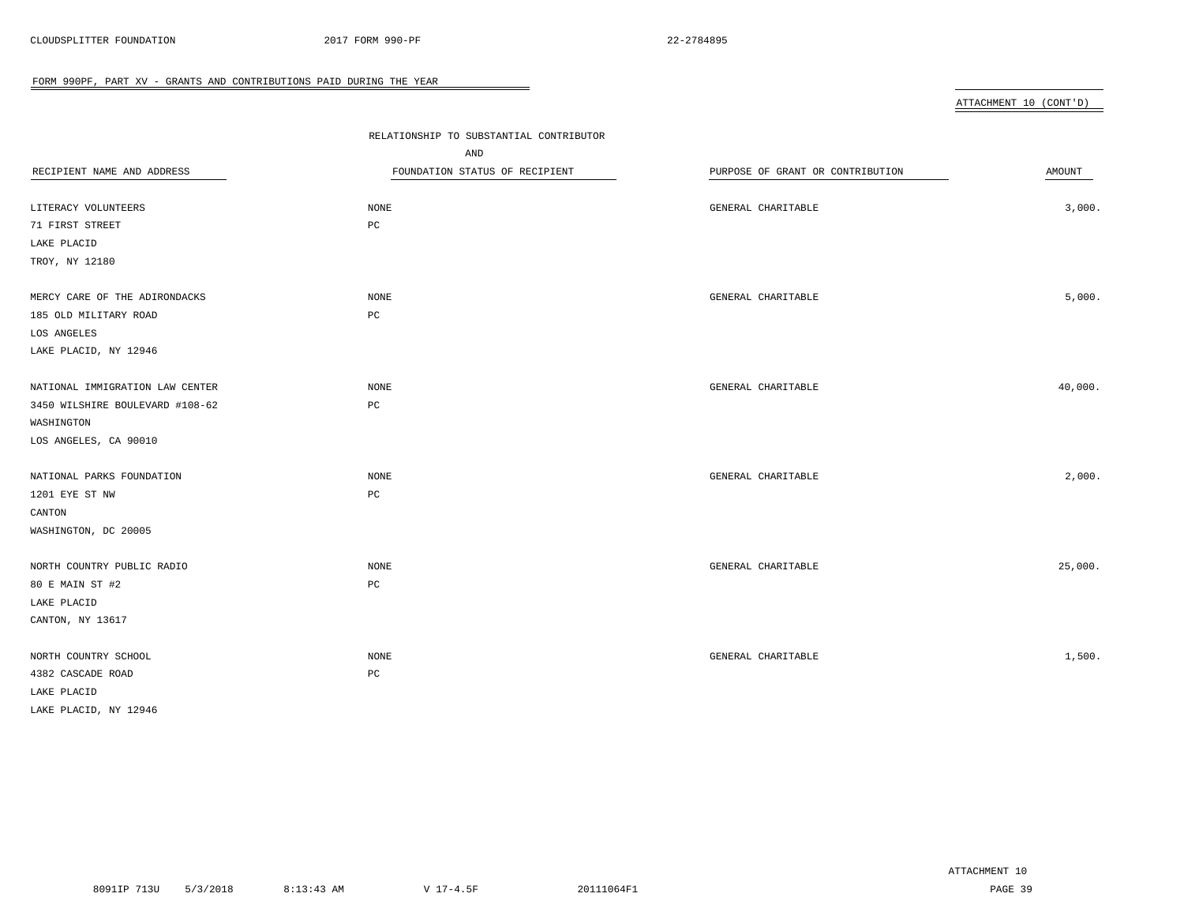FORM 990PF, PART XV - GRANTS AND CONTRIBUTIONS PAID DURING THE YEAR

ATTACHMENT 10 (CONT'D)

| RECIPIENT NAME AND ADDRESS | RELATIONSHIP TO SUBSTANTIAL CONTRIBUTOR AND FOUNDATION STATUS OF RECIPIENT | PURPOSE OF GRANT OR CONTRIBUTION | AMOUNT |
|---|---|---|---|
| LITERACY VOLUNTEERS<br>71 FIRST STREET<br>LAKE PLACID<br>TROY, NY 12180 | NONE<br>PC | GENERAL CHARITABLE | 3,000. |
| MERCY CARE OF THE ADIRONDACKS<br>185 OLD MILITARY ROAD<br>LOS ANGELES<br>LAKE PLACID, NY 12946 | NONE<br>PC | GENERAL CHARITABLE | 5,000. |
| NATIONAL IMMIGRATION LAW CENTER<br>3450 WILSHIRE BOULEVARD #108-62<br>WASHINGTON<br>LOS ANGELES, CA 90010 | NONE<br>PC | GENERAL CHARITABLE | 40,000. |
| NATIONAL PARKS FOUNDATION<br>1201 EYE ST NW<br>CANTON<br>WASHINGTON, DC 20005 | NONE<br>PC | GENERAL CHARITABLE | 2,000. |
| NORTH COUNTRY PUBLIC RADIO<br>80 E MAIN ST #2<br>LAKE PLACID<br>CANTON, NY 13617 | NONE<br>PC | GENERAL CHARITABLE | 25,000. |
| NORTH COUNTRY SCHOOL<br>4382 CASCADE ROAD<br>LAKE PLACID<br>LAKE PLACID, NY 12946 | NONE<br>PC | GENERAL CHARITABLE | 1,500. |

ATTACHMENT 10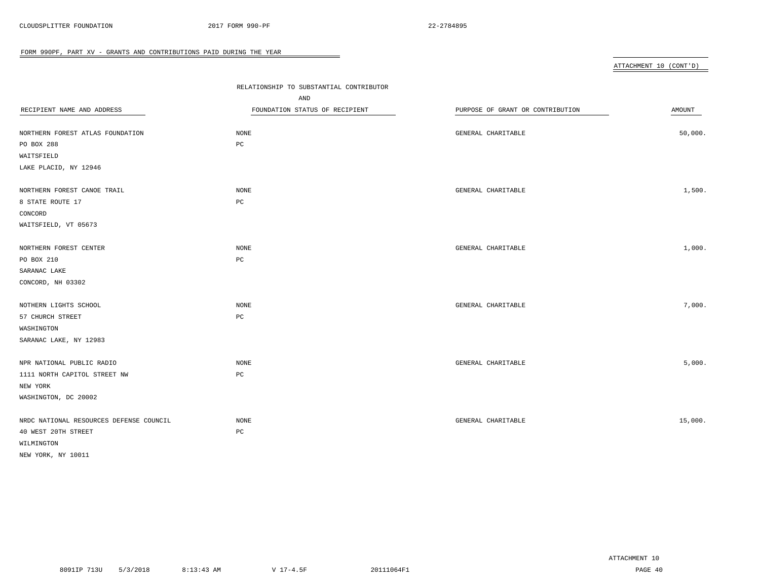FORM 990PF, PART XV - GRANTS AND CONTRIBUTIONS PAID DURING THE YEAR

ATTACHMENT 10 (CONT'D)

| RECIPIENT NAME AND ADDRESS | RELATIONSHIP TO SUBSTANTIAL CONTRIBUTOR AND FOUNDATION STATUS OF RECIPIENT | PURPOSE OF GRANT OR CONTRIBUTION | AMOUNT |
|---|---|---|---|
| NORTHERN FOREST ATLAS FOUNDATION<br>PO BOX 288<br>WAITSFIELD<br>LAKE PLACID, NY 12946 | NONE<br>PC | GENERAL CHARITABLE | 50,000. |
| NORTHERN FOREST CANOE TRAIL<br>8 STATE ROUTE 17<br>CONCORD<br>WAITSFIELD, VT 05673 | NONE<br>PC | GENERAL CHARITABLE | 1,500. |
| NORTHERN FOREST CENTER<br>PO BOX 210<br>SARANAC LAKE<br>CONCORD, NH 03302 | NONE<br>PC | GENERAL CHARITABLE | 1,000. |
| NOTHERN LIGHTS SCHOOL<br>57 CHURCH STREET<br>WASHINGTON<br>SARANAC LAKE, NY 12983 | NONE<br>PC | GENERAL CHARITABLE | 7,000. |
| NPR NATIONAL PUBLIC RADIO<br>1111 NORTH CAPITOL STREET NW<br>NEW YORK<br>WASHINGTON, DC 20002 | NONE<br>PC | GENERAL CHARITABLE | 5,000. |
| NRDC NATIONAL RESOURCES DEFENSE COUNCIL<br>40 WEST 20TH STREET<br>WILMINGTON<br>NEW YORK, NY 10011 | NONE<br>PC | GENERAL CHARITABLE | 15,000. |

ATTACHMENT 10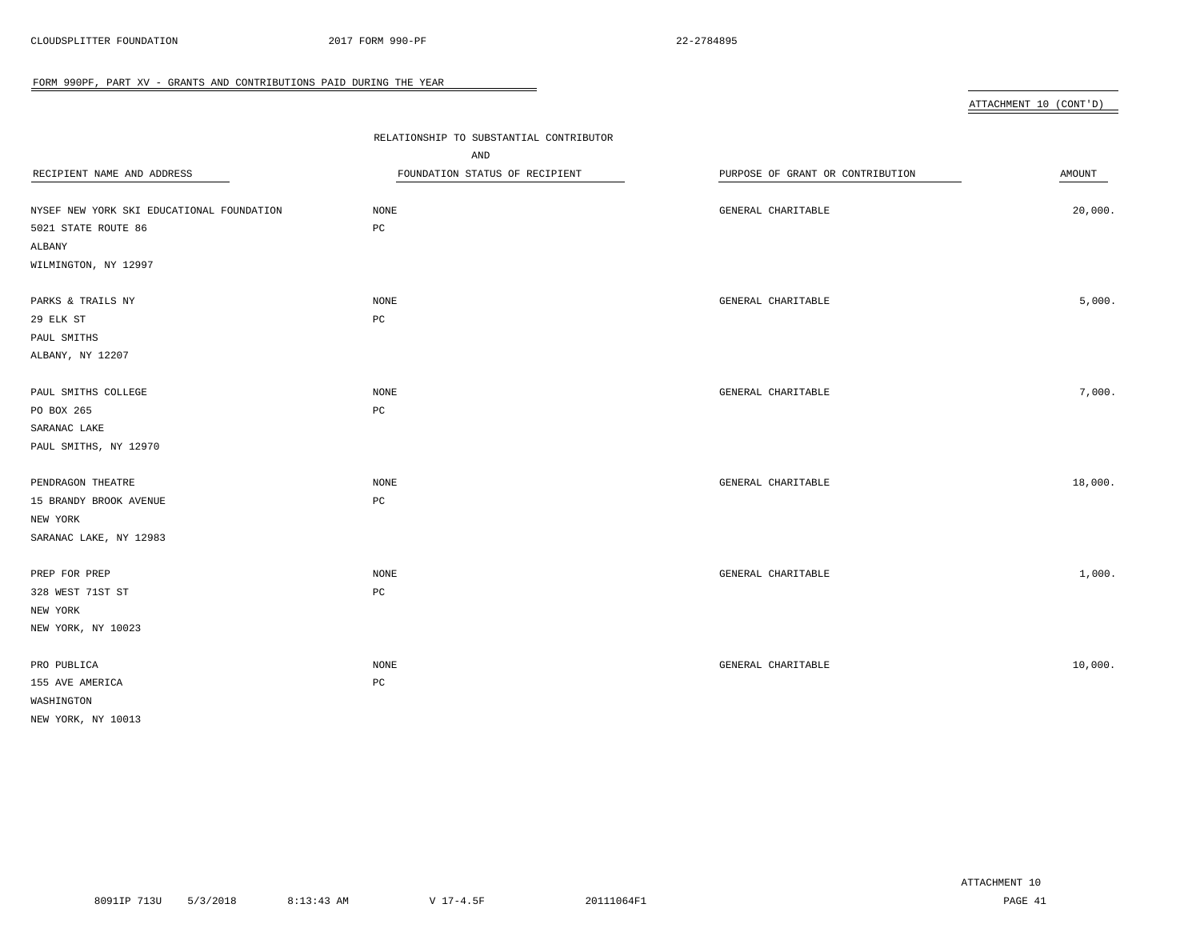FORM 990PF, PART XV - GRANTS AND CONTRIBUTIONS PAID DURING THE YEAR

ATTACHMENT 10 (CONT'D)

| RECIPIENT NAME AND ADDRESS | RELATIONSHIP TO SUBSTANTIAL CONTRIBUTOR AND FOUNDATION STATUS OF RECIPIENT | PURPOSE OF GRANT OR CONTRIBUTION | AMOUNT |
|---|---|---|---|
| NYSEF NEW YORK SKI EDUCATIONAL FOUNDATION<br>5021 STATE ROUTE 86<br>ALBANY<br>WILMINGTON, NY 12997 | NONE<br>PC | GENERAL CHARITABLE | 20,000. |
| PARKS & TRAILS NY<br>29 ELK ST<br>PAUL SMITHS<br>ALBANY, NY 12207 | NONE<br>PC | GENERAL CHARITABLE | 5,000. |
| PAUL SMITHS COLLEGE<br>PO BOX 265<br>SARANAC LAKE<br>PAUL SMITHS, NY 12970 | NONE<br>PC | GENERAL CHARITABLE | 7,000. |
| PENDRAGON THEATRE<br>15 BRANDY BROOK AVENUE<br>NEW YORK<br>SARANAC LAKE, NY 12983 | NONE<br>PC | GENERAL CHARITABLE | 18,000. |
| PREP FOR PREP<br>328 WEST 71ST ST<br>NEW YORK<br>NEW YORK, NY 10023 | NONE<br>PC | GENERAL CHARITABLE | 1,000. |
| PRO PUBLICA<br>155 AVE AMERICA<br>WASHINGTON<br>NEW YORK, NY 10013 | NONE<br>PC | GENERAL CHARITABLE | 10,000. |

ATTACHMENT 10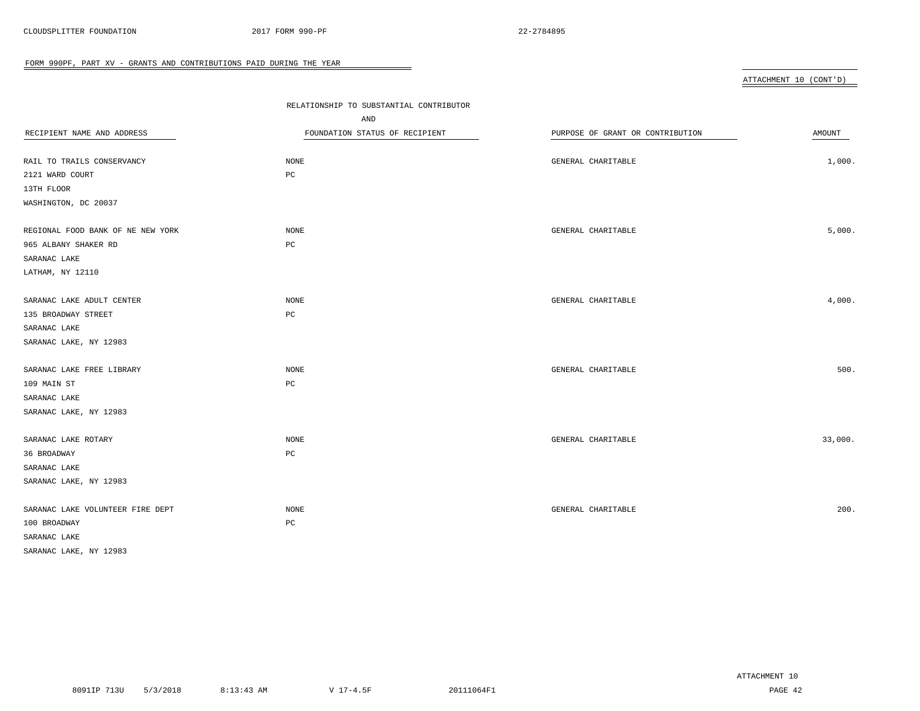## FORM 990PF, PART XV - GRANTS AND CONTRIBUTIONS PAID DURING THE YEAR

ATTACHMENT 10 (CONT'D)

| RECIPIENT NAME AND ADDRESS | RELATIONSHIP TO SUBSTANTIAL CONTRIBUTOR AND FOUNDATION STATUS OF RECIPIENT | PURPOSE OF GRANT OR CONTRIBUTION | AMOUNT |
|---|---|---|---|
| RAIL TO TRAILS CONSERVANCY<br>2121 WARD COURT<br>13TH FLOOR<br>WASHINGTON, DC 20037 | NONE<br>PC | GENERAL CHARITABLE | 1,000. |
| REGIONAL FOOD BANK OF NE NEW YORK<br>965 ALBANY SHAKER RD<br>SARANAC LAKE<br>LATHAM, NY 12110 | NONE<br>PC | GENERAL CHARITABLE | 5,000. |
| SARANAC LAKE ADULT CENTER<br>135 BROADWAY STREET<br>SARANAC LAKE<br>SARANAC LAKE, NY 12983 | NONE<br>PC | GENERAL CHARITABLE | 4,000. |
| SARANAC LAKE FREE LIBRARY<br>109 MAIN ST<br>SARANAC LAKE<br>SARANAC LAKE, NY 12983 | NONE<br>PC | GENERAL CHARITABLE | 500. |
| SARANAC LAKE ROTARY<br>36 BROADWAY<br>SARANAC LAKE<br>SARANAC LAKE, NY 12983 | NONE<br>PC | GENERAL CHARITABLE | 33,000. |
| SARANAC LAKE VOLUNTEER FIRE DEPT<br>100 BROADWAY<br>SARANAC LAKE<br>SARANAC LAKE, NY 12983 | NONE<br>PC | GENERAL CHARITABLE | 200. |

ATTACHMENT 10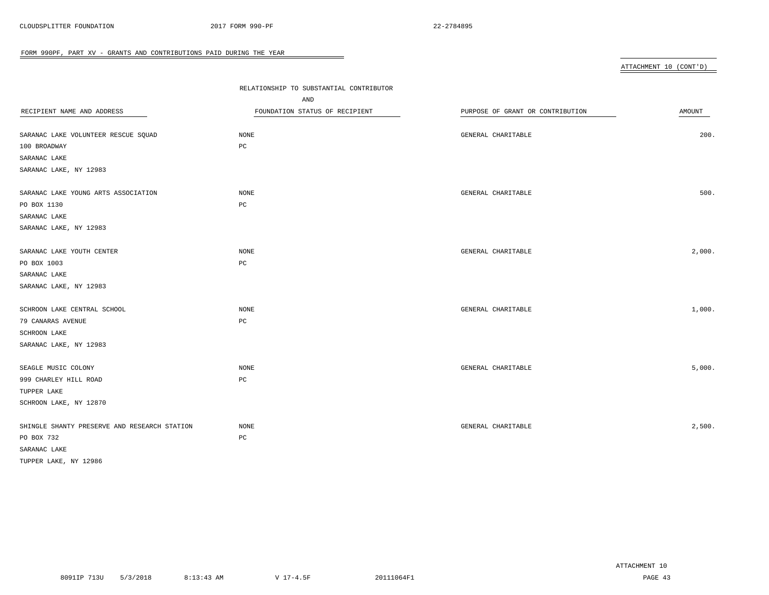## FORM 990PF, PART XV - GRANTS AND CONTRIBUTIONS PAID DURING THE YEAR

ATTACHMENT 10 (CONT'D)

| RECIPIENT NAME AND ADDRESS | RELATIONSHIP TO SUBSTANTIAL CONTRIBUTOR AND FOUNDATION STATUS OF RECIPIENT | PURPOSE OF GRANT OR CONTRIBUTION | AMOUNT |
|---|---|---|---|
| SARANAC LAKE VOLUNTEER RESCUE SQUAD<br>100 BROADWAY<br>SARANAC LAKE<br>SARANAC LAKE, NY 12983 | NONE<br>PC | GENERAL CHARITABLE | 200. |
| SARANAC LAKE YOUNG ARTS ASSOCIATION<br>PO BOX 1130<br>SARANAC LAKE<br>SARANAC LAKE, NY 12983 | NONE<br>PC | GENERAL CHARITABLE | 500. |
| SARANAC LAKE YOUTH CENTER<br>PO BOX 1003<br>SARANAC LAKE<br>SARANAC LAKE, NY 12983 | NONE<br>PC | GENERAL CHARITABLE | 2,000. |
| SCHROON LAKE CENTRAL SCHOOL<br>79 CANARAS AVENUE<br>SCHROON LAKE<br>SARANAC LAKE, NY 12983 | NONE<br>PC | GENERAL CHARITABLE | 1,000. |
| SEAGLE MUSIC COLONY<br>999 CHARLEY HILL ROAD<br>TUPPER LAKE<br>SCHROON LAKE, NY 12870 | NONE<br>PC | GENERAL CHARITABLE | 5,000. |
| SHINGLE SHANTY PRESERVE AND RESEARCH STATION<br>PO BOX 732<br>SARANAC LAKE<br>TUPPER LAKE, NY 12986 | NONE<br>PC | GENERAL CHARITABLE | 2,500. |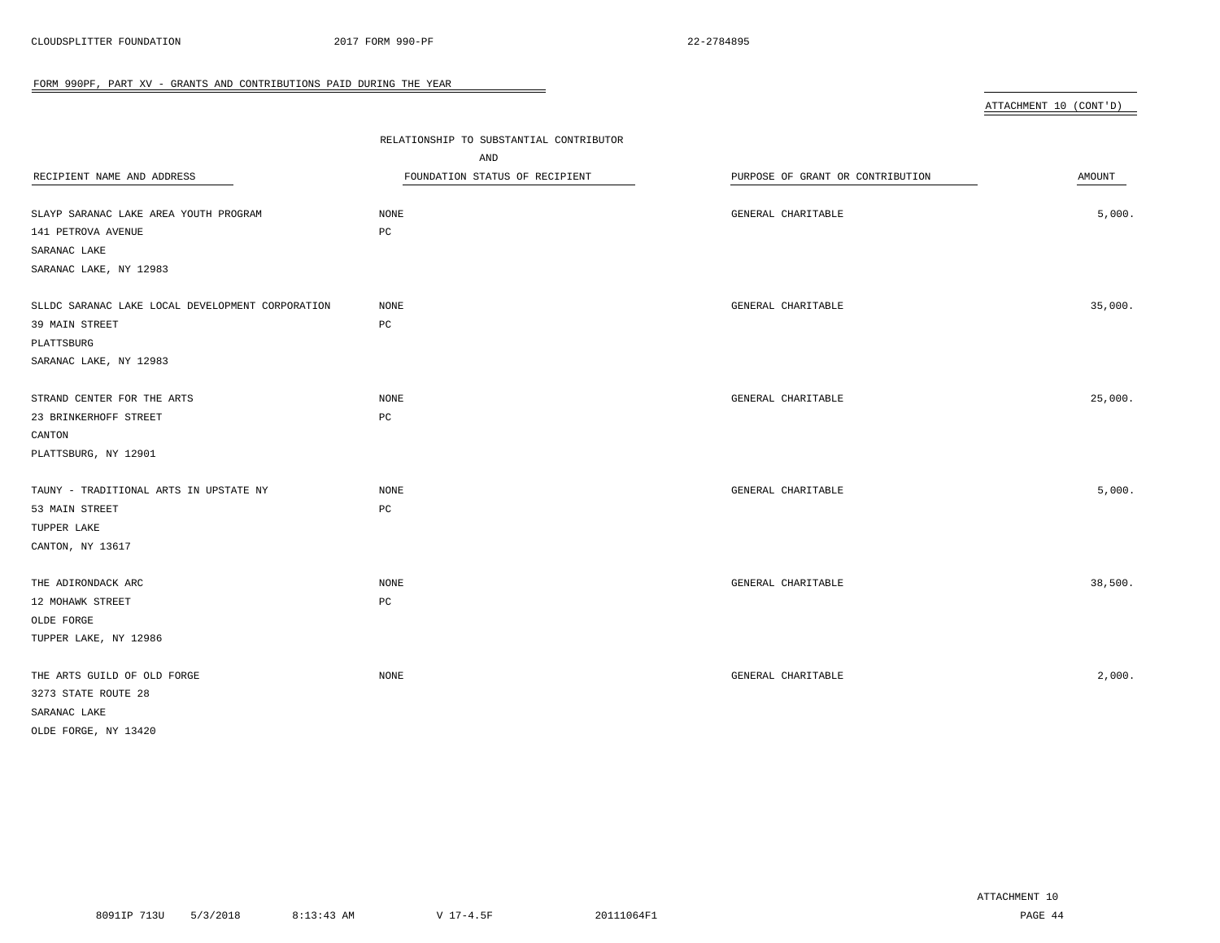## FORM 990PF, PART XV - GRANTS AND CONTRIBUTIONS PAID DURING THE YEAR

ATTACHMENT 10 (CONT'D)

| RECIPIENT NAME AND ADDRESS | RELATIONSHIP TO SUBSTANTIAL CONTRIBUTOR AND FOUNDATION STATUS OF RECIPIENT | PURPOSE OF GRANT OR CONTRIBUTION | AMOUNT |
|---|---|---|---|
| SLAYP SARANAC LAKE AREA YOUTH PROGRAM<br>141 PETROVA AVENUE<br>SARANAC LAKE<br>SARANAC LAKE, NY 12983 | NONE<br>PC | GENERAL CHARITABLE | 5,000. |
| SLLDC SARANAC LAKE LOCAL DEVELOPMENT CORPORATION<br>39 MAIN STREET<br>PLATTSBURG<br>SARANAC LAKE, NY 12983 | NONE<br>PC | GENERAL CHARITABLE | 35,000. |
| STRAND CENTER FOR THE ARTS<br>23 BRINKERHOFF STREET<br>CANTON<br>PLATTSBURG, NY 12901 | NONE<br>PC | GENERAL CHARITABLE | 25,000. |
| TAUNY - TRADITIONAL ARTS IN UPSTATE NY<br>53 MAIN STREET<br>TUPPER LAKE<br>CANTON, NY 13617 | NONE<br>PC | GENERAL CHARITABLE | 5,000. |
| THE ADIRONDACK ARC<br>12 MOHAWK STREET<br>OLDE FORGE<br>TUPPER LAKE, NY 12986 | NONE<br>PC | GENERAL CHARITABLE | 38,500. |
| THE ARTS GUILD OF OLD FORGE<br>3273 STATE ROUTE 28<br>SARANAC LAKE<br>OLDE FORGE, NY 13420 | NONE | GENERAL CHARITABLE | 2,000. |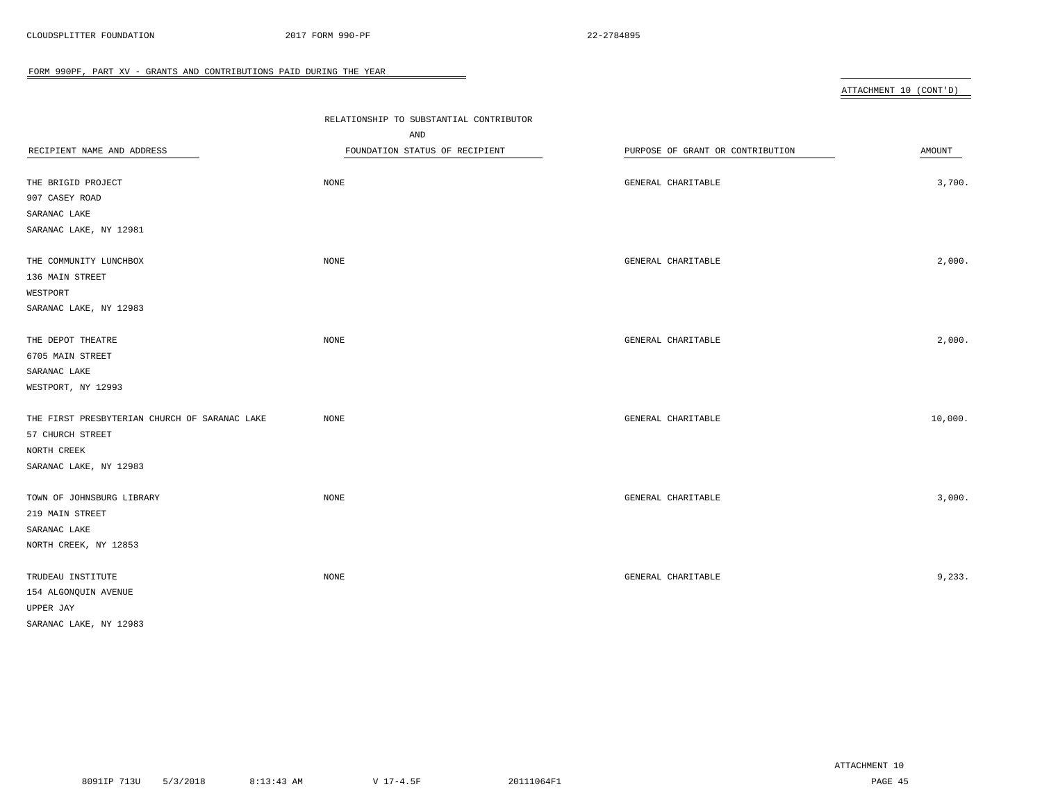FORM 990PF, PART XV - GRANTS AND CONTRIBUTIONS PAID DURING THE YEAR

ATTACHMENT 10 (CONT'D)

| RECIPIENT NAME AND ADDRESS | RELATIONSHIP TO SUBSTANTIAL CONTRIBUTOR AND FOUNDATION STATUS OF RECIPIENT | PURPOSE OF GRANT OR CONTRIBUTION | AMOUNT |
|---|---|---|---|
| THE BRIGID PROJECT<br>907 CASEY ROAD<br>SARANAC LAKE<br>SARANAC LAKE, NY 12981 | NONE | GENERAL CHARITABLE | 3,700. |
| THE COMMUNITY LUNCHBOX<br>136 MAIN STREET<br>WESTPORT<br>SARANAC LAKE, NY 12983 | NONE | GENERAL CHARITABLE | 2,000. |
| THE DEPOT THEATRE<br>6705 MAIN STREET<br>SARANAC LAKE<br>WESTPORT, NY 12993 | NONE | GENERAL CHARITABLE | 2,000. |
| THE FIRST PRESBYTERIAN CHURCH OF SARANAC LAKE<br>57 CHURCH STREET<br>NORTH CREEK<br>SARANAC LAKE, NY 12983 | NONE | GENERAL CHARITABLE | 10,000. |
| TOWN OF JOHNSBURG LIBRARY<br>219 MAIN STREET<br>SARANAC LAKE<br>NORTH CREEK, NY 12853 | NONE | GENERAL CHARITABLE | 3,000. |
| TRUDEAU INSTITUTE<br>154 ALGONQUIN AVENUE<br>UPPER JAY<br>SARANAC LAKE, NY 12983 | NONE | GENERAL CHARITABLE | 9,233. |

ATTACHMENT 10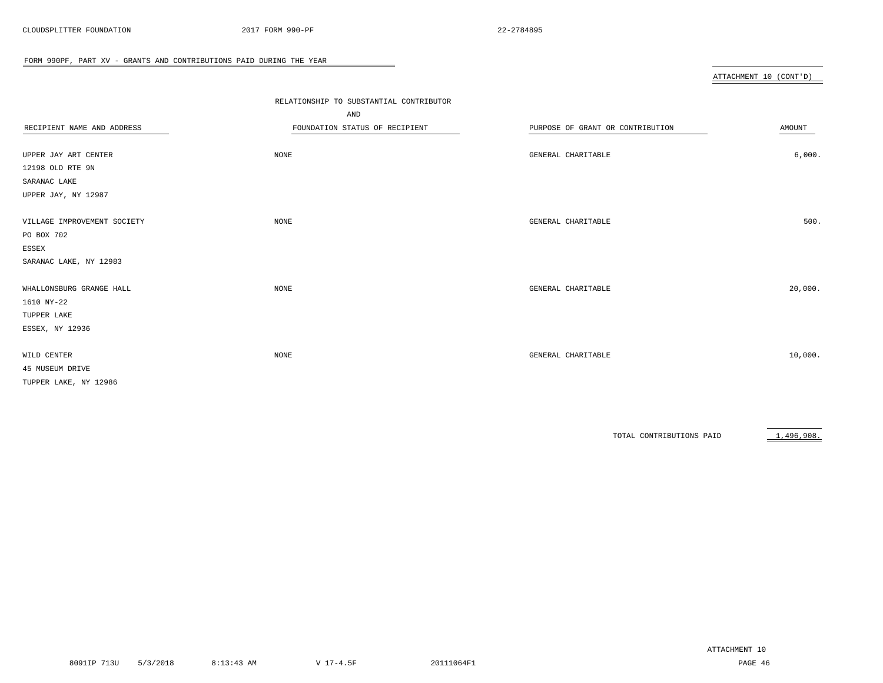FORM 990PF, PART XV - GRANTS AND CONTRIBUTIONS PAID DURING THE YEAR

ATTACHMENT 10 (CONT'D)

| RECIPIENT NAME AND ADDRESS | RELATIONSHIP TO SUBSTANTIAL CONTRIBUTOR AND FOUNDATION STATUS OF RECIPIENT | PURPOSE OF GRANT OR CONTRIBUTION | AMOUNT |
|---|---|---|---|
| UPPER JAY ART CENTER<br>12198 OLD RTE 9N<br>SARANAC LAKE<br>UPPER JAY, NY 12987 | NONE | GENERAL CHARITABLE | 6,000. |
| VILLAGE IMPROVEMENT SOCIETY<br>PO BOX 702<br>ESSEX<br>SARANAC LAKE, NY 12983 | NONE | GENERAL CHARITABLE | 500. |
| WHALLONSBURG GRANGE HALL<br>1610 NY-22<br>TUPPER LAKE<br>ESSEX, NY 12936 | NONE | GENERAL CHARITABLE | 20,000. |
| WILD CENTER<br>45 MUSEUM DRIVE<br>TUPPER LAKE, NY 12986 | NONE | GENERAL CHARITABLE | 10,000. |
| | | TOTAL CONTRIBUTIONS PAID | 1,496,908. |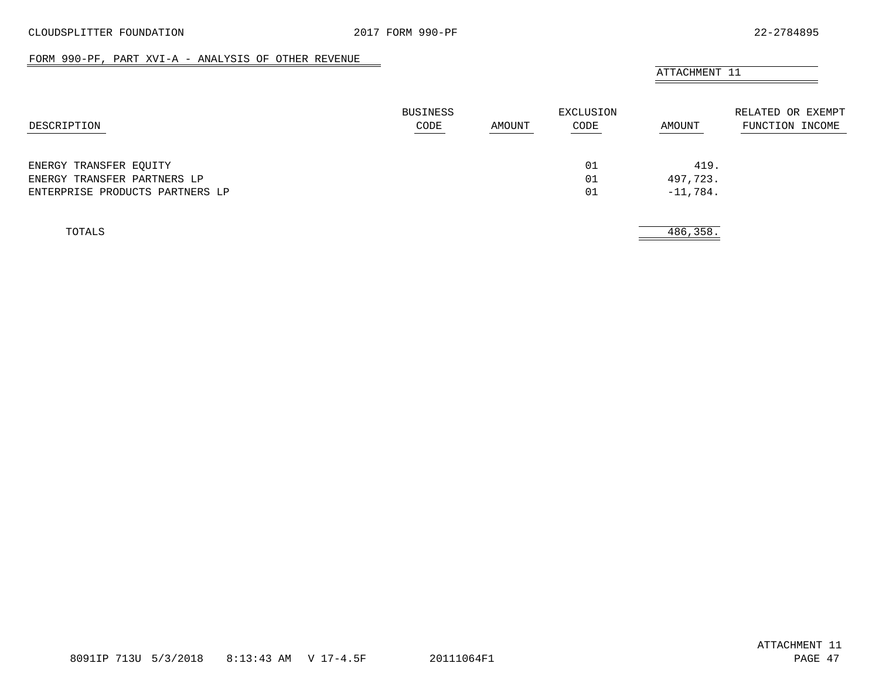## FORM 990-PF, PART XVI-A - ANALYSIS OF OTHER REVENUE

ATTACHMENT 11

| DESCRIPTION | BUSINESS CODE | AMOUNT | EXCLUSION CODE | AMOUNT | RELATED OR EXEMPT FUNCTION INCOME |
|---|---|---|---|---|---|
| ENERGY TRANSFER EQUITY | | | 01 | 419. | |
| ENERGY TRANSFER PARTNERS LP | | | 01 | 497,723. | |
| ENTERPRISE PRODUCTS PARTNERS LP | | | 01 | -11,784. | |
| TOTALS | | | | 486,358. | |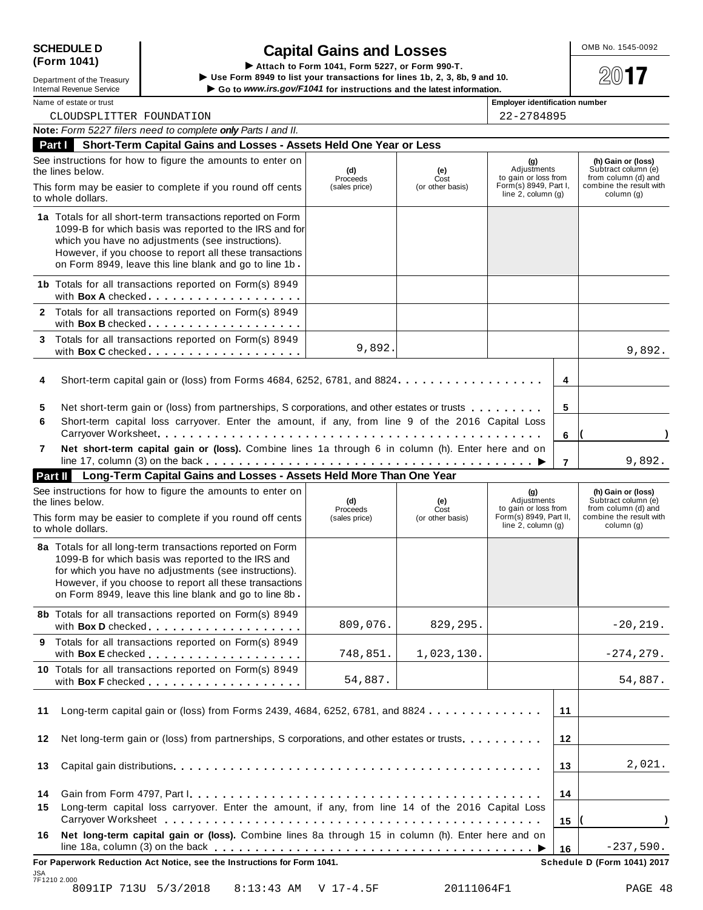# SCHEDULE D (Form 1041)

Department of the Treasury
Internal Revenue Service

## Capital Gains and Losses

▶ Attach to Form 1041, Form 5227, or Form 990-T.
▶ Use Form 8949 to list your transactions for lines 1b, 2, 3, 8b, 9 and 10.
▶ Go to *www.irs.gov/F1041* for instructions and the latest information.

OMB No. 1545-0092

**2017**

Name of estate or trust: CLOUDSPLITTER FOUNDATION

Employer identification number: 22-2784895

**Note:** *Form 5227 filers need to complete* ***only*** *Parts I and II.*

### Part I Short-Term Capital Gains and Losses - Assets Held One Year or Less

| See instructions for how to figure the amounts to enter on the lines below. This form may be easier to complete if you round off cents to whole dollars. | (d) Proceeds (sales price) | (e) Cost (or other basis) | (g) Adjustments to gain or loss from Form(s) 8949, Part I, line 2, column (g) | (h) Gain or (loss) Subtract column (e) from column (d) and combine the result with column (g) |
|---|---|---|---|---|
| **1a** Totals for all short-term transactions reported on Form 1099-B for which basis was reported to the IRS and for which you have no adjustments (see instructions). However, if you choose to report all these transactions on Form 8949, leave this line blank and go to line 1b | | | | |
| **1b** Totals for all transactions reported on Form(s) 8949 with **Box A** checked | | | | |
| **2** Totals for all transactions reported on Form(s) 8949 with **Box B** checked | | | | |
| **3** Totals for all transactions reported on Form(s) 8949 with **Box C** checked | 9,892. | | | 9,892. |

| | | Line | Amount |
|---|---|---|---|
| **4** | Short-term capital gain or (loss) from Forms 4684, 6252, 6781, and 8824 | 4 | |
| **5** | Net short-term gain or (loss) from partnerships, S corporations, and other estates or trusts | 5 | |
| **6** | Short-term capital loss carryover. Enter the amount, if any, from line 9 of the 2016 Capital Loss Carryover Worksheet | 6 | ( ) |
| **7** | **Net short-term capital gain or (loss).** Combine lines 1a through 6 in column (h). Enter here and on line 17, column (3) on the back ▶ | 7 | 9,892. |

### Part II Long-Term Capital Gains and Losses - Assets Held More Than One Year

| See instructions for how to figure the amounts to enter on the lines below. This form may be easier to complete if you round off cents to whole dollars. | (d) Proceeds (sales price) | (e) Cost (or other basis) | (g) Adjustments to gain or loss from Form(s) 8949, Part II, line 2, column (g) | (h) Gain or (loss) Subtract column (e) from column (d) and combine the result with column (g) |
|---|---|---|---|---|
| **8a** Totals for all long-term transactions reported on Form 1099-B for which basis was reported to the IRS and for which you have no adjustments (see instructions). However, if you choose to report all these transactions on Form 8949, leave this line blank and go to line 8b | | | | |
| **8b** Totals for all transactions reported on Form(s) 8949 with **Box D** checked | 809,076. | 829,295. | | -20,219. |
| **9** Totals for all transactions reported on Form(s) 8949 with **Box E** checked | 748,851. | 1,023,130. | | -274,279. |
| **10** Totals for all transactions reported on Form(s) 8949 with **Box F** checked | 54,887. | | | 54,887. |

| | | Line | Amount |
|---|---|---|---|
| **11** | Long-term capital gain or (loss) from Forms 2439, 4684, 6252, 6781, and 8824 | 11 | |
| **12** | Net long-term gain or (loss) from partnerships, S corporations, and other estates or trusts | 12 | |
| **13** | Capital gain distributions | 13 | 2,021. |
| **14** | Gain from Form 4797, Part I | 14 | |
| **15** | Long-term capital loss carryover. Enter the amount, if any, from line 14 of the 2016 Capital Loss Carryover Worksheet | 15 | ( ) |
| **16** | **Net long-term capital gain or (loss).** Combine lines 8a through 15 in column (h). Enter here and on line 18a, column (3) on the back ▶ | 16 | -237,590. |

**For Paperwork Reduction Act Notice, see the Instructions for Form 1041.** **Schedule D (Form 1041) 2017**

JSA
7F1210 2.000
8091IP 713U 5/3/2018 8:13:43 AM V 17-4.5F 20111064F1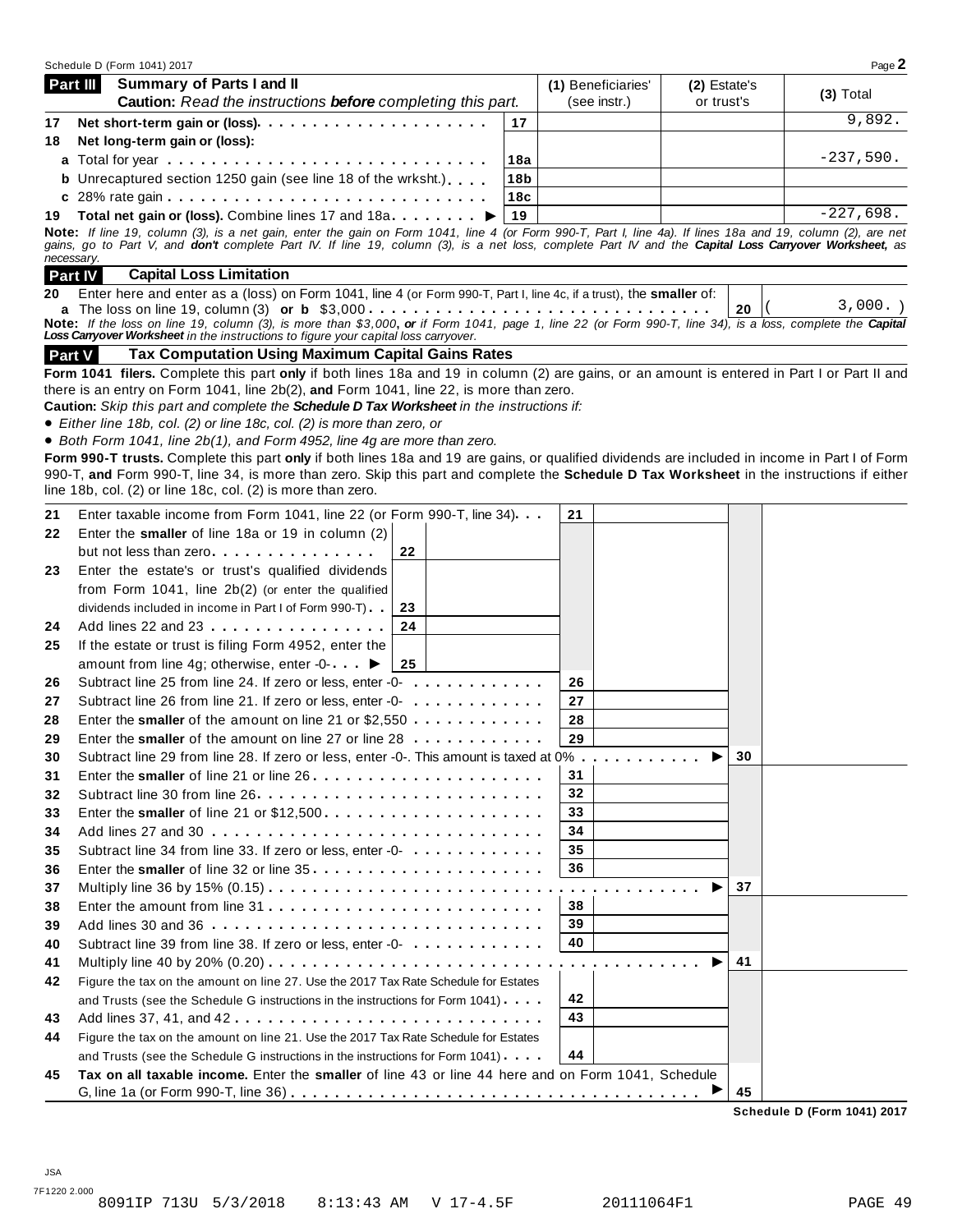Schedule D (Form 1041) 2017

## Part III Summary of Parts I and II

**Caution:** *Read the instructions **before** completing this part.*

| | | | (1) Beneficiaries' (see instr.) | (2) Estate's or trust's | (3) Total |
|---|---|---|---|---|---|
| 17 | **Net short-term gain or (loss).** | 17 | | | 9,892. |
| 18 | **Net long-term gain or (loss):** | | | | |
| | **a** Total for year | 18a | | | -237,590. |
| | **b** Unrecaptured section 1250 gain (see line 18 of the wrksht.) | 18b | | | |
| | **c** 28% rate gain | 18c | | | |
| 19 | **Total net gain or (loss).** Combine lines 17 and 18a ▶ | 19 | | | -227,698. |

**Note:** *If line 19, column (3), is a net gain, enter the gain on Form 1041, line 4 (or Form 990-T, Part I, line 4a). If lines 18a and 19, column (2), are net gains, go to Part V, and **don't** complete Part IV. If line 19, column (3), is a net loss, complete Part IV and the **Capital Loss Carryover Worksheet,** as necessary.*

## Part IV Capital Loss Limitation

| | | | |
|---|---|---|---|
| 20 | Enter here and enter as a (loss) on Form 1041, line 4 (or Form 990-T, Part I, line 4c, if a trust), the **smaller** of: **a** The loss on line 19, column (3) **or b** $3,000 | 20 | ( 3,000. ) |

**Note:** *If the loss on line 19, column (3), is more than $3,000, **or** if Form 1041, page 1, line 22 (or Form 990-T, line 34), is a loss, complete the **Capital Loss Carryover Worksheet** in the instructions to figure your capital loss carryover.*

## Part V Tax Computation Using Maximum Capital Gains Rates

**Form 1041 filers.** Complete this part **only** if both lines 18a and 19 in column (2) are gains, or an amount is entered in Part I or Part II and there is an entry on Form 1041, line 2b(2), **and** Form 1041, line 22, is more than zero.

**Caution:** *Skip this part and complete the **Schedule D Tax Worksheet** in the instructions if:*

- *Either line 18b, col. (2) or line 18c, col. (2) is more than zero, or*
- *Both Form 1041, line 2b(1), and Form 4952, line 4g are more than zero.*

**Form 990-T trusts.** Complete this part **only** if both lines 18a and 19 are gains, or qualified dividends are included in income in Part I of Form 990-T, **and** Form 990-T, line 34, is more than zero. Skip this part and complete the **Schedule D Tax Worksheet** in the instructions if either line 18b, col. (2) or line 18c, col. (2) is more than zero.

| | | | | | |
|---|---|---|---|---|---|
| 21 | Enter taxable income from Form 1041, line 22 (or Form 990-T, line 34) | 21 | | | |
| 22 | Enter the **smaller** of line 18a or 19 in column (2) but not less than zero | 22 | | | |
| 23 | Enter the estate's or trust's qualified dividends from Form 1041, line 2b(2) (or enter the qualified dividends included in income in Part I of Form 990-T) | 23 | | | |
| 24 | Add lines 22 and 23 | 24 | | | |
| 25 | If the estate or trust is filing Form 4952, enter the amount from line 4g; otherwise, enter -0- ▶ | 25 | | | |
| 26 | Subtract line 25 from line 24. If zero or less, enter -0- | 26 | | | |
| 27 | Subtract line 26 from line 21. If zero or less, enter -0- | 27 | | | |
| 28 | Enter the **smaller** of the amount on line 21 or $2,550 | 28 | | | |
| 29 | Enter the **smaller** of the amount on line 27 or line 28 | 29 | | | |
| 30 | Subtract line 29 from line 28. If zero or less, enter -0-. This amount is taxed at 0% ▶ | | | 30 | |
| 31 | Enter the **smaller** of line 21 or line 26 | 31 | | | |
| 32 | Subtract line 30 from line 26 | 32 | | | |
| 33 | Enter the **smaller** of line 21 or $12,500 | 33 | | | |
| 34 | Add lines 27 and 30 | 34 | | | |
| 35 | Subtract line 34 from line 33. If zero or less, enter -0- | 35 | | | |
| 36 | Enter the **smaller** of line 32 or line 35 | 36 | | | |
| 37 | Multiply line 36 by 15% (0.15) ▶ | | | 37 | |
| 38 | Enter the amount from line 31 | 38 | | | |
| 39 | Add lines 30 and 36 | 39 | | | |
| 40 | Subtract line 39 from line 38. If zero or less, enter -0- | 40 | | | |
| 41 | Multiply line 40 by 20% (0.20) ▶ | | | 41 | |
| 42 | Figure the tax on the amount on line 27. Use the 2017 Tax Rate Schedule for Estates and Trusts (see the Schedule G instructions in the instructions for Form 1041) | 42 | | | |
| 43 | Add lines 37, 41, and 42 | 43 | | | |
| 44 | Figure the tax on the amount on line 21. Use the 2017 Tax Rate Schedule for Estates and Trusts (see the Schedule G instructions in the instructions for Form 1041) | 44 | | | |
| 45 | **Tax on all taxable income.** Enter the **smaller** of line 43 or line 44 here and on Form 1041, Schedule G, line 1a (or Form 990-T, line 36) ▶ | | | 45 | |

**Schedule D (Form 1041) 2017**

JSA
7F1220 2.000
8091IP 713U 5/3/2018 8:13:43 AM V 17-4.5F 20111064F1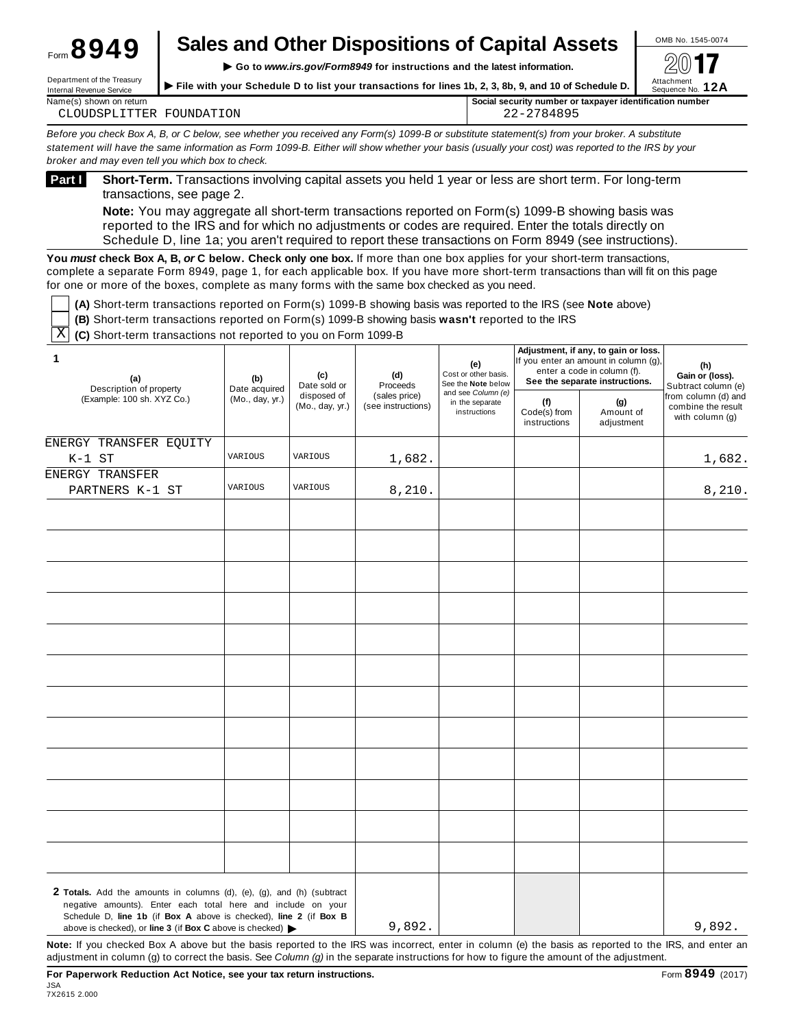Form **8949**

# Sales and Other Dispositions of Capital Assets

Department of the Treasury
Internal Revenue Service

▶ Go to *www.irs.gov/Form8949* for instructions and the latest information.

▶ File with your Schedule D to list your transactions for lines 1b, 2, 3, 8b, 9, and 10 of Schedule D.

OMB No. 1545-0074

**2017**

Attachment Sequence No. **12A**

Name(s) shown on return: CLOUDSPLITTER FOUNDATION

Social security number or taxpayer identification number: 22-2784895

*Before you check Box A, B, or C below, see whether you received any Form(s) 1099-B or substitute statement(s) from your broker. A substitute statement will have the same information as Form 1099-B. Either will show whether your basis (usually your cost) was reported to the IRS by your broker and may even tell you which box to check.*

**Part I** **Short-Term.** Transactions involving capital assets you held 1 year or less are short term. For long-term transactions, see page 2.

**Note:** You may aggregate all short-term transactions reported on Form(s) 1099-B showing basis was reported to the IRS and for which no adjustments or codes are required. Enter the totals directly on Schedule D, line 1a; you aren't required to report these transactions on Form 8949 (see instructions).

**You *must* check Box A, B, *or* C below. Check only one box.** If more than one box applies for your short-term transactions, complete a separate Form 8949, page 1, for each applicable box. If you have more short-term transactions than will fit on this page for one or more of the boxes, complete as many forms with the same box checked as you need.

☐ **(A)** Short-term transactions reported on Form(s) 1099-B showing basis was reported to the IRS (see **Note** above)

☐ **(B)** Short-term transactions reported on Form(s) 1099-B showing basis **wasn't** reported to the IRS

☒ **(C)** Short-term transactions not reported to you on Form 1099-B

| **1** (a) Description of property (Example: 100 sh. XYZ Co.) | (b) Date acquired (Mo., day, yr.) | (c) Date sold or disposed of (Mo., day, yr.) | (d) Proceeds (sales price) (see instructions) | (e) Cost or other basis. See the **Note** below and see *Column (e)* in the separate instructions | Adjustment, if any, to gain or loss. If you enter an amount in column (g), enter a code in column (f). **See the separate instructions.** (f) Code(s) from instructions | (g) Amount of adjustment | (h) Gain or (loss). Subtract column (e) from column (d) and combine the result with column (g) |
|---|---|---|---|---|---|---|---|
| ENERGY TRANSFER EQUITY K-1 ST | VARIOUS | VARIOUS | 1,682. | | | | 1,682. |
| ENERGY TRANSFER PARTNERS K-1 ST | VARIOUS | VARIOUS | 8,210. | | | | 8,210. |
| | | | | | | | |
| | | | | | | | |
| | | | | | | | |
| | | | | | | | |
| | | | | | | | |
| | | | | | | | |
| | | | | | | | |
| | | | | | | | |
| | | | | | | | |
| | | | | | | | |
| | | | | | | | |
| | | | | | | | |
| **2 Totals.** Add the amounts in columns (d), (e), (g), and (h) (subtract negative amounts). Enter each total here and include on your Schedule D, **line 1b** (if **Box A** above is checked), **line 2** (if **Box B** above is checked), or **line 3** (if **Box C** above is checked) ▶ | | | 9,892. | | | | 9,892. |

**Note:** If you checked Box A above but the basis reported to the IRS was incorrect, enter in column (e) the basis as reported to the IRS, and enter an adjustment in column (g) to correct the basis. See *Column (g)* in the separate instructions for how to figure the amount of the adjustment.

**For Paperwork Reduction Act Notice, see your tax return instructions.**

Form **8949** (2017)

JSA
7X2615 2.000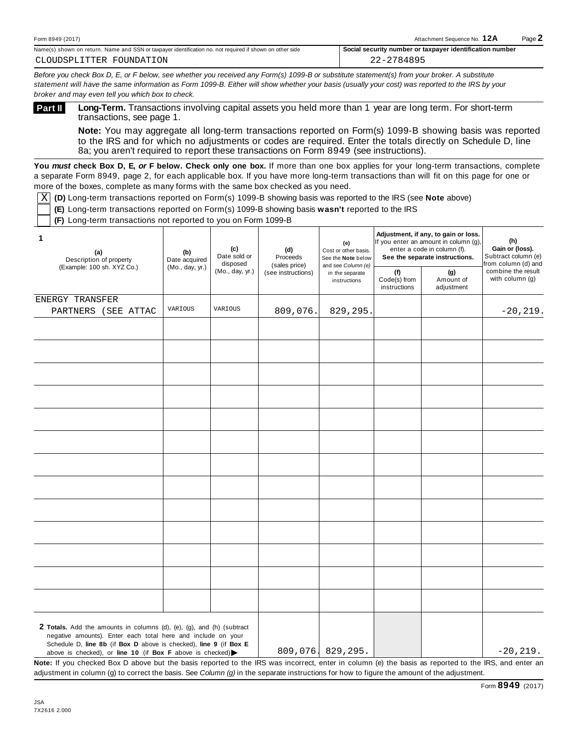Form 8949 (2017) Attachment Sequence No. **12A** Page **2**

Name(s) shown on return. Name and SSN or taxpayer identification no. not required if shown on other side: CLOUDSPLITTER FOUNDATION

**Social security number or taxpayer identification number:** 22-2784895

*Before you check Box D, E, or F below, see whether you received any Form(s) 1099-B or substitute statement(s) from your broker. A substitute statement will have the same information as Form 1099-B. Either will show whether your basis (usually your cost) was reported to the IRS by your broker and may even tell you which box to check.*

## Part II **Long-Term.** Transactions involving capital assets you held more than 1 year are long term. For short-term transactions, see page 1.

**Note:** You may aggregate all long-term transactions reported on Form(s) 1099-B showing basis was reported to the IRS and for which no adjustments or codes are required. Enter the totals directly on Schedule D, line 8a; you aren't required to report these transactions on Form 8949 (see instructions).

**You *must* check Box D, E, *or* F below. Check only one box.** If more than one box applies for your long-term transactions, complete a separate Form 8949, page 2, for each applicable box. If you have more long-term transactions than will fit on this page for one or more of the boxes, complete as many forms with the same box checked as you need.

- [X] **(D)** Long-term transactions reported on Form(s) 1099-B showing basis was reported to the IRS (see **Note** above)
- [ ] **(E)** Long-term transactions reported on Form(s) 1099-B showing basis **wasn't** reported to the IRS
- [ ] **(F)** Long-term transactions not reported to you on Form 1099-B

| 1 (a) Description of property (Example: 100 sh. XYZ Co.) | (b) Date acquired (Mo., day, yr.) | (c) Date sold or disposed (Mo., day, yr.) | (d) Proceeds (sales price) (see instructions) | (e) Cost or other basis. See the **Note** below and see *Column (e)* in the separate instructions | Adjustment, if any, to gain or loss. If you enter an amount in column (g), enter a code in column (f). See the separate instructions. (f) Code(s) from instructions | (g) Amount of adjustment | (h) Gain or (loss). Subtract column (e) from column (d) and combine the result with column (g) |
|---|---|---|---|---|---|---|---|
| ENERGY TRANSFER PARTNERS (SEE ATTAC | VARIOUS | VARIOUS | 809,076. | 829,295. | | | -20,219. |
| | | | | | | | |
| | | | | | | | |
| | | | | | | | |
| | | | | | | | |
| | | | | | | | |
| | | | | | | | |
| | | | | | | | |
| | | | | | | | |
| | | | | | | | |
| | | | | | | | |
| | | | | | | | |
| | | | | | | | |
| | | | | | | | |
| **2 Totals.** Add the amounts in columns (d), (e), (g), and (h) (subtract negative amounts). Enter each total here and include on your Schedule D, **line 8b** (if **Box D** above is checked), **line 9** (if **Box E** above is checked), or **line 10** (if **Box F** above is checked) ▶ | | | 809,076. | 829,295. | | | -20,219. |

**Note:** If you checked Box D above but the basis reported to the IRS was incorrect, enter in column (e) the basis as reported to the IRS, and enter an adjustment in column (g) to correct the basis. See *Column (g)* in the separate instructions for how to figure the amount of the adjustment.

Form **8949** (2017)

JSA
7X2616 2.000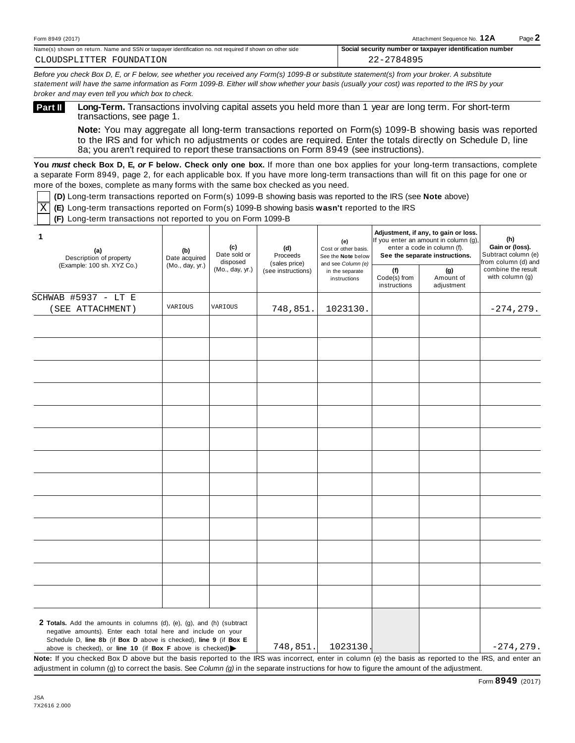Form 8949 (2017) Attachment Sequence No. **12A** Page **2**

| Name(s) shown on return. Name and SSN or taxpayer identification no. not required if shown on other side | Social security number or taxpayer identification number |
|---|---|
| CLOUDSPLITTER FOUNDATION | 22-2784895 |

*Before you check Box D, E, or F below, see whether you received any Form(s) 1099-B or substitute statement(s) from your broker. A substitute statement will have the same information as Form 1099-B. Either will show whether your basis (usually your cost) was reported to the IRS by your broker and may even tell you which box to check.*

## Part II **Long-Term.** Transactions involving capital assets you held more than 1 year are long term. For short-term transactions, see page 1.

**Note:** You may aggregate all long-term transactions reported on Form(s) 1099-B showing basis was reported to the IRS and for which no adjustments or codes are required. Enter the totals directly on Schedule D, line 8a; you aren't required to report these transactions on Form 8949 (see instructions).

**You *must* check Box D, E, *or* F below. Check only one box.** If more than one box applies for your long-term transactions, complete a separate Form 8949, page 2, for each applicable box. If you have more long-term transactions than will fit on this page for one or more of the boxes, complete as many forms with the same box checked as you need.

- [ ] **(D)** Long-term transactions reported on Form(s) 1099-B showing basis was reported to the IRS (see **Note** above)
- [X] **(E)** Long-term transactions reported on Form(s) 1099-B showing basis **wasn't** reported to the IRS
- [ ] **(F)** Long-term transactions not reported to you on Form 1099-B

| **1** (a) Description of property (Example: 100 sh. XYZ Co.) | (b) Date acquired (Mo., day, yr.) | (c) Date sold or disposed (Mo., day, yr.) | (d) Proceeds (sales price) (see instructions) | (e) Cost or other basis. See the **Note** below and see *Column (e)* in the separate instructions | Adjustment, if any, to gain or loss. If you enter an amount in column (g), enter a code in column (f). See the separate instructions. (f) Code(s) from instructions | (g) Amount of adjustment | (h) Gain or (loss). Subtract column (e) from column (d) and combine the result with column (g) |
|---|---|---|---|---|---|---|---|
| SCHWAB #5937 - LT E (SEE ATTACHMENT) | VARIOUS | VARIOUS | 748,851. | 1023130. | | | -274,279. |
| | | | | | | | |
| | | | | | | | |
| | | | | | | | |
| | | | | | | | |
| | | | | | | | |
| | | | | | | | |
| | | | | | | | |
| | | | | | | | |
| | | | | | | | |
| | | | | | | | |
| | | | | | | | |
| | | | | | | | |
| | | | | | | | |
| **2 Totals.** Add the amounts in columns (d), (e), (g), and (h) (subtract negative amounts). Enter each total here and include on your Schedule D, **line 8b** (if **Box D** above is checked), **line 9** (if **Box E** above is checked), or **line 10** (if **Box F** above is checked) ▶ | | | 748,851. | 1023130. | | | -274,279. |

**Note:** If you checked Box D above but the basis reported to the IRS was incorrect, enter in column (e) the basis as reported to the IRS, and enter an adjustment in column (g) to correct the basis. See *Column (g)* in the separate instructions for how to figure the amount of the adjustment.

Form **8949** (2017)

JSA
7X2616 2.000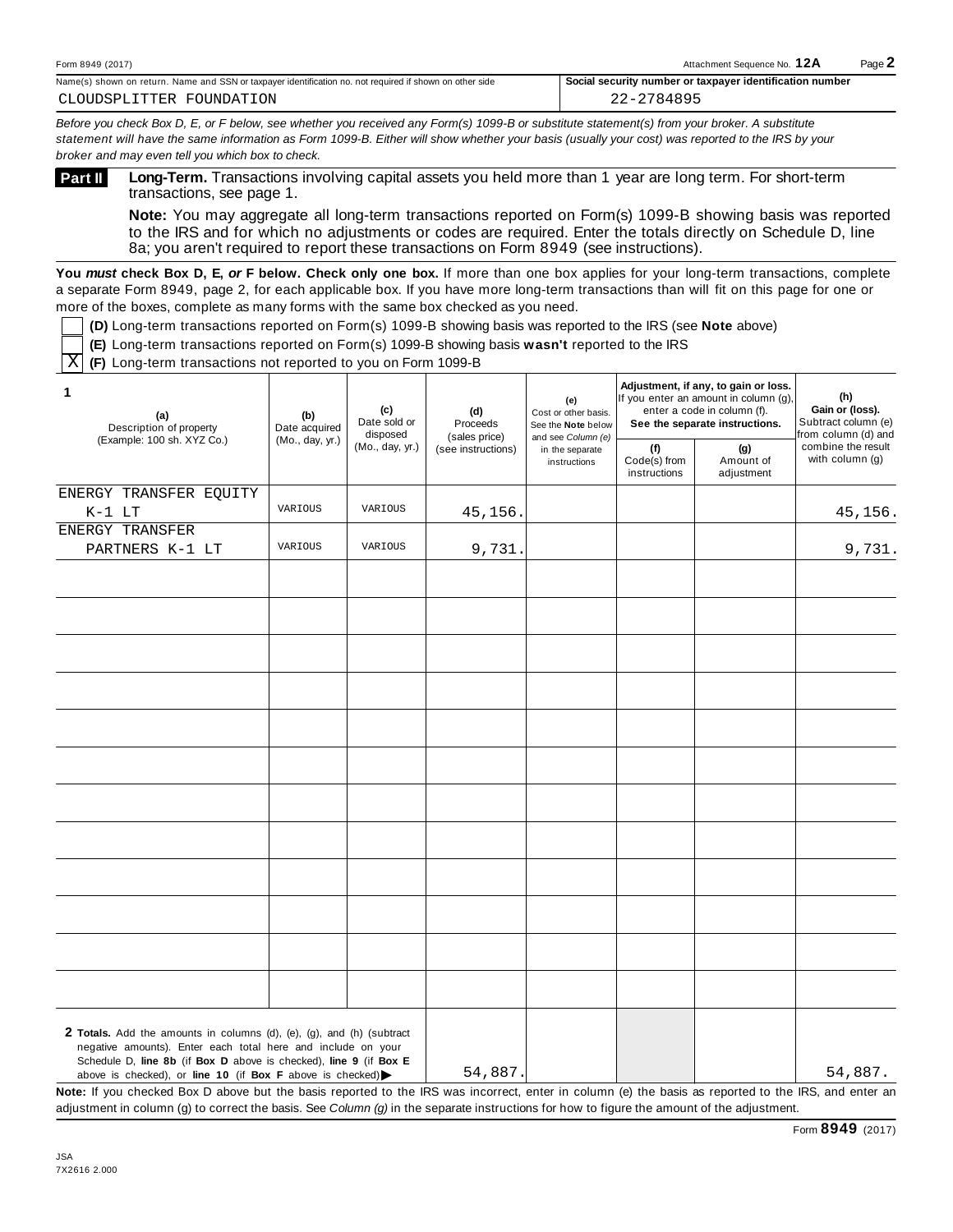Form 8949 (2017) Attachment Sequence No. **12A** Page **2**

Name(s) shown on return. Name and SSN or taxpayer identification no. not required if shown on other side: CLOUDSPLITTER FOUNDATION

Social security number or taxpayer identification number: 22-2784895

*Before you check Box D, E, or F below, see whether you received any Form(s) 1099-B or substitute statement(s) from your broker. A substitute statement will have the same information as Form 1099-B. Either will show whether your basis (usually your cost) was reported to the IRS by your broker and may even tell you which box to check.*

## Part II Long-Term.

**Long-Term.** Transactions involving capital assets you held more than 1 year are long term. For short-term transactions, see page 1.

**Note:** You may aggregate all long-term transactions reported on Form(s) 1099-B showing basis was reported to the IRS and for which no adjustments or codes are required. Enter the totals directly on Schedule D, line 8a; you aren't required to report these transactions on Form 8949 (see instructions).

**You *must* check Box D, E, *or* F below. Check only one box.** If more than one box applies for your long-term transactions, complete a separate Form 8949, page 2, for each applicable box. If you have more long-term transactions than will fit on this page for one or more of the boxes, complete as many forms with the same box checked as you need.

- [ ] **(D)** Long-term transactions reported on Form(s) 1099-B showing basis was reported to the IRS (see **Note** above)
- [ ] **(E)** Long-term transactions reported on Form(s) 1099-B showing basis **wasn't** reported to the IRS
- [X] **(F)** Long-term transactions not reported to you on Form 1099-B

| 1 (a) Description of property (Example: 100 sh. XYZ Co.) | (b) Date acquired (Mo., day, yr.) | (c) Date sold or disposed (Mo., day, yr.) | (d) Proceeds (sales price) (see instructions) | (e) Cost or other basis. See the **Note** below and see *Column (e)* in the separate instructions | Adjustment, if any, to gain or loss. If you enter an amount in column (g), enter a code in column (f). See the separate instructions. | | (h) Gain or (loss). Subtract column (e) from column (d) and combine the result with column (g) |
|---|---|---|---|---|---|---|---|
| | | | | | (f) Code(s) from instructions | (g) Amount of adjustment | |
| ENERGY TRANSFER EQUITY K-1 LT | VARIOUS | VARIOUS | 45,156. | | | | 45,156. |
| ENERGY TRANSFER PARTNERS K-1 LT | VARIOUS | VARIOUS | 9,731. | | | | 9,731. |
| | | | | | | | |
| | | | | | | | |
| | | | | | | | |
| | | | | | | | |
| | | | | | | | |
| | | | | | | | |
| | | | | | | | |
| | | | | | | | |
| | | | | | | | |
| | | | | | | | |
| | | | | | | | |
| | | | | | | | |
| **2 Totals.** Add the amounts in columns (d), (e), (g), and (h) (subtract negative amounts). Enter each total here and include on your Schedule D, **line 8b** (if **Box D** above is checked), **line 9** (if **Box E** above is checked), or **line 10** (if **Box F** above is checked) ▶ | | | 54,887. | | | | 54,887. |

**Note:** If you checked Box D above but the basis reported to the IRS was incorrect, enter in column (e) the basis as reported to the IRS, and enter an adjustment in column (g) to correct the basis. See *Column (g)* in the separate instructions for how to figure the amount of the adjustment.

Form **8949** (2017)

JSA
7X2616 2.000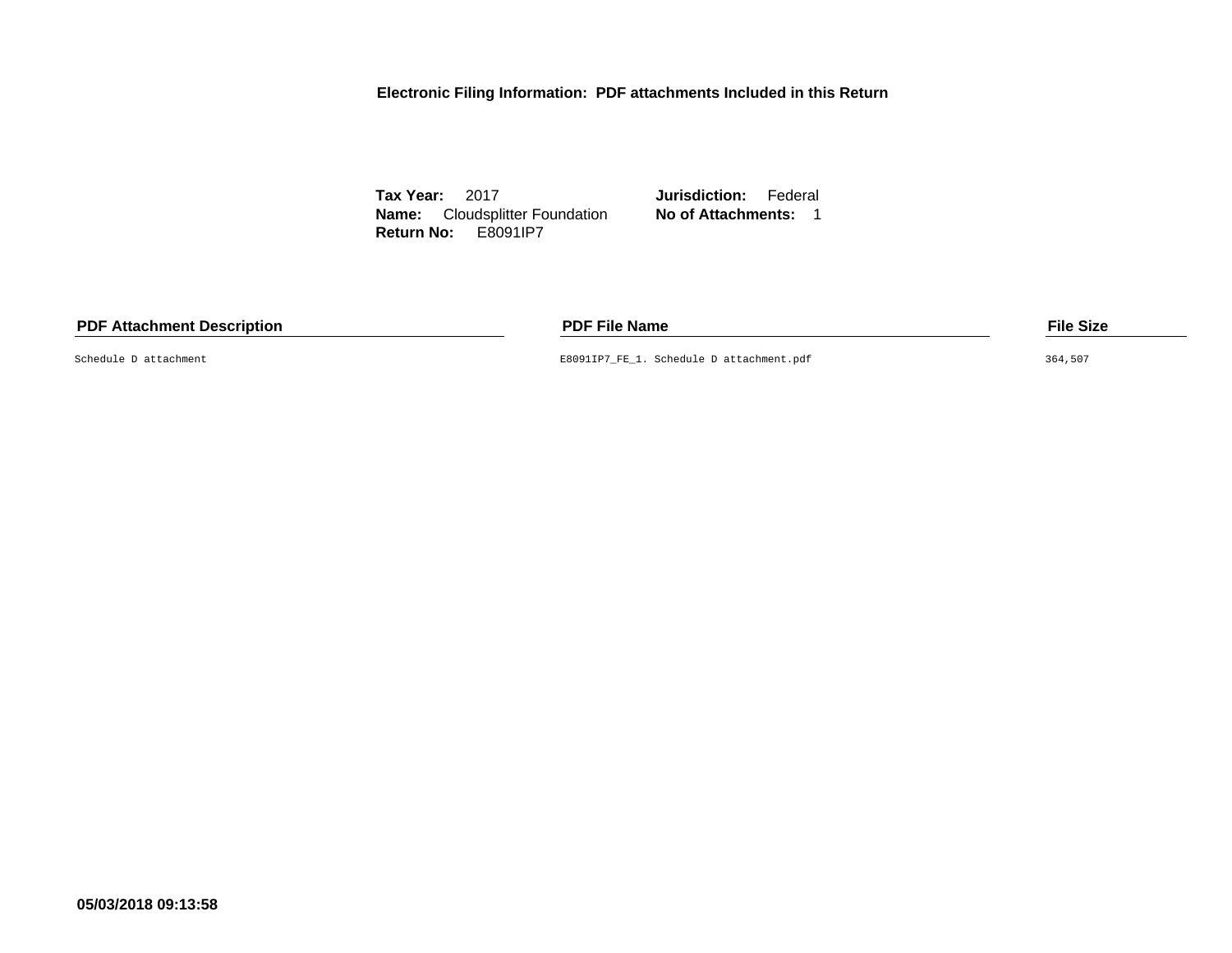## Electronic Filing Information: PDF attachments Included in this Return

**Tax Year:** 2017
**Name:** Cloudsplitter Foundation
**Return No:** E8091IP7

**Jurisdiction:** Federal
**No of Attachments:** 1

| PDF Attachment Description | PDF File Name | File Size |
|---|---|---|
| Schedule D attachment | E8091IP7_FE_1. Schedule D attachment.pdf | 364,507 |

**05/03/2018 09:13:58**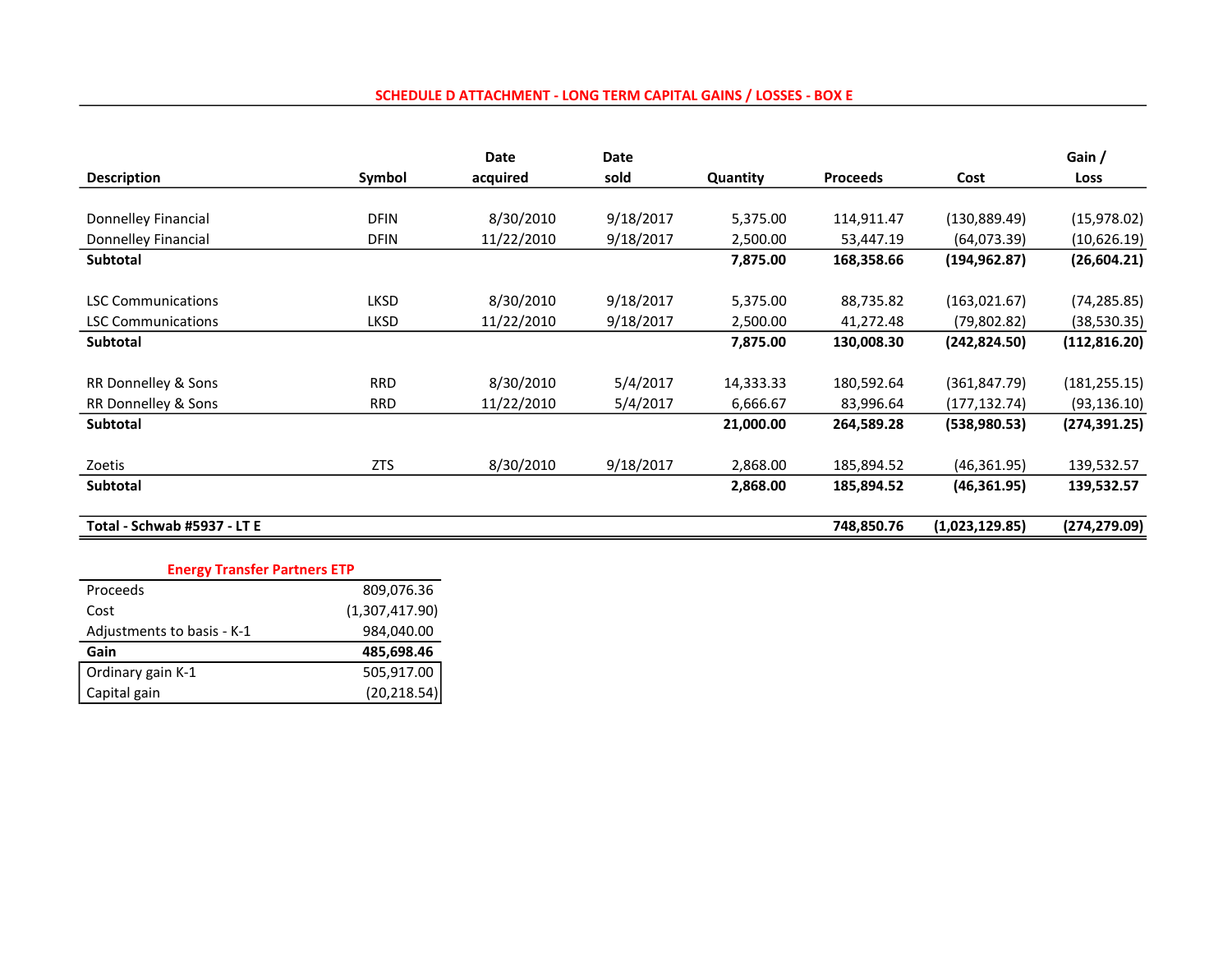## SCHEDULE D ATTACHMENT - LONG TERM CAPITAL GAINS / LOSSES - BOX E

| Description | Symbol | Date acquired | Date sold | Quantity | Proceeds | Cost | Gain / Loss |
|---|---|---|---|---|---|---|---|
| Donnelley Financial | DFIN | 8/30/2010 | 9/18/2017 | 5,375.00 | 114,911.47 | (130,889.49) | (15,978.02) |
| Donnelley Financial | DFIN | 11/22/2010 | 9/18/2017 | 2,500.00 | 53,447.19 | (64,073.39) | (10,626.19) |
| **Subtotal** | | | | **7,875.00** | **168,358.66** | **(194,962.87)** | **(26,604.21)** |
| LSC Communications | LKSD | 8/30/2010 | 9/18/2017 | 5,375.00 | 88,735.82 | (163,021.67) | (74,285.85) |
| LSC Communications | LKSD | 11/22/2010 | 9/18/2017 | 2,500.00 | 41,272.48 | (79,802.82) | (38,530.35) |
| **Subtotal** | | | | **7,875.00** | **130,008.30** | **(242,824.50)** | **(112,816.20)** |
| RR Donnelley & Sons | RRD | 8/30/2010 | 5/4/2017 | 14,333.33 | 180,592.64 | (361,847.79) | (181,255.15) |
| RR Donnelley & Sons | RRD | 11/22/2010 | 5/4/2017 | 6,666.67 | 83,996.64 | (177,132.74) | (93,136.10) |
| **Subtotal** | | | | **21,000.00** | **264,589.28** | **(538,980.53)** | **(274,391.25)** |
| Zoetis | ZTS | 8/30/2010 | 9/18/2017 | 2,868.00 | 185,894.52 | (46,361.95) | 139,532.57 |
| **Subtotal** | | | | **2,868.00** | **185,894.52** | **(46,361.95)** | **139,532.57** |
| **Total - Schwab #5937 - LT E** | | | | | **748,850.76** | **(1,023,129.85)** | **(274,279.09)** |

| Energy Transfer Partners ETP | |
|---|---|
| Proceeds | 809,076.36 |
| Cost | (1,307,417.90) |
| Adjustments to basis - K-1 | 984,040.00 |
| **Gain** | **485,698.46** |
| Ordinary gain K-1 | 505,917.00 |
| Capital gain | (20,218.54) |